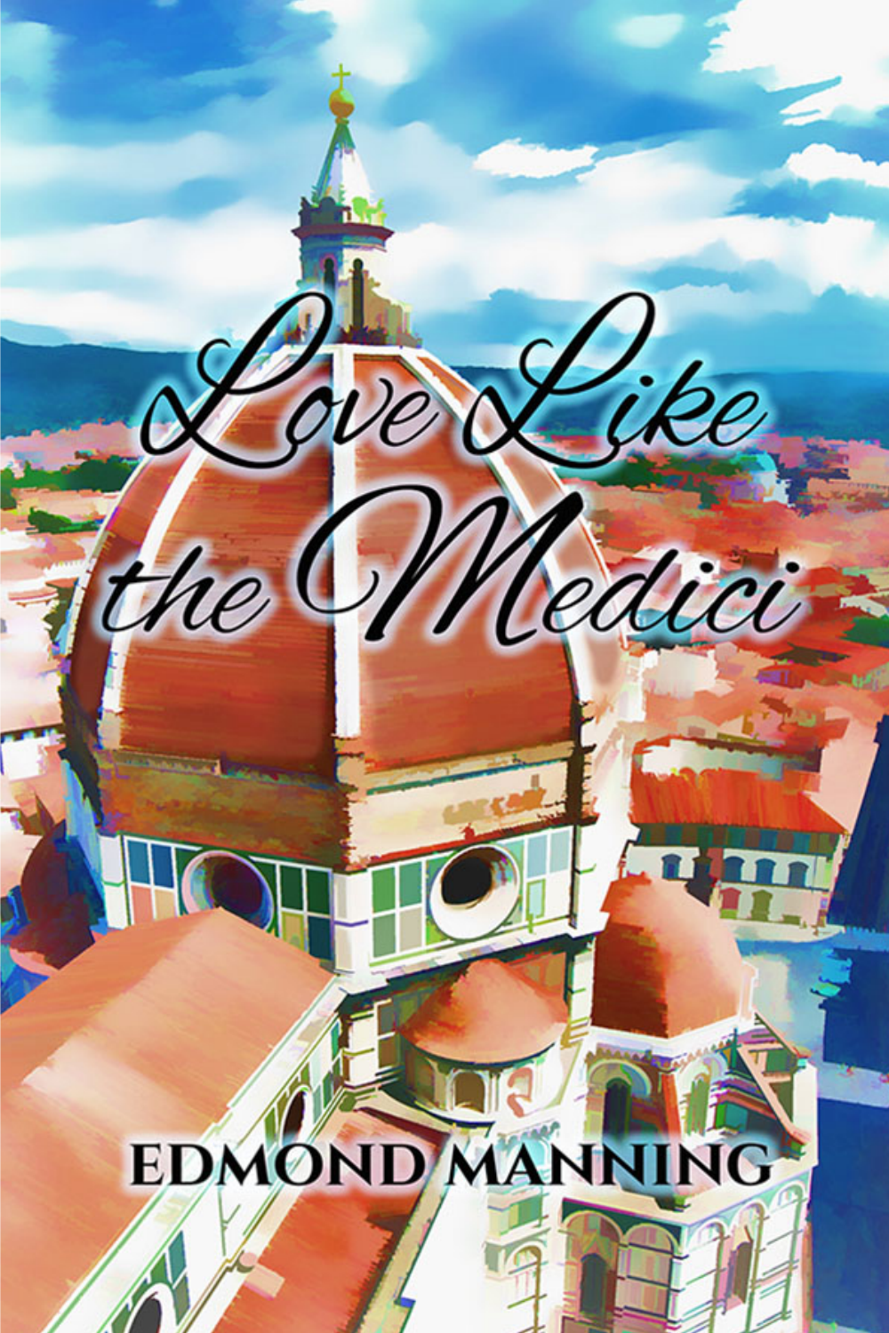# Love Like the Medici

EDMOND MANNING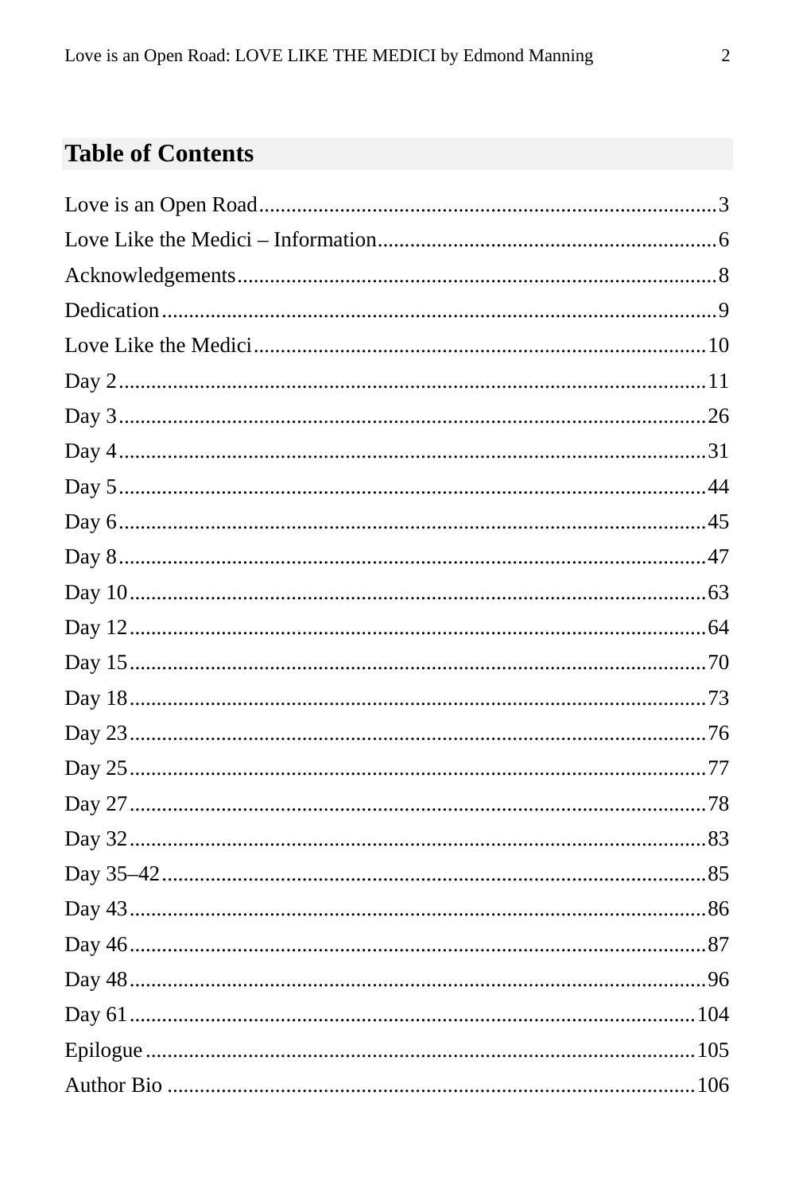## Table of Contents

Love is an Open Road....................................................................................3
Love Like the Medici – Information..............................................................6
Acknowledgements........................................................................................8
Dedication.......................................................................................................9
Love Like the Medici....................................................................................10
Day 2............................................................................................................11
Day 3............................................................................................................26
Day 4............................................................................................................31
Day 5............................................................................................................44
Day 6............................................................................................................45
Day 8............................................................................................................47
Day 10..........................................................................................................63
Day 12..........................................................................................................64
Day 15..........................................................................................................70
Day 18..........................................................................................................73
Day 23..........................................................................................................76
Day 25..........................................................................................................77
Day 27..........................................................................................................78
Day 32..........................................................................................................83
Day 35–42....................................................................................................85
Day 43..........................................................................................................86
Day 46..........................................................................................................87
Day 48..........................................................................................................96
Day 61........................................................................................................104
Epilogue......................................................................................................105
Author Bio ..................................................................................................106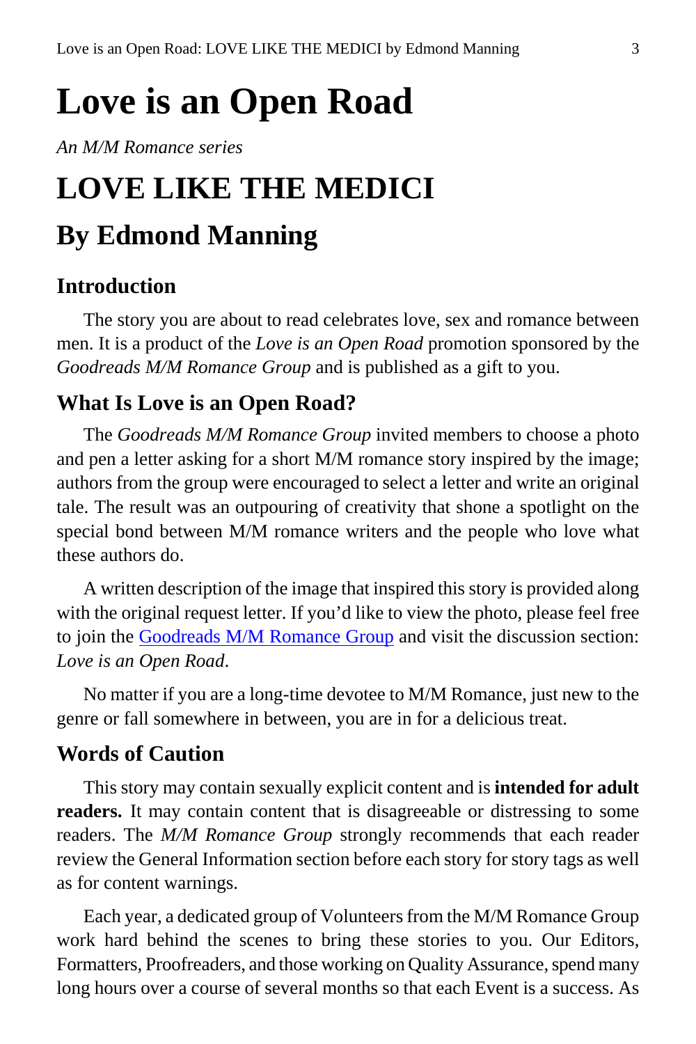# Love is an Open Road

*An M/M Romance series*

# LOVE LIKE THE MEDICI

## By Edmond Manning

### Introduction

The story you are about to read celebrates love, sex and romance between men. It is a product of the *Love is an Open Road* promotion sponsored by the *Goodreads M/M Romance Group* and is published as a gift to you.

### What Is Love is an Open Road?

The *Goodreads M/M Romance Group* invited members to choose a photo and pen a letter asking for a short M/M romance story inspired by the image; authors from the group were encouraged to select a letter and write an original tale. The result was an outpouring of creativity that shone a spotlight on the special bond between M/M romance writers and the people who love what these authors do.

A written description of the image that inspired this story is provided along with the original request letter. If you'd like to view the photo, please feel free to join the Goodreads M/M Romance Group and visit the discussion section: *Love is an Open Road*.

No matter if you are a long-time devotee to M/M Romance, just new to the genre or fall somewhere in between, you are in for a delicious treat.

### Words of Caution

This story may contain sexually explicit content and is **intended for adult readers.** It may contain content that is disagreeable or distressing to some readers. The *M/M Romance Group* strongly recommends that each reader review the General Information section before each story for story tags as well as for content warnings.

Each year, a dedicated group of Volunteers from the M/M Romance Group work hard behind the scenes to bring these stories to you. Our Editors, Formatters, Proofreaders, and those working on Quality Assurance, spend many long hours over a course of several months so that each Event is a success. As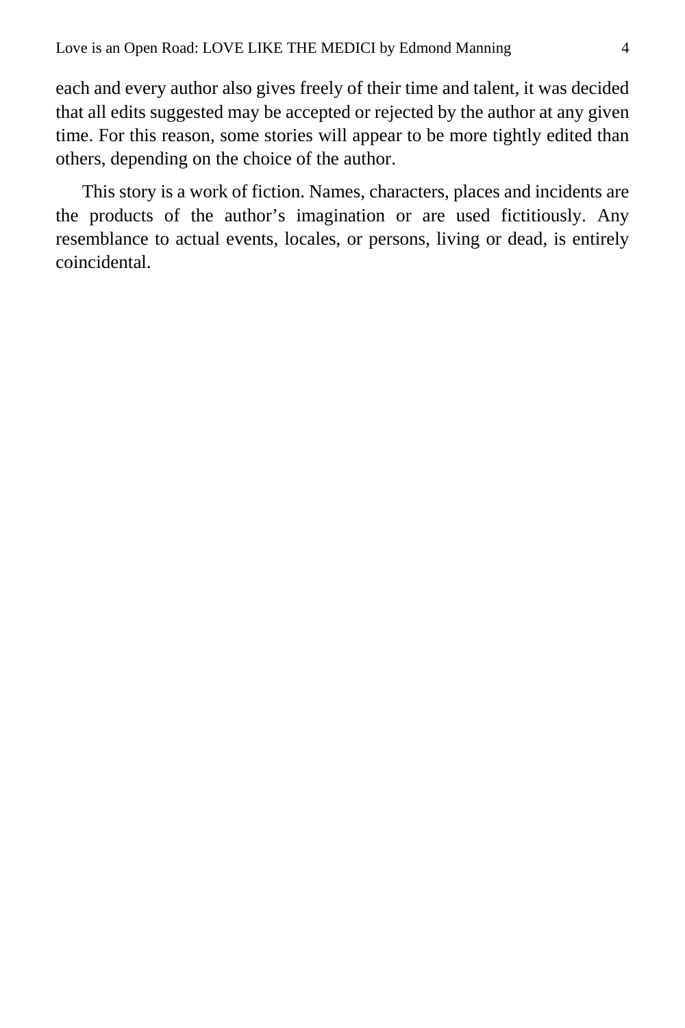each and every author also gives freely of their time and talent, it was decided that all edits suggested may be accepted or rejected by the author at any given time. For this reason, some stories will appear to be more tightly edited than others, depending on the choice of the author.

This story is a work of fiction. Names, characters, places and incidents are the products of the author's imagination or are used fictitiously. Any resemblance to actual events, locales, or persons, living or dead, is entirely coincidental.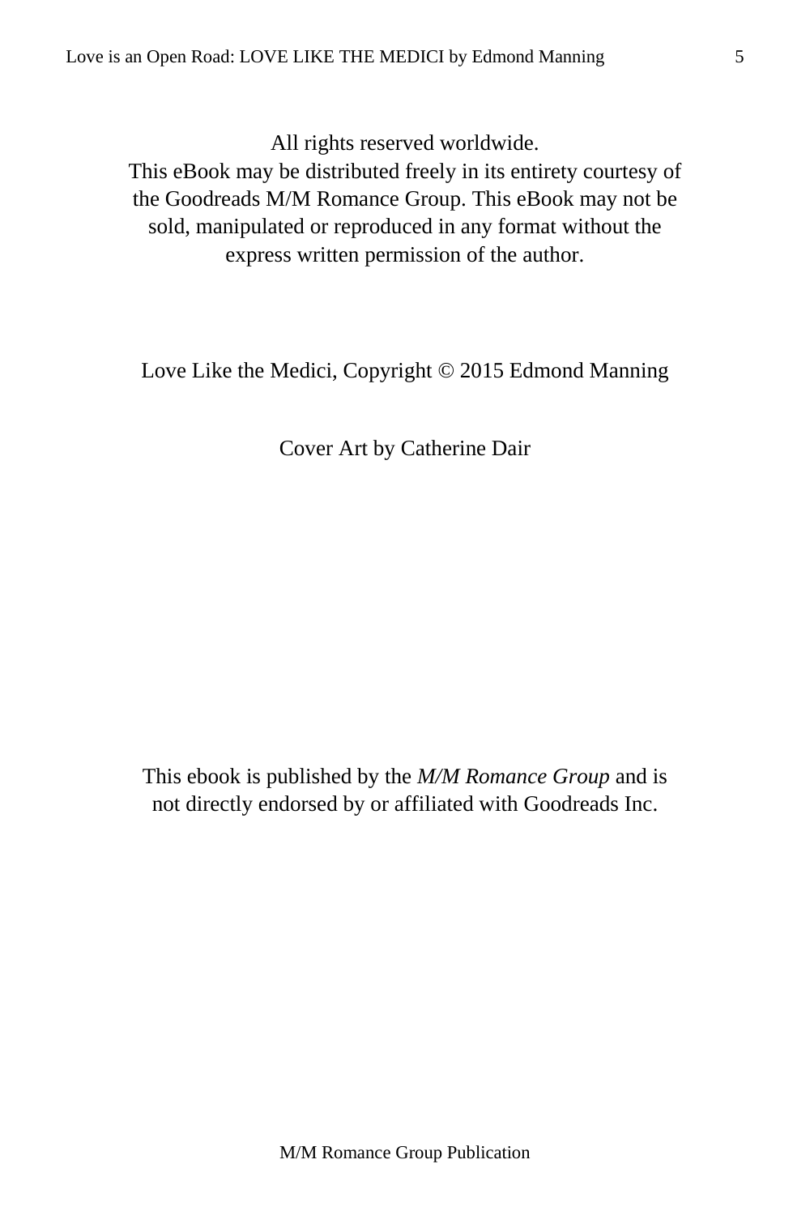All rights reserved worldwide.
This eBook may be distributed freely in its entirety courtesy of the Goodreads M/M Romance Group. This eBook may not be sold, manipulated or reproduced in any format without the express written permission of the author.

Love Like the Medici, Copyright © 2015 Edmond Manning

Cover Art by Catherine Dair

This ebook is published by the *M/M Romance Group* and is not directly endorsed by or affiliated with Goodreads Inc.

M/M Romance Group Publication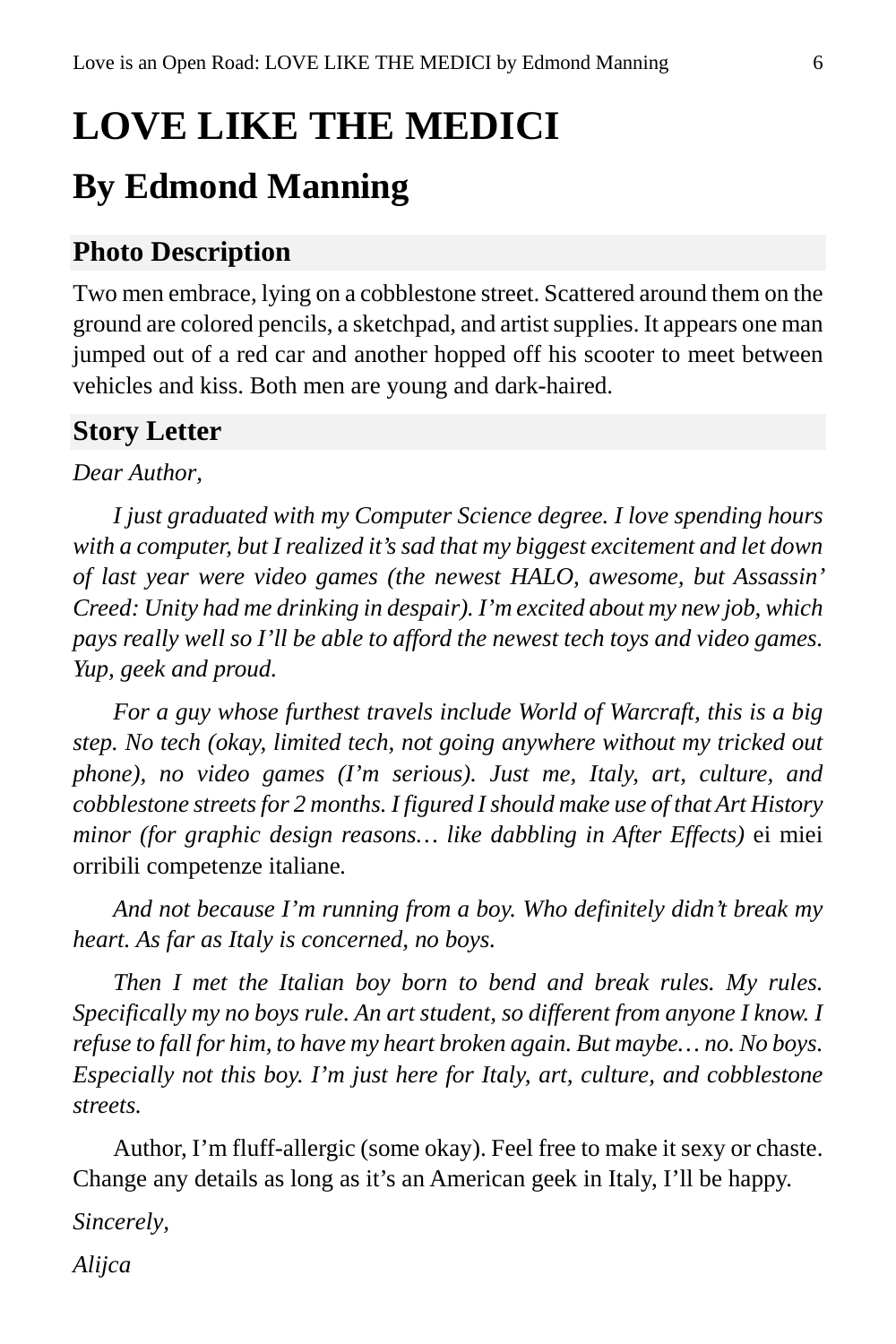# LOVE LIKE THE MEDICI

## By Edmond Manning

### Photo Description

Two men embrace, lying on a cobblestone street. Scattered around them on the ground are colored pencils, a sketchpad, and artist supplies. It appears one man jumped out of a red car and another hopped off his scooter to meet between vehicles and kiss. Both men are young and dark-haired.

### Story Letter

*Dear Author,*

*I just graduated with my Computer Science degree. I love spending hours with a computer, but I realized it's sad that my biggest excitement and let down of last year were video games (the newest HALO, awesome, but Assassin' Creed: Unity had me drinking in despair). I'm excited about my new job, which pays really well so I'll be able to afford the newest tech toys and video games. Yup, geek and proud.*

*For a guy whose furthest travels include World of Warcraft, this is a big step. No tech (okay, limited tech, not going anywhere without my tricked out phone), no video games (I'm serious). Just me, Italy, art, culture, and cobblestone streets for 2 months. I figured I should make use of that Art History minor (for graphic design reasons… like dabbling in After Effects)* ei miei orribili competenze italiane.

*And not because I'm running from a boy. Who definitely didn't break my heart. As far as Italy is concerned, no boys.*

*Then I met the Italian boy born to bend and break rules. My rules. Specifically my no boys rule. An art student, so different from anyone I know. I refuse to fall for him, to have my heart broken again. But maybe… no. No boys. Especially not this boy. I'm just here for Italy, art, culture, and cobblestone streets.*

Author, I'm fluff-allergic (some okay). Feel free to make it sexy or chaste. Change any details as long as it's an American geek in Italy, I'll be happy.

*Sincerely,*

*Alijca*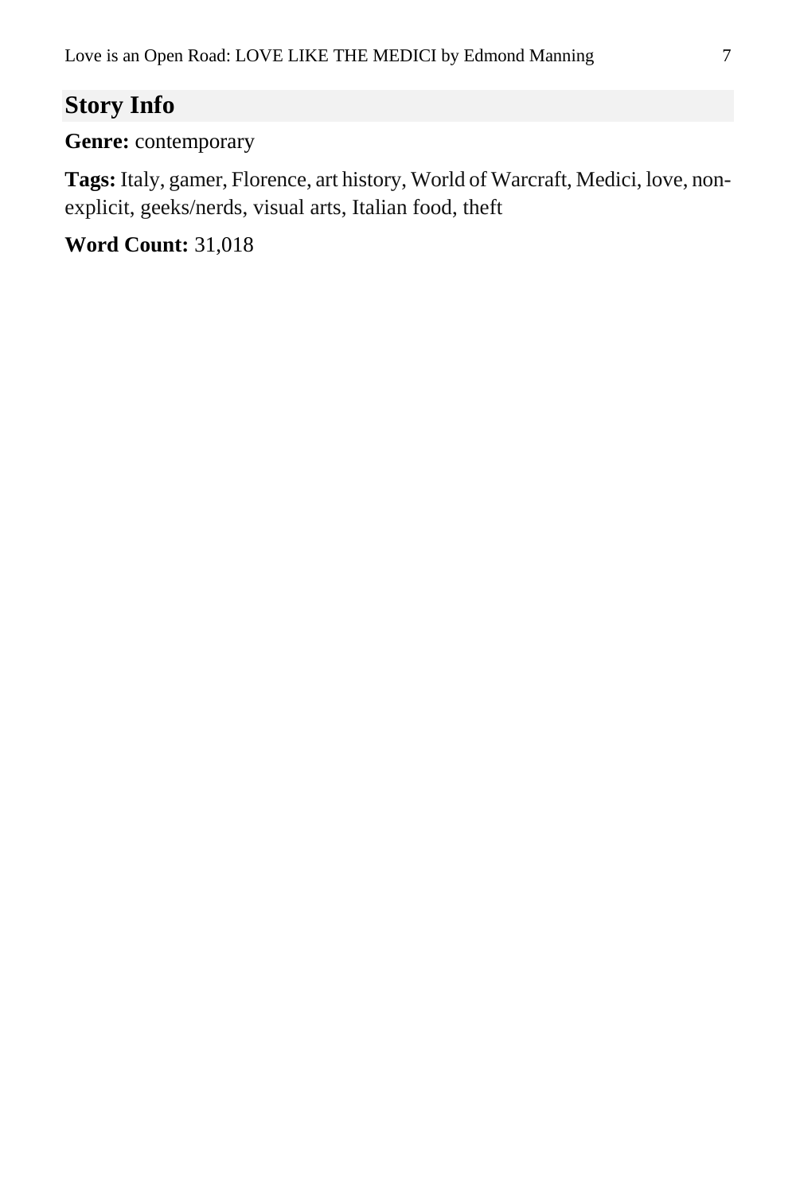## Story Info

**Genre:** contemporary

**Tags:** Italy, gamer, Florence, art history, World of Warcraft, Medici, love, non-explicit, geeks/nerds, visual arts, Italian food, theft

**Word Count:** 31,018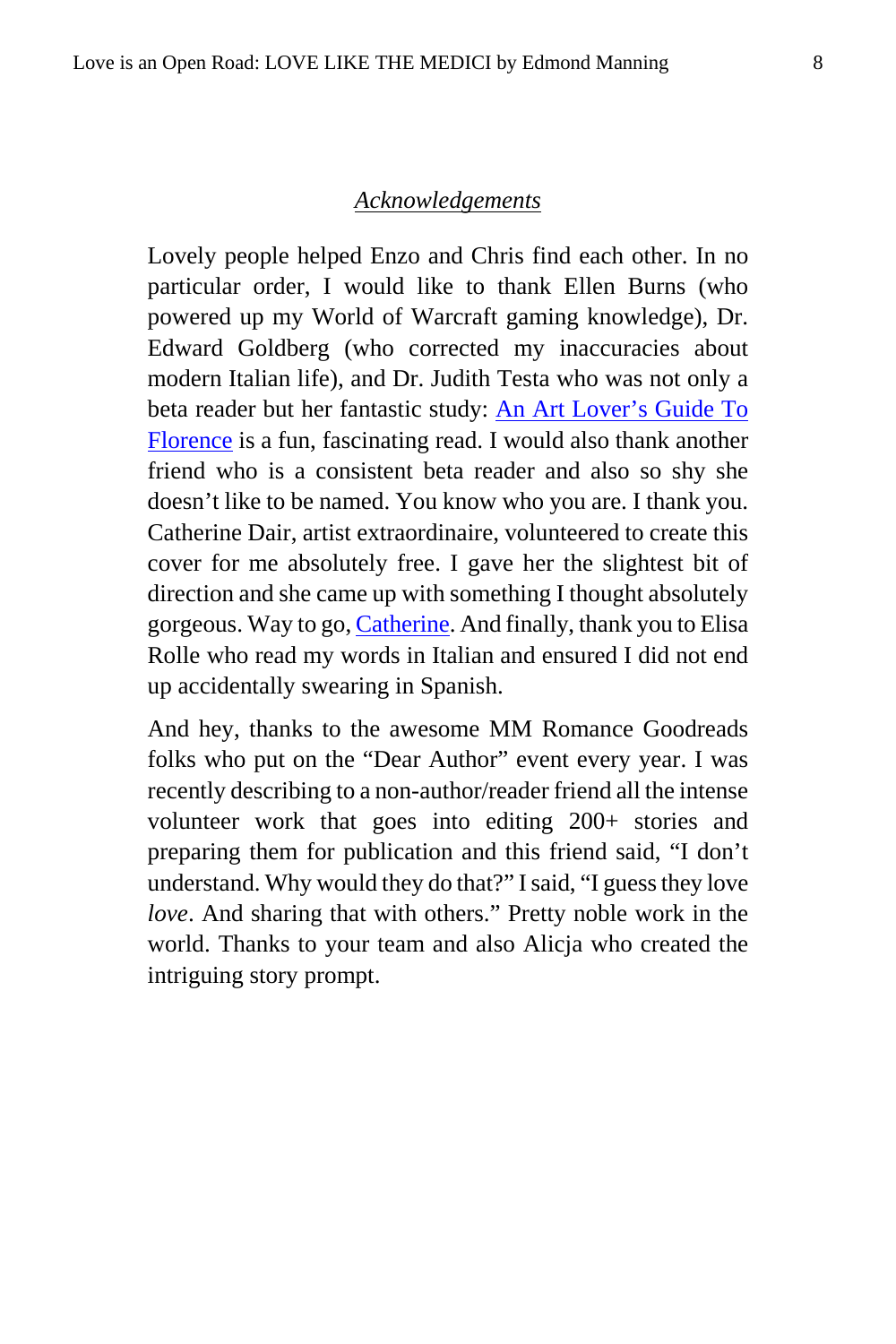## *Acknowledgements*

Lovely people helped Enzo and Chris find each other. In no particular order, I would like to thank Ellen Burns (who powered up my World of Warcraft gaming knowledge), Dr. Edward Goldberg (who corrected my inaccuracies about modern Italian life), and Dr. Judith Testa who was not only a beta reader but her fantastic study: An Art Lover's Guide To Florence is a fun, fascinating read. I would also thank another friend who is a consistent beta reader and also so shy she doesn't like to be named. You know who you are. I thank you. Catherine Dair, artist extraordinaire, volunteered to create this cover for me absolutely free. I gave her the slightest bit of direction and she came up with something I thought absolutely gorgeous. Way to go, Catherine. And finally, thank you to Elisa Rolle who read my words in Italian and ensured I did not end up accidentally swearing in Spanish.

And hey, thanks to the awesome MM Romance Goodreads folks who put on the "Dear Author" event every year. I was recently describing to a non-author/reader friend all the intense volunteer work that goes into editing 200+ stories and preparing them for publication and this friend said, "I don't understand. Why would they do that?" I said, "I guess they love *love*. And sharing that with others." Pretty noble work in the world. Thanks to your team and also Alicja who created the intriguing story prompt.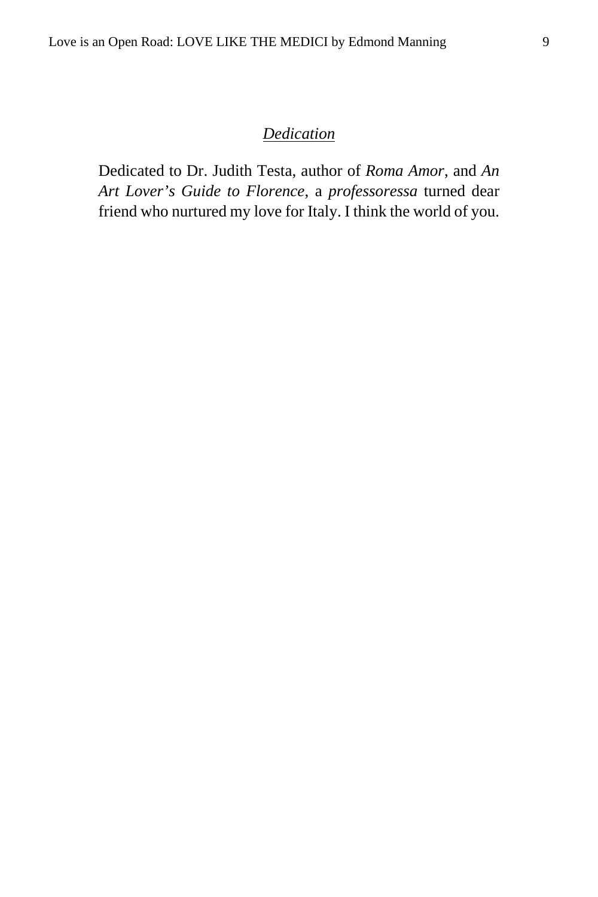## *Dedication*

Dedicated to Dr. Judith Testa, author of *Roma Amor*, and *An Art Lover's Guide to Florence*, a *professoressa* turned dear friend who nurtured my love for Italy. I think the world of you.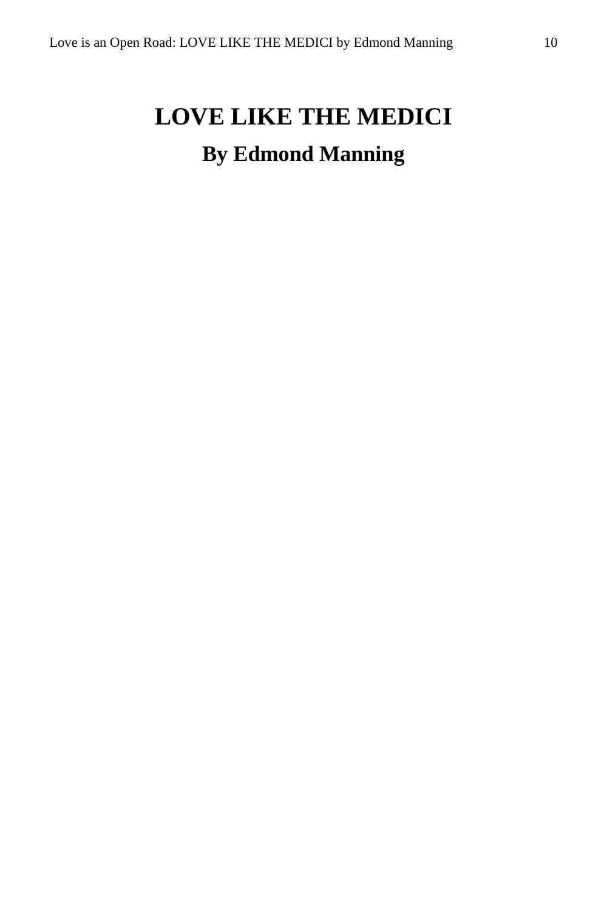# LOVE LIKE THE MEDICI

## By Edmond Manning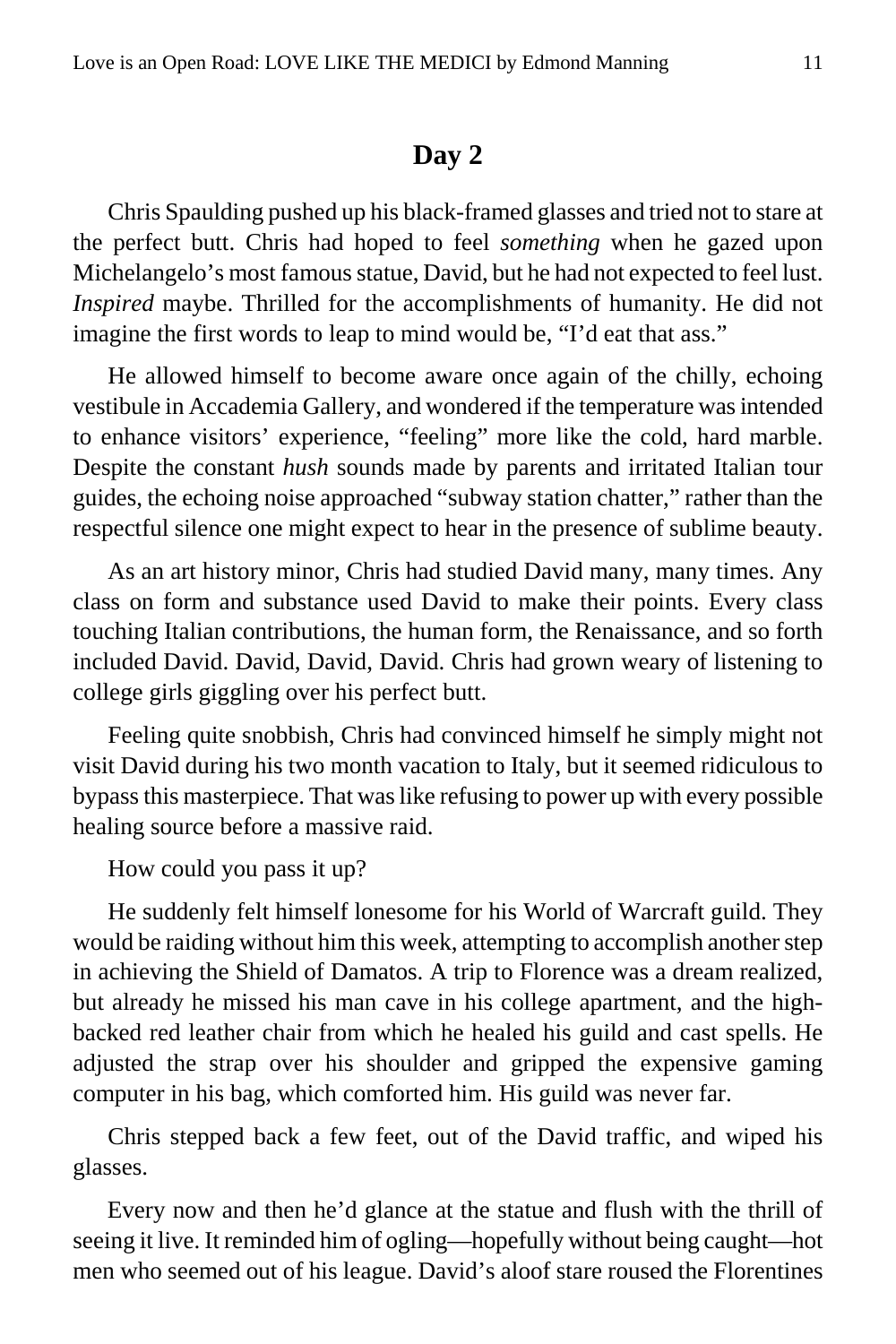## Day 2

Chris Spaulding pushed up his black-framed glasses and tried not to stare at the perfect butt. Chris had hoped to feel *something* when he gazed upon Michelangelo's most famous statue, David, but he had not expected to feel lust. *Inspired* maybe. Thrilled for the accomplishments of humanity. He did not imagine the first words to leap to mind would be, "I'd eat that ass."

He allowed himself to become aware once again of the chilly, echoing vestibule in Accademia Gallery, and wondered if the temperature was intended to enhance visitors' experience, "feeling" more like the cold, hard marble. Despite the constant *hush* sounds made by parents and irritated Italian tour guides, the echoing noise approached "subway station chatter," rather than the respectful silence one might expect to hear in the presence of sublime beauty.

As an art history minor, Chris had studied David many, many times. Any class on form and substance used David to make their points. Every class touching Italian contributions, the human form, the Renaissance, and so forth included David. David, David, David. Chris had grown weary of listening to college girls giggling over his perfect butt.

Feeling quite snobbish, Chris had convinced himself he simply might not visit David during his two month vacation to Italy, but it seemed ridiculous to bypass this masterpiece. That was like refusing to power up with every possible healing source before a massive raid.

How could you pass it up?

He suddenly felt himself lonesome for his World of Warcraft guild. They would be raiding without him this week, attempting to accomplish another step in achieving the Shield of Damatos. A trip to Florence was a dream realized, but already he missed his man cave in his college apartment, and the high-backed red leather chair from which he healed his guild and cast spells. He adjusted the strap over his shoulder and gripped the expensive gaming computer in his bag, which comforted him. His guild was never far.

Chris stepped back a few feet, out of the David traffic, and wiped his glasses.

Every now and then he'd glance at the statue and flush with the thrill of seeing it live. It reminded him of ogling—hopefully without being caught—hot men who seemed out of his league. David's aloof stare roused the Florentines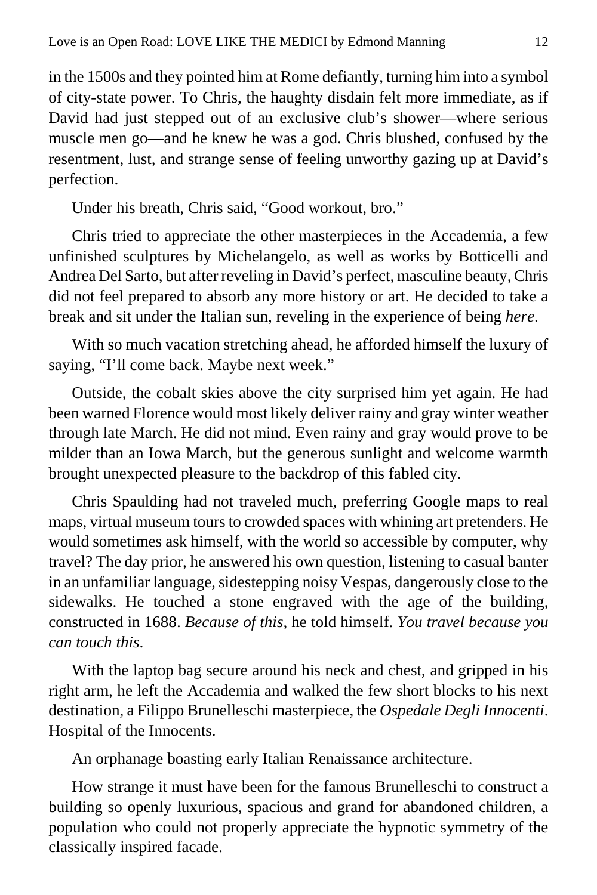in the 1500s and they pointed him at Rome defiantly, turning him into a symbol of city-state power. To Chris, the haughty disdain felt more immediate, as if David had just stepped out of an exclusive club's shower—where serious muscle men go—and he knew he was a god. Chris blushed, confused by the resentment, lust, and strange sense of feeling unworthy gazing up at David's perfection.

Under his breath, Chris said, "Good workout, bro."

Chris tried to appreciate the other masterpieces in the Accademia, a few unfinished sculptures by Michelangelo, as well as works by Botticelli and Andrea Del Sarto, but after reveling in David's perfect, masculine beauty, Chris did not feel prepared to absorb any more history or art. He decided to take a break and sit under the Italian sun, reveling in the experience of being *here*.

With so much vacation stretching ahead, he afforded himself the luxury of saying, "I'll come back. Maybe next week."

Outside, the cobalt skies above the city surprised him yet again. He had been warned Florence would most likely deliver rainy and gray winter weather through late March. He did not mind. Even rainy and gray would prove to be milder than an Iowa March, but the generous sunlight and welcome warmth brought unexpected pleasure to the backdrop of this fabled city.

Chris Spaulding had not traveled much, preferring Google maps to real maps, virtual museum tours to crowded spaces with whining art pretenders. He would sometimes ask himself, with the world so accessible by computer, why travel? The day prior, he answered his own question, listening to casual banter in an unfamiliar language, sidestepping noisy Vespas, dangerously close to the sidewalks. He touched a stone engraved with the age of the building, constructed in 1688. *Because of this*, he told himself. *You travel because you can touch this*.

With the laptop bag secure around his neck and chest, and gripped in his right arm, he left the Accademia and walked the few short blocks to his next destination, a Filippo Brunelleschi masterpiece, the *Ospedale Degli Innocenti*. Hospital of the Innocents.

An orphanage boasting early Italian Renaissance architecture.

How strange it must have been for the famous Brunelleschi to construct a building so openly luxurious, spacious and grand for abandoned children, a population who could not properly appreciate the hypnotic symmetry of the classically inspired facade.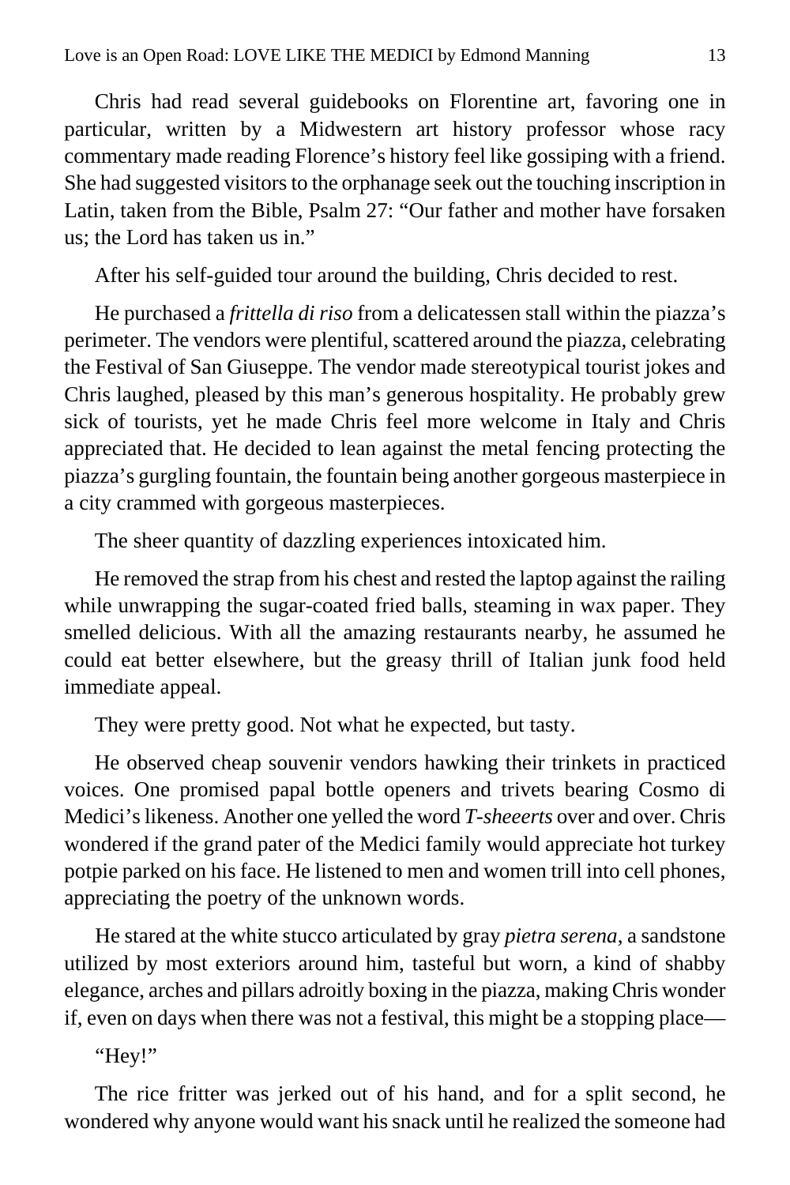Chris had read several guidebooks on Florentine art, favoring one in particular, written by a Midwestern art history professor whose racy commentary made reading Florence's history feel like gossiping with a friend. She had suggested visitors to the orphanage seek out the touching inscription in Latin, taken from the Bible, Psalm 27: "Our father and mother have forsaken us; the Lord has taken us in."

After his self-guided tour around the building, Chris decided to rest.

He purchased a *frittella di riso* from a delicatessen stall within the piazza's perimeter. The vendors were plentiful, scattered around the piazza, celebrating the Festival of San Giuseppe. The vendor made stereotypical tourist jokes and Chris laughed, pleased by this man's generous hospitality. He probably grew sick of tourists, yet he made Chris feel more welcome in Italy and Chris appreciated that. He decided to lean against the metal fencing protecting the piazza's gurgling fountain, the fountain being another gorgeous masterpiece in a city crammed with gorgeous masterpieces.

The sheer quantity of dazzling experiences intoxicated him.

He removed the strap from his chest and rested the laptop against the railing while unwrapping the sugar-coated fried balls, steaming in wax paper. They smelled delicious. With all the amazing restaurants nearby, he assumed he could eat better elsewhere, but the greasy thrill of Italian junk food held immediate appeal.

They were pretty good. Not what he expected, but tasty.

He observed cheap souvenir vendors hawking their trinkets in practiced voices. One promised papal bottle openers and trivets bearing Cosmo di Medici's likeness. Another one yelled the word *T-sheeerts* over and over. Chris wondered if the grand pater of the Medici family would appreciate hot turkey potpie parked on his face. He listened to men and women trill into cell phones, appreciating the poetry of the unknown words.

He stared at the white stucco articulated by gray *pietra serena*, a sandstone utilized by most exteriors around him, tasteful but worn, a kind of shabby elegance, arches and pillars adroitly boxing in the piazza, making Chris wonder if, even on days when there was not a festival, this might be a stopping place—

"Hey!"

The rice fritter was jerked out of his hand, and for a split second, he wondered why anyone would want his snack until he realized the someone had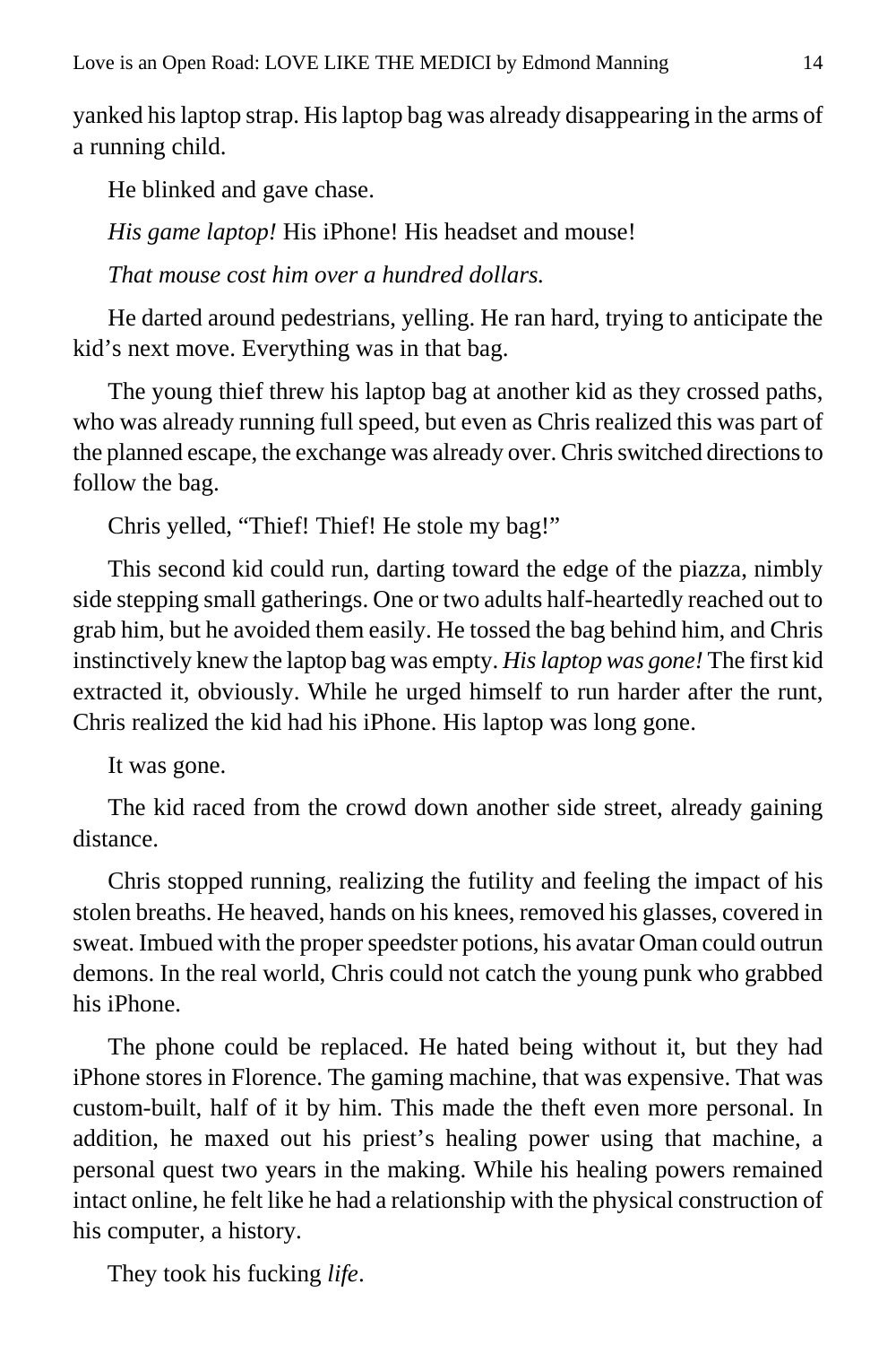yanked his laptop strap. His laptop bag was already disappearing in the arms of a running child.

He blinked and gave chase.

*His game laptop!* His iPhone! His headset and mouse!

*That mouse cost him over a hundred dollars.*

He darted around pedestrians, yelling. He ran hard, trying to anticipate the kid's next move. Everything was in that bag.

The young thief threw his laptop bag at another kid as they crossed paths, who was already running full speed, but even as Chris realized this was part of the planned escape, the exchange was already over. Chris switched directions to follow the bag.

Chris yelled, "Thief! Thief! He stole my bag!"

This second kid could run, darting toward the edge of the piazza, nimbly side stepping small gatherings. One or two adults half-heartedly reached out to grab him, but he avoided them easily. He tossed the bag behind him, and Chris instinctively knew the laptop bag was empty. *His laptop was gone!* The first kid extracted it, obviously. While he urged himself to run harder after the runt, Chris realized the kid had his iPhone. His laptop was long gone.

It was gone.

The kid raced from the crowd down another side street, already gaining distance.

Chris stopped running, realizing the futility and feeling the impact of his stolen breaths. He heaved, hands on his knees, removed his glasses, covered in sweat. Imbued with the proper speedster potions, his avatar Oman could outrun demons. In the real world, Chris could not catch the young punk who grabbed his iPhone.

The phone could be replaced. He hated being without it, but they had iPhone stores in Florence. The gaming machine, that was expensive. That was custom-built, half of it by him. This made the theft even more personal. In addition, he maxed out his priest's healing power using that machine, a personal quest two years in the making. While his healing powers remained intact online, he felt like he had a relationship with the physical construction of his computer, a history.

They took his fucking *life*.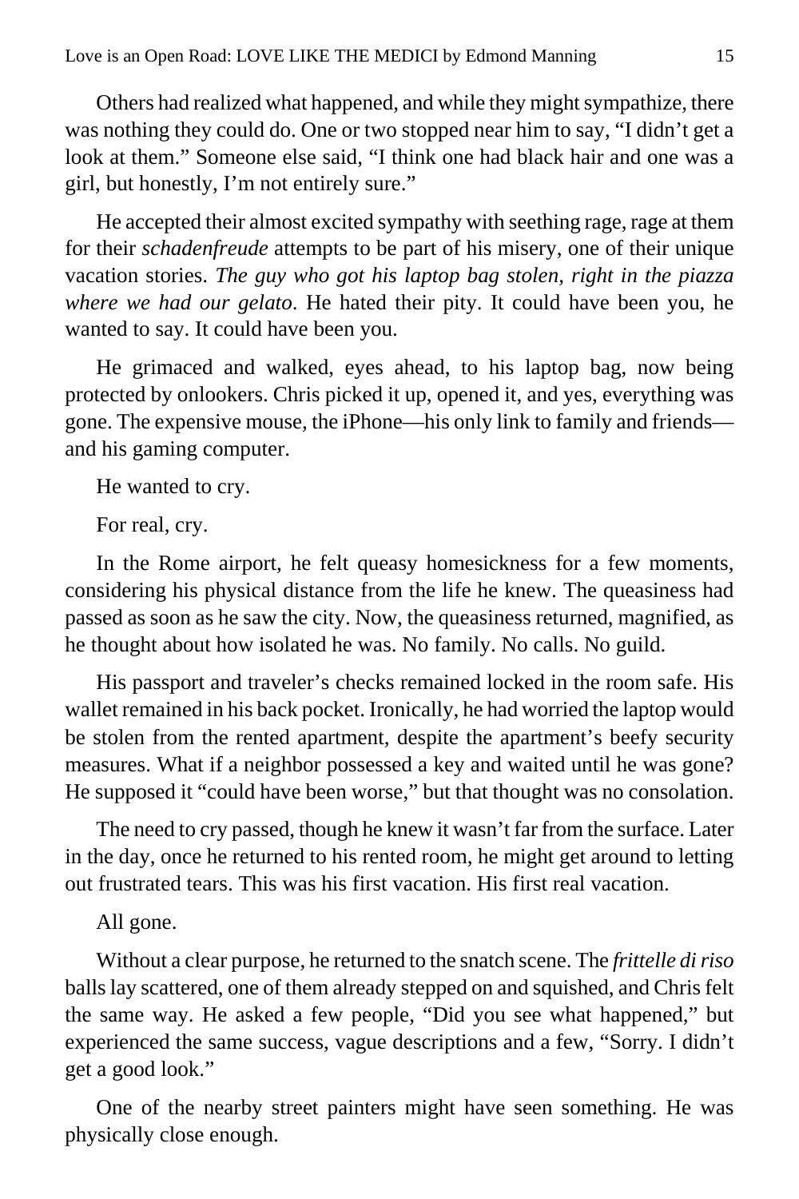Others had realized what happened, and while they might sympathize, there was nothing they could do. One or two stopped near him to say, "I didn't get a look at them." Someone else said, "I think one had black hair and one was a girl, but honestly, I'm not entirely sure."

He accepted their almost excited sympathy with seething rage, rage at them for their *schadenfreude* attempts to be part of his misery, one of their unique vacation stories. *The guy who got his laptop bag stolen, right in the piazza where we had our gelato*. He hated their pity. It could have been you, he wanted to say. It could have been you.

He grimaced and walked, eyes ahead, to his laptop bag, now being protected by onlookers. Chris picked it up, opened it, and yes, everything was gone. The expensive mouse, the iPhone—his only link to family and friends—and his gaming computer.

He wanted to cry.

For real, cry.

In the Rome airport, he felt queasy homesickness for a few moments, considering his physical distance from the life he knew. The queasiness had passed as soon as he saw the city. Now, the queasiness returned, magnified, as he thought about how isolated he was. No family. No calls. No guild.

His passport and traveler's checks remained locked in the room safe. His wallet remained in his back pocket. Ironically, he had worried the laptop would be stolen from the rented apartment, despite the apartment's beefy security measures. What if a neighbor possessed a key and waited until he was gone? He supposed it "could have been worse," but that thought was no consolation.

The need to cry passed, though he knew it wasn't far from the surface. Later in the day, once he returned to his rented room, he might get around to letting out frustrated tears. This was his first vacation. His first real vacation.

All gone.

Without a clear purpose, he returned to the snatch scene. The *frittelle di riso* balls lay scattered, one of them already stepped on and squished, and Chris felt the same way. He asked a few people, "Did you see what happened," but experienced the same success, vague descriptions and a few, "Sorry. I didn't get a good look."

One of the nearby street painters might have seen something. He was physically close enough.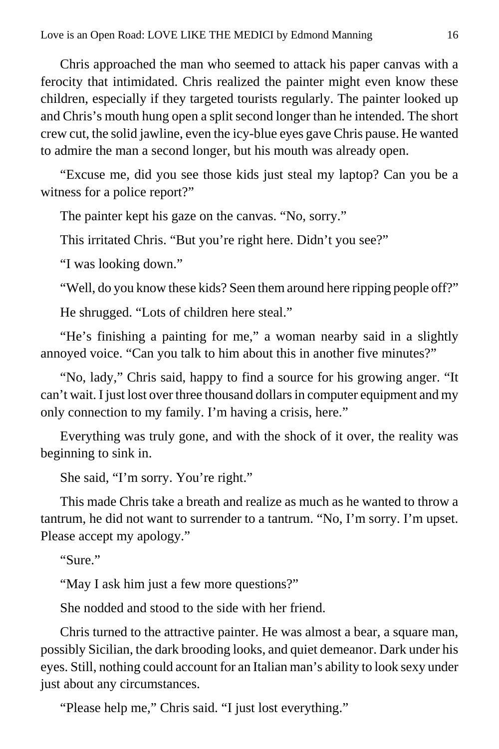Chris approached the man who seemed to attack his paper canvas with a ferocity that intimidated. Chris realized the painter might even know these children, especially if they targeted tourists regularly. The painter looked up and Chris's mouth hung open a split second longer than he intended. The short crew cut, the solid jawline, even the icy-blue eyes gave Chris pause. He wanted to admire the man a second longer, but his mouth was already open.

"Excuse me, did you see those kids just steal my laptop? Can you be a witness for a police report?"

The painter kept his gaze on the canvas. "No, sorry."

This irritated Chris. "But you're right here. Didn't you see?"

"I was looking down."

"Well, do you know these kids? Seen them around here ripping people off?"

He shrugged. "Lots of children here steal."

"He's finishing a painting for me," a woman nearby said in a slightly annoyed voice. "Can you talk to him about this in another five minutes?"

"No, lady," Chris said, happy to find a source for his growing anger. "It can't wait. I just lost over three thousand dollars in computer equipment and my only connection to my family. I'm having a crisis, here."

Everything was truly gone, and with the shock of it over, the reality was beginning to sink in.

She said, "I'm sorry. You're right."

This made Chris take a breath and realize as much as he wanted to throw a tantrum, he did not want to surrender to a tantrum. "No, I'm sorry. I'm upset. Please accept my apology."

"Sure."

"May I ask him just a few more questions?"

She nodded and stood to the side with her friend.

Chris turned to the attractive painter. He was almost a bear, a square man, possibly Sicilian, the dark brooding looks, and quiet demeanor. Dark under his eyes. Still, nothing could account for an Italian man's ability to look sexy under just about any circumstances.

"Please help me," Chris said. "I just lost everything."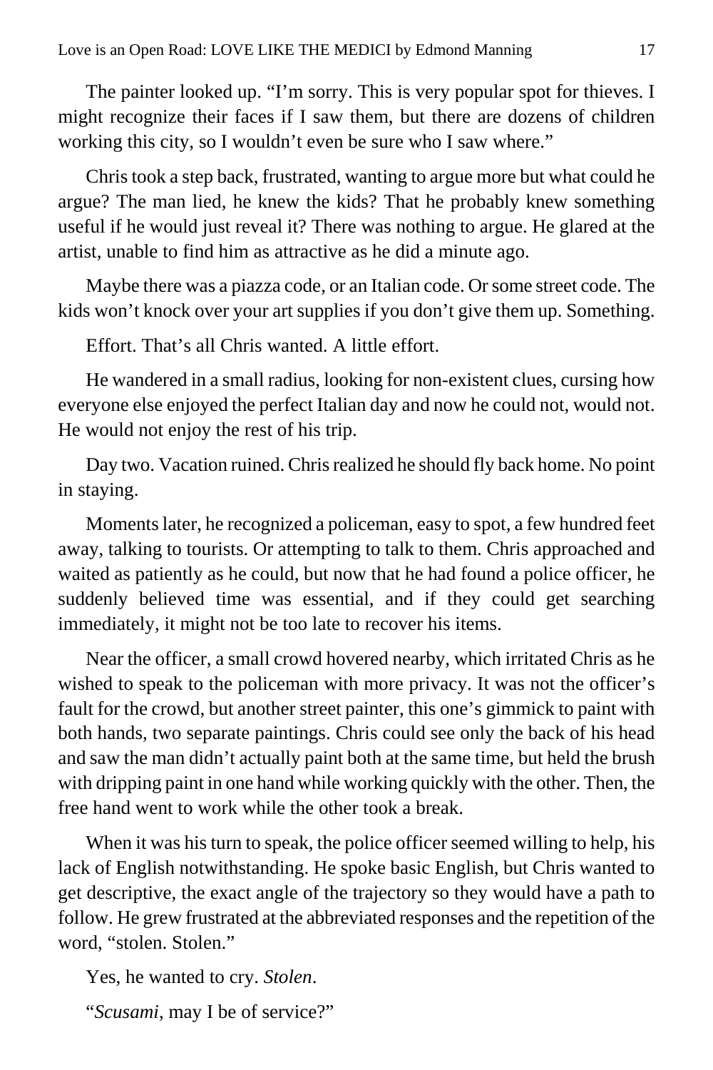The painter looked up. "I'm sorry. This is very popular spot for thieves. I might recognize their faces if I saw them, but there are dozens of children working this city, so I wouldn't even be sure who I saw where."

Chris took a step back, frustrated, wanting to argue more but what could he argue? The man lied, he knew the kids? That he probably knew something useful if he would just reveal it? There was nothing to argue. He glared at the artist, unable to find him as attractive as he did a minute ago.

Maybe there was a piazza code, or an Italian code. Or some street code. The kids won't knock over your art supplies if you don't give them up. Something.

Effort. That's all Chris wanted. A little effort.

He wandered in a small radius, looking for non-existent clues, cursing how everyone else enjoyed the perfect Italian day and now he could not, would not. He would not enjoy the rest of his trip.

Day two. Vacation ruined. Chris realized he should fly back home. No point in staying.

Moments later, he recognized a policeman, easy to spot, a few hundred feet away, talking to tourists. Or attempting to talk to them. Chris approached and waited as patiently as he could, but now that he had found a police officer, he suddenly believed time was essential, and if they could get searching immediately, it might not be too late to recover his items.

Near the officer, a small crowd hovered nearby, which irritated Chris as he wished to speak to the policeman with more privacy. It was not the officer's fault for the crowd, but another street painter, this one's gimmick to paint with both hands, two separate paintings. Chris could see only the back of his head and saw the man didn't actually paint both at the same time, but held the brush with dripping paint in one hand while working quickly with the other. Then, the free hand went to work while the other took a break.

When it was his turn to speak, the police officer seemed willing to help, his lack of English notwithstanding. He spoke basic English, but Chris wanted to get descriptive, the exact angle of the trajectory so they would have a path to follow. He grew frustrated at the abbreviated responses and the repetition of the word, "stolen. Stolen."

Yes, he wanted to cry. *Stolen*.

"*Scusami*, may I be of service?"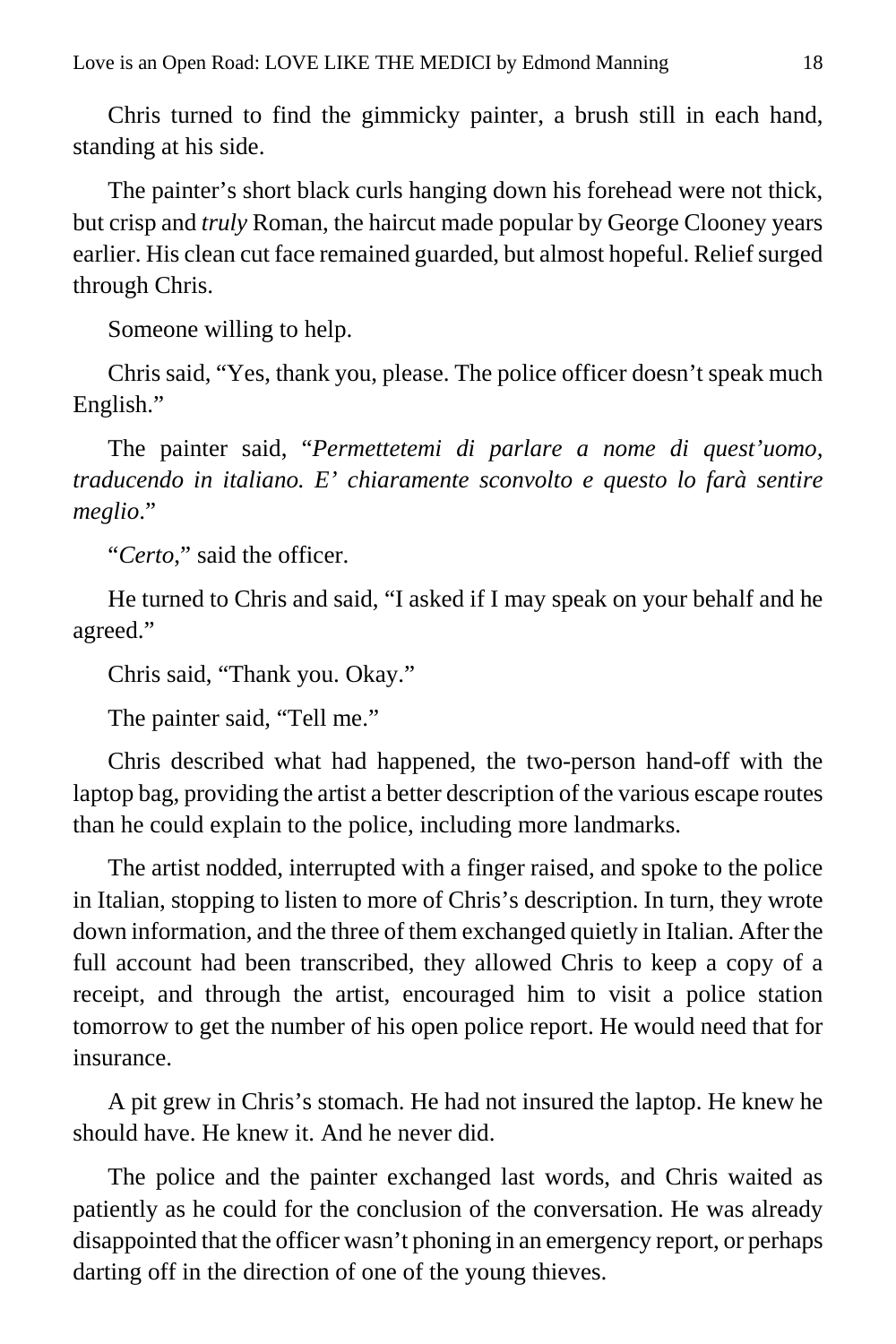Chris turned to find the gimmicky painter, a brush still in each hand, standing at his side.

The painter's short black curls hanging down his forehead were not thick, but crisp and *truly* Roman, the haircut made popular by George Clooney years earlier. His clean cut face remained guarded, but almost hopeful. Relief surged through Chris.

Someone willing to help.

Chris said, "Yes, thank you, please. The police officer doesn't speak much English."

The painter said, "*Permettetemi di parlare a nome di quest'uomo, traducendo in italiano. E' chiaramente sconvolto e questo lo farà sentire meglio*."

"*Certo*," said the officer.

He turned to Chris and said, "I asked if I may speak on your behalf and he agreed."

Chris said, "Thank you. Okay."

The painter said, "Tell me."

Chris described what had happened, the two-person hand-off with the laptop bag, providing the artist a better description of the various escape routes than he could explain to the police, including more landmarks.

The artist nodded, interrupted with a finger raised, and spoke to the police in Italian, stopping to listen to more of Chris's description. In turn, they wrote down information, and the three of them exchanged quietly in Italian. After the full account had been transcribed, they allowed Chris to keep a copy of a receipt, and through the artist, encouraged him to visit a police station tomorrow to get the number of his open police report. He would need that for insurance.

A pit grew in Chris's stomach. He had not insured the laptop. He knew he should have. He knew it. And he never did.

The police and the painter exchanged last words, and Chris waited as patiently as he could for the conclusion of the conversation. He was already disappointed that the officer wasn't phoning in an emergency report, or perhaps darting off in the direction of one of the young thieves.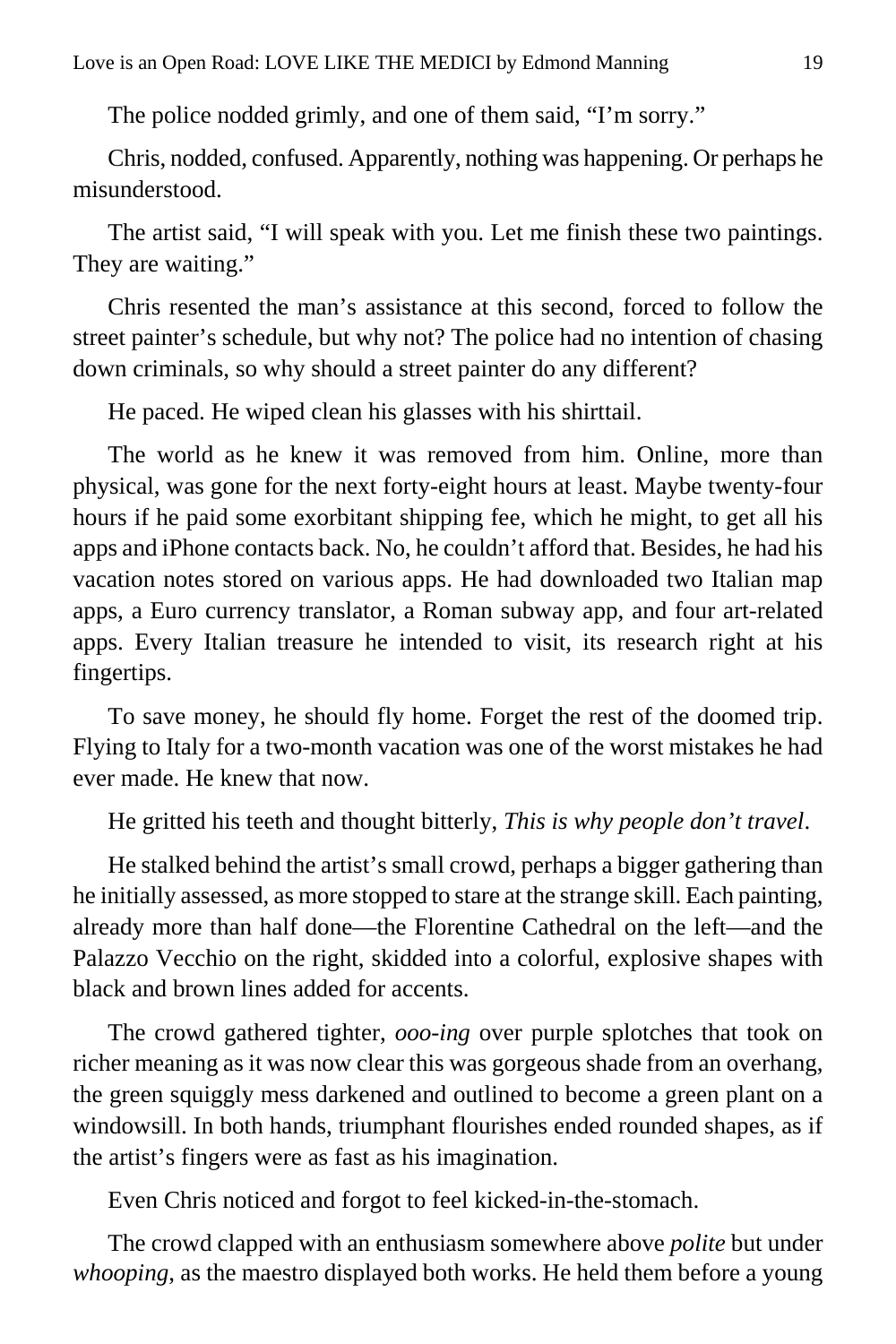The police nodded grimly, and one of them said, "I'm sorry."

Chris, nodded, confused. Apparently, nothing was happening. Or perhaps he misunderstood.

The artist said, "I will speak with you. Let me finish these two paintings. They are waiting."

Chris resented the man's assistance at this second, forced to follow the street painter's schedule, but why not? The police had no intention of chasing down criminals, so why should a street painter do any different?

He paced. He wiped clean his glasses with his shirttail.

The world as he knew it was removed from him. Online, more than physical, was gone for the next forty-eight hours at least. Maybe twenty-four hours if he paid some exorbitant shipping fee, which he might, to get all his apps and iPhone contacts back. No, he couldn't afford that. Besides, he had his vacation notes stored on various apps. He had downloaded two Italian map apps, a Euro currency translator, a Roman subway app, and four art-related apps. Every Italian treasure he intended to visit, its research right at his fingertips.

To save money, he should fly home. Forget the rest of the doomed trip. Flying to Italy for a two-month vacation was one of the worst mistakes he had ever made. He knew that now.

He gritted his teeth and thought bitterly, *This is why people don't travel*.

He stalked behind the artist's small crowd, perhaps a bigger gathering than he initially assessed, as more stopped to stare at the strange skill. Each painting, already more than half done—the Florentine Cathedral on the left—and the Palazzo Vecchio on the right, skidded into a colorful, explosive shapes with black and brown lines added for accents.

The crowd gathered tighter, *ooo-ing* over purple splotches that took on richer meaning as it was now clear this was gorgeous shade from an overhang, the green squiggly mess darkened and outlined to become a green plant on a windowsill. In both hands, triumphant flourishes ended rounded shapes, as if the artist's fingers were as fast as his imagination.

Even Chris noticed and forgot to feel kicked-in-the-stomach.

The crowd clapped with an enthusiasm somewhere above *polite* but under *whooping,* as the maestro displayed both works. He held them before a young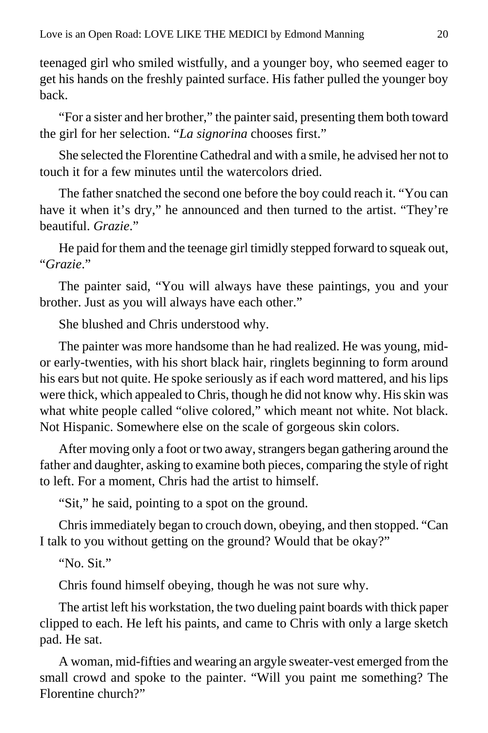teenaged girl who smiled wistfully, and a younger boy, who seemed eager to get his hands on the freshly painted surface. His father pulled the younger boy back.

"For a sister and her brother," the painter said, presenting them both toward the girl for her selection. "*La signorina* chooses first."

She selected the Florentine Cathedral and with a smile, he advised her not to touch it for a few minutes until the watercolors dried.

The father snatched the second one before the boy could reach it. "You can have it when it's dry," he announced and then turned to the artist. "They're beautiful. *Grazie*."

He paid for them and the teenage girl timidly stepped forward to squeak out, "*Grazie*."

The painter said, "You will always have these paintings, you and your brother. Just as you will always have each other."

She blushed and Chris understood why.

The painter was more handsome than he had realized. He was young, mid- or early-twenties, with his short black hair, ringlets beginning to form around his ears but not quite. He spoke seriously as if each word mattered, and his lips were thick, which appealed to Chris, though he did not know why. His skin was what white people called "olive colored," which meant not white. Not black. Not Hispanic. Somewhere else on the scale of gorgeous skin colors.

After moving only a foot or two away, strangers began gathering around the father and daughter, asking to examine both pieces, comparing the style of right to left. For a moment, Chris had the artist to himself.

"Sit," he said, pointing to a spot on the ground.

Chris immediately began to crouch down, obeying, and then stopped. "Can I talk to you without getting on the ground? Would that be okay?"

"No. Sit."

Chris found himself obeying, though he was not sure why.

The artist left his workstation, the two dueling paint boards with thick paper clipped to each. He left his paints, and came to Chris with only a large sketch pad. He sat.

A woman, mid-fifties and wearing an argyle sweater-vest emerged from the small crowd and spoke to the painter. "Will you paint me something? The Florentine church?"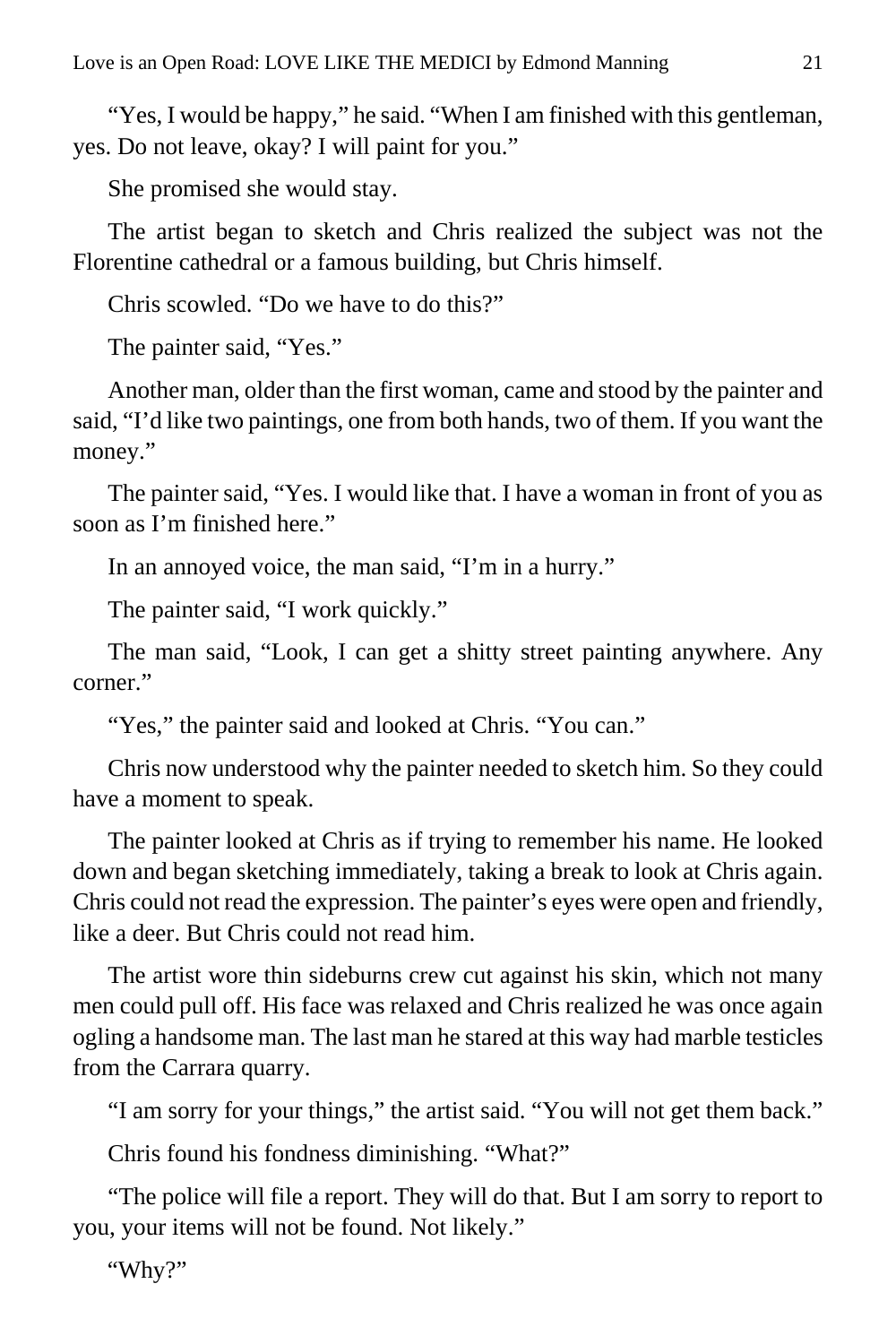"Yes, I would be happy," he said. "When I am finished with this gentleman, yes. Do not leave, okay? I will paint for you."

She promised she would stay.

The artist began to sketch and Chris realized the subject was not the Florentine cathedral or a famous building, but Chris himself.

Chris scowled. "Do we have to do this?"

The painter said, "Yes."

Another man, older than the first woman, came and stood by the painter and said, "I'd like two paintings, one from both hands, two of them. If you want the money."

The painter said, "Yes. I would like that. I have a woman in front of you as soon as I'm finished here."

In an annoyed voice, the man said, "I'm in a hurry."

The painter said, "I work quickly."

The man said, "Look, I can get a shitty street painting anywhere. Any corner."

"Yes," the painter said and looked at Chris. "You can."

Chris now understood why the painter needed to sketch him. So they could have a moment to speak.

The painter looked at Chris as if trying to remember his name. He looked down and began sketching immediately, taking a break to look at Chris again. Chris could not read the expression. The painter's eyes were open and friendly, like a deer. But Chris could not read him.

The artist wore thin sideburns crew cut against his skin, which not many men could pull off. His face was relaxed and Chris realized he was once again ogling a handsome man. The last man he stared at this way had marble testicles from the Carrara quarry.

"I am sorry for your things," the artist said. "You will not get them back."

Chris found his fondness diminishing. "What?"

"The police will file a report. They will do that. But I am sorry to report to you, your items will not be found. Not likely."

"Why?"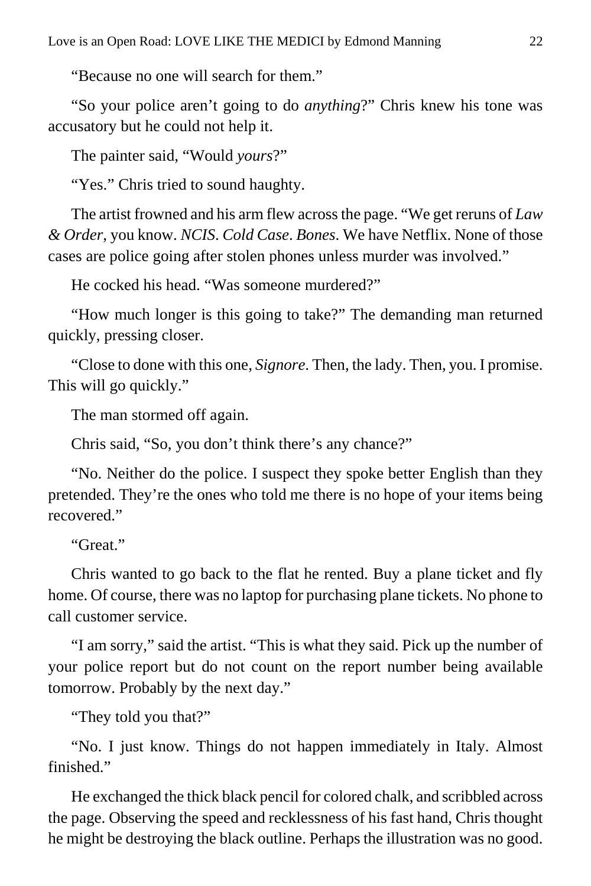"Because no one will search for them."

"So your police aren't going to do *anything*?" Chris knew his tone was accusatory but he could not help it.

The painter said, "Would *yours*?"

"Yes." Chris tried to sound haughty.

The artist frowned and his arm flew across the page. "We get reruns of *Law & Order*, you know. *NCIS*. *Cold Case*. *Bones*. We have Netflix. None of those cases are police going after stolen phones unless murder was involved."

He cocked his head. "Was someone murdered?"

"How much longer is this going to take?" The demanding man returned quickly, pressing closer.

"Close to done with this one, *Signore*. Then, the lady. Then, you. I promise. This will go quickly."

The man stormed off again.

Chris said, "So, you don't think there's any chance?"

"No. Neither do the police. I suspect they spoke better English than they pretended. They're the ones who told me there is no hope of your items being recovered."

"Great."

Chris wanted to go back to the flat he rented. Buy a plane ticket and fly home. Of course, there was no laptop for purchasing plane tickets. No phone to call customer service.

"I am sorry," said the artist. "This is what they said. Pick up the number of your police report but do not count on the report number being available tomorrow. Probably by the next day."

"They told you that?"

"No. I just know. Things do not happen immediately in Italy. Almost finished."

He exchanged the thick black pencil for colored chalk, and scribbled across the page. Observing the speed and recklessness of his fast hand, Chris thought he might be destroying the black outline. Perhaps the illustration was no good.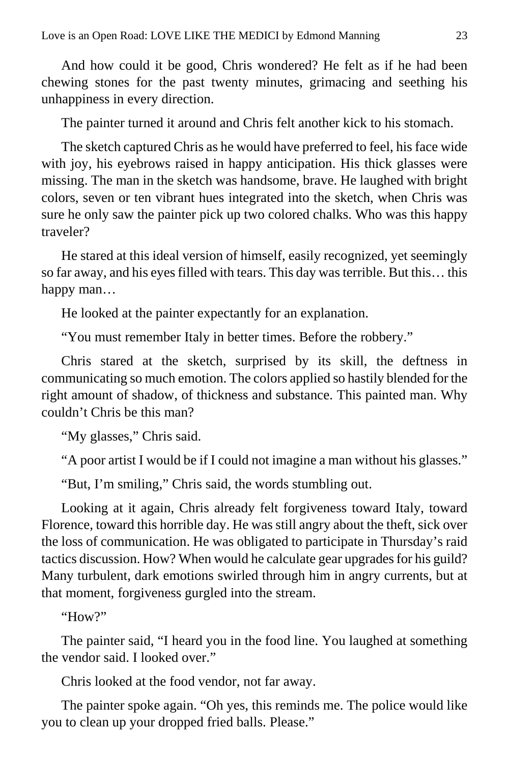And how could it be good, Chris wondered? He felt as if he had been chewing stones for the past twenty minutes, grimacing and seething his unhappiness in every direction.

The painter turned it around and Chris felt another kick to his stomach.

The sketch captured Chris as he would have preferred to feel, his face wide with joy, his eyebrows raised in happy anticipation. His thick glasses were missing. The man in the sketch was handsome, brave. He laughed with bright colors, seven or ten vibrant hues integrated into the sketch, when Chris was sure he only saw the painter pick up two colored chalks. Who was this happy traveler?

He stared at this ideal version of himself, easily recognized, yet seemingly so far away, and his eyes filled with tears. This day was terrible. But this… this happy man…

He looked at the painter expectantly for an explanation.

"You must remember Italy in better times. Before the robbery."

Chris stared at the sketch, surprised by its skill, the deftness in communicating so much emotion. The colors applied so hastily blended for the right amount of shadow, of thickness and substance. This painted man. Why couldn't Chris be this man?

"My glasses," Chris said.

"A poor artist I would be if I could not imagine a man without his glasses."

"But, I'm smiling," Chris said, the words stumbling out.

Looking at it again, Chris already felt forgiveness toward Italy, toward Florence, toward this horrible day. He was still angry about the theft, sick over the loss of communication. He was obligated to participate in Thursday's raid tactics discussion. How? When would he calculate gear upgrades for his guild? Many turbulent, dark emotions swirled through him in angry currents, but at that moment, forgiveness gurgled into the stream.

"How?"

The painter said, "I heard you in the food line. You laughed at something the vendor said. I looked over."

Chris looked at the food vendor, not far away.

The painter spoke again. "Oh yes, this reminds me. The police would like you to clean up your dropped fried balls. Please."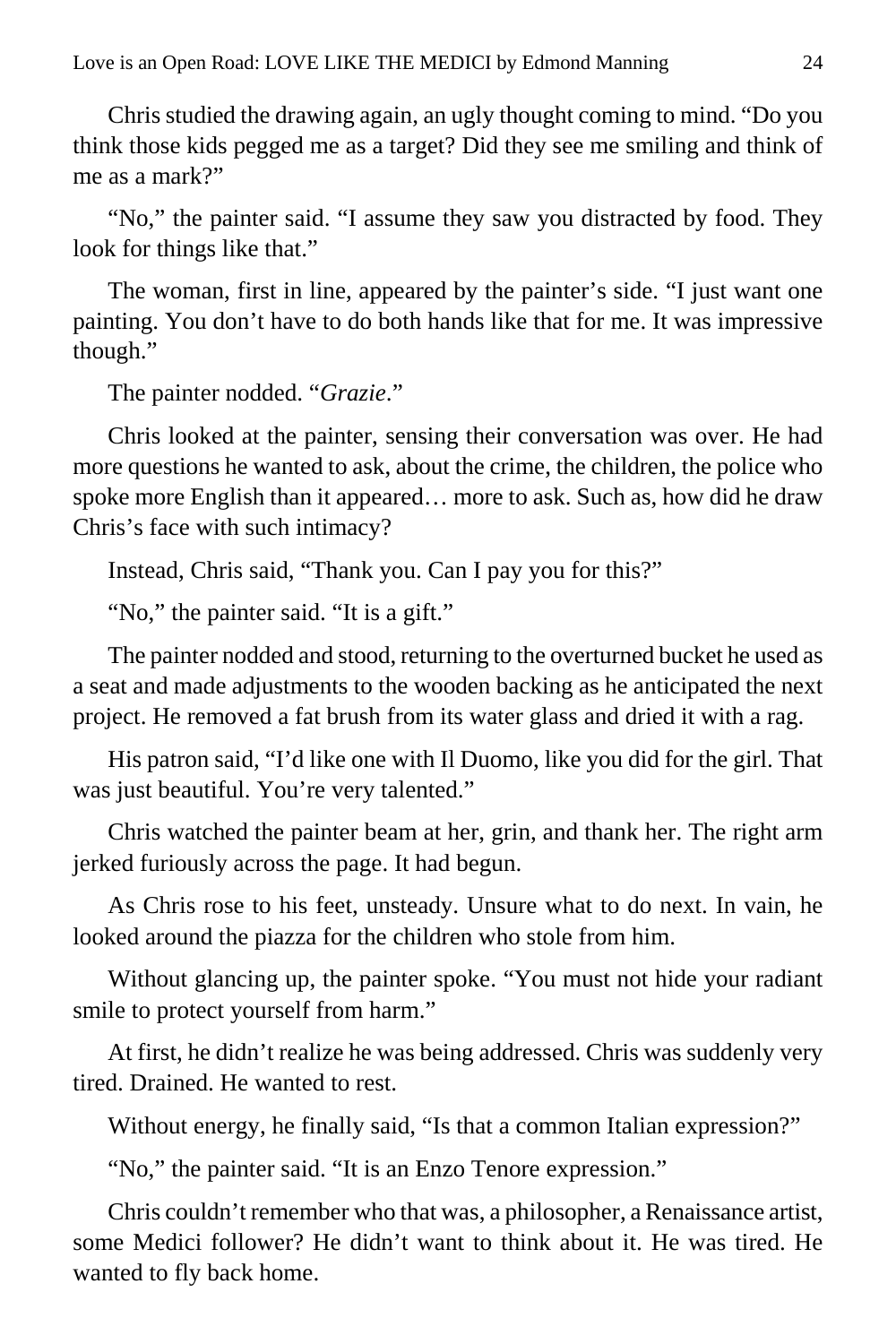Chris studied the drawing again, an ugly thought coming to mind. “Do you think those kids pegged me as a target? Did they see me smiling and think of me as a mark?”

“No,” the painter said. “I assume they saw you distracted by food. They look for things like that.”

The woman, first in line, appeared by the painter’s side. “I just want one painting. You don’t have to do both hands like that for me. It was impressive though.”

The painter nodded. “*Grazie*.”

Chris looked at the painter, sensing their conversation was over. He had more questions he wanted to ask, about the crime, the children, the police who spoke more English than it appeared… more to ask. Such as, how did he draw Chris’s face with such intimacy?

Instead, Chris said, “Thank you. Can I pay you for this?”

“No,” the painter said. “It is a gift.”

The painter nodded and stood, returning to the overturned bucket he used as a seat and made adjustments to the wooden backing as he anticipated the next project. He removed a fat brush from its water glass and dried it with a rag.

His patron said, “I’d like one with Il Duomo, like you did for the girl. That was just beautiful. You’re very talented.”

Chris watched the painter beam at her, grin, and thank her. The right arm jerked furiously across the page. It had begun.

As Chris rose to his feet, unsteady. Unsure what to do next. In vain, he looked around the piazza for the children who stole from him.

Without glancing up, the painter spoke. “You must not hide your radiant smile to protect yourself from harm.”

At first, he didn’t realize he was being addressed. Chris was suddenly very tired. Drained. He wanted to rest.

Without energy, he finally said, “Is that a common Italian expression?”

“No,” the painter said. “It is an Enzo Tenore expression.”

Chris couldn’t remember who that was, a philosopher, a Renaissance artist, some Medici follower? He didn’t want to think about it. He was tired. He wanted to fly back home.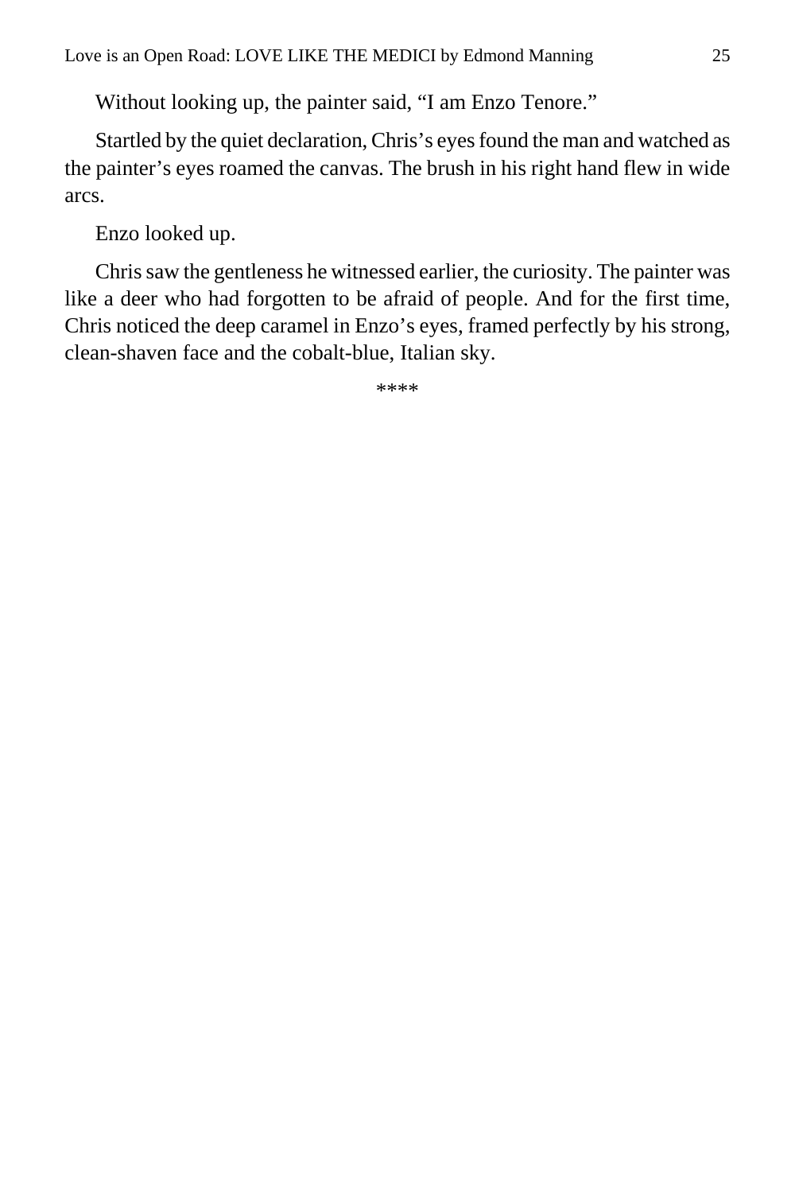Without looking up, the painter said, "I am Enzo Tenore."

Startled by the quiet declaration, Chris's eyes found the man and watched as the painter's eyes roamed the canvas. The brush in his right hand flew in wide arcs.

Enzo looked up.

Chris saw the gentleness he witnessed earlier, the curiosity. The painter was like a deer who had forgotten to be afraid of people. And for the first time, Chris noticed the deep caramel in Enzo's eyes, framed perfectly by his strong, clean-shaven face and the cobalt-blue, Italian sky.

****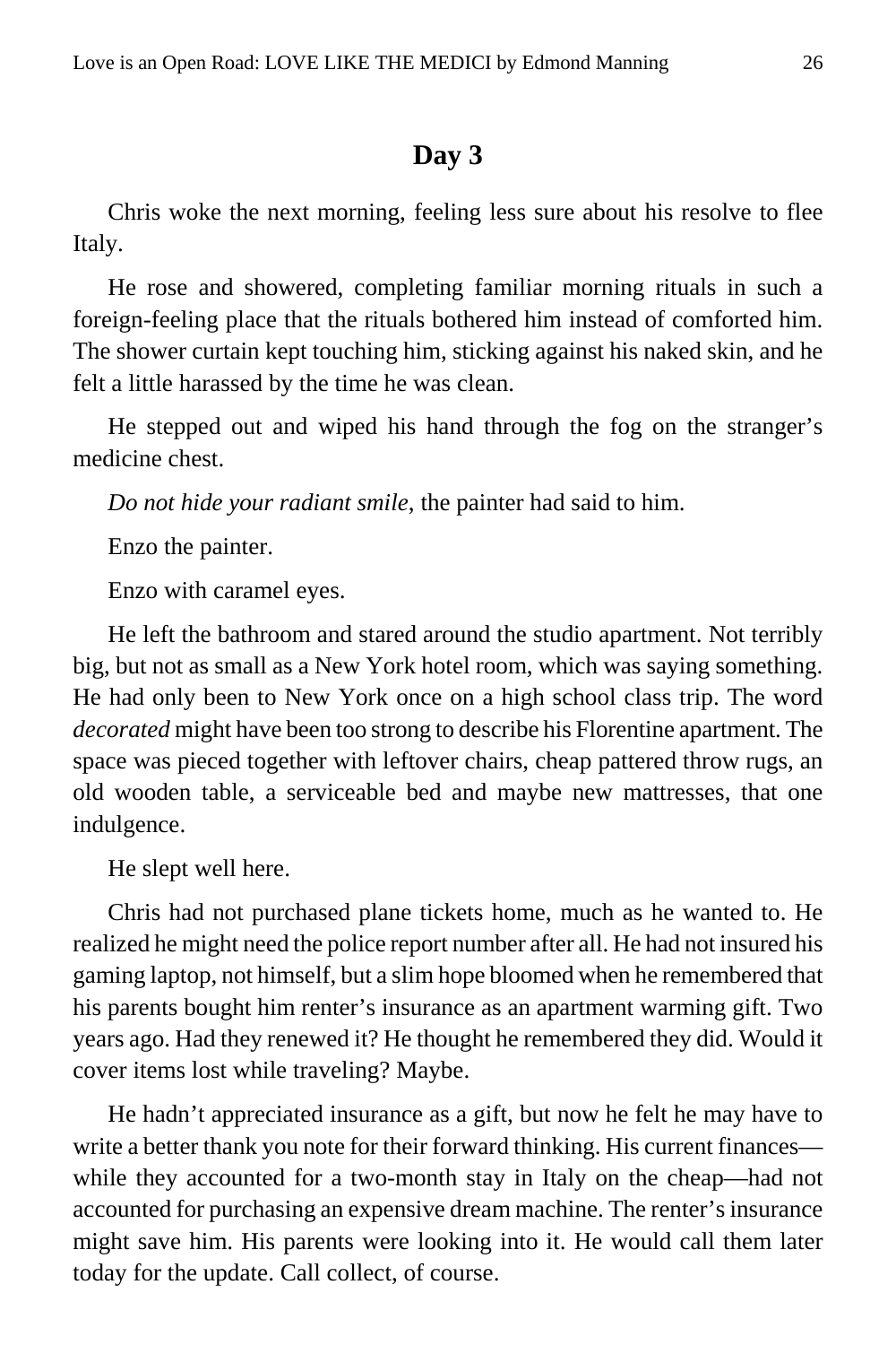## Day 3

Chris woke the next morning, feeling less sure about his resolve to flee Italy.

He rose and showered, completing familiar morning rituals in such a foreign-feeling place that the rituals bothered him instead of comforted him. The shower curtain kept touching him, sticking against his naked skin, and he felt a little harassed by the time he was clean.

He stepped out and wiped his hand through the fog on the stranger's medicine chest.

*Do not hide your radiant smile*, the painter had said to him.

Enzo the painter.

Enzo with caramel eyes.

He left the bathroom and stared around the studio apartment. Not terribly big, but not as small as a New York hotel room, which was saying something. He had only been to New York once on a high school class trip. The word *decorated* might have been too strong to describe his Florentine apartment. The space was pieced together with leftover chairs, cheap pattered throw rugs, an old wooden table, a serviceable bed and maybe new mattresses, that one indulgence.

He slept well here.

Chris had not purchased plane tickets home, much as he wanted to. He realized he might need the police report number after all. He had not insured his gaming laptop, not himself, but a slim hope bloomed when he remembered that his parents bought him renter's insurance as an apartment warming gift. Two years ago. Had they renewed it? He thought he remembered they did. Would it cover items lost while traveling? Maybe.

He hadn't appreciated insurance as a gift, but now he felt he may have to write a better thank you note for their forward thinking. His current finances—while they accounted for a two-month stay in Italy on the cheap—had not accounted for purchasing an expensive dream machine. The renter's insurance might save him. His parents were looking into it. He would call them later today for the update. Call collect, of course.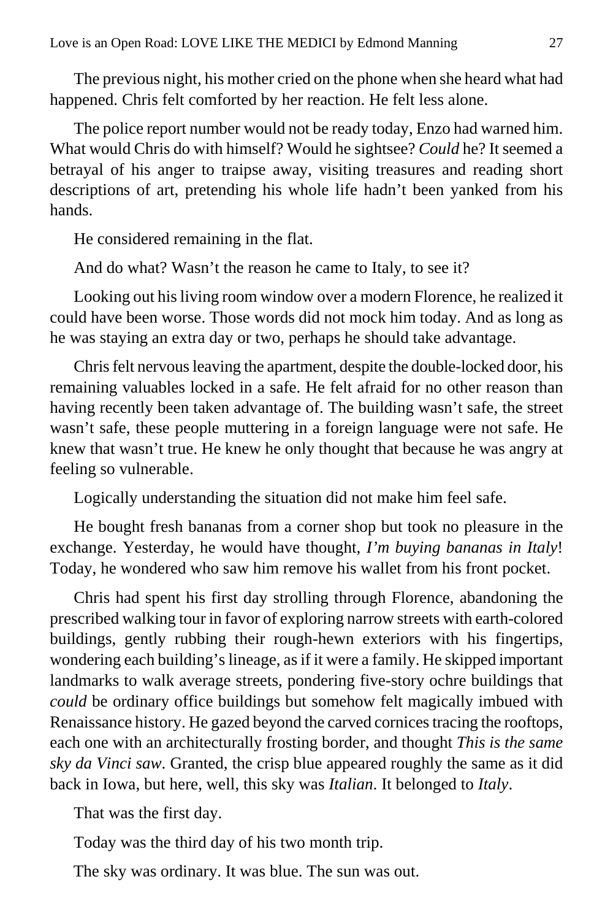The previous night, his mother cried on the phone when she heard what had happened. Chris felt comforted by her reaction. He felt less alone.

The police report number would not be ready today, Enzo had warned him. What would Chris do with himself? Would he sightsee? *Could* he? It seemed a betrayal of his anger to traipse away, visiting treasures and reading short descriptions of art, pretending his whole life hadn't been yanked from his hands.

He considered remaining in the flat.

And do what? Wasn't the reason he came to Italy, to see it?

Looking out his living room window over a modern Florence, he realized it could have been worse. Those words did not mock him today. And as long as he was staying an extra day or two, perhaps he should take advantage.

Chris felt nervous leaving the apartment, despite the double-locked door, his remaining valuables locked in a safe. He felt afraid for no other reason than having recently been taken advantage of. The building wasn't safe, the street wasn't safe, these people muttering in a foreign language were not safe. He knew that wasn't true. He knew he only thought that because he was angry at feeling so vulnerable.

Logically understanding the situation did not make him feel safe.

He bought fresh bananas from a corner shop but took no pleasure in the exchange. Yesterday, he would have thought, *I'm buying bananas in Italy*! Today, he wondered who saw him remove his wallet from his front pocket.

Chris had spent his first day strolling through Florence, abandoning the prescribed walking tour in favor of exploring narrow streets with earth-colored buildings, gently rubbing their rough-hewn exteriors with his fingertips, wondering each building's lineage, as if it were a family. He skipped important landmarks to walk average streets, pondering five-story ochre buildings that *could* be ordinary office buildings but somehow felt magically imbued with Renaissance history. He gazed beyond the carved cornices tracing the rooftops, each one with an architecturally frosting border, and thought *This is the same sky da Vinci saw*. Granted, the crisp blue appeared roughly the same as it did back in Iowa, but here, well, this sky was *Italian*. It belonged to *Italy*.

That was the first day.

Today was the third day of his two month trip.

The sky was ordinary. It was blue. The sun was out.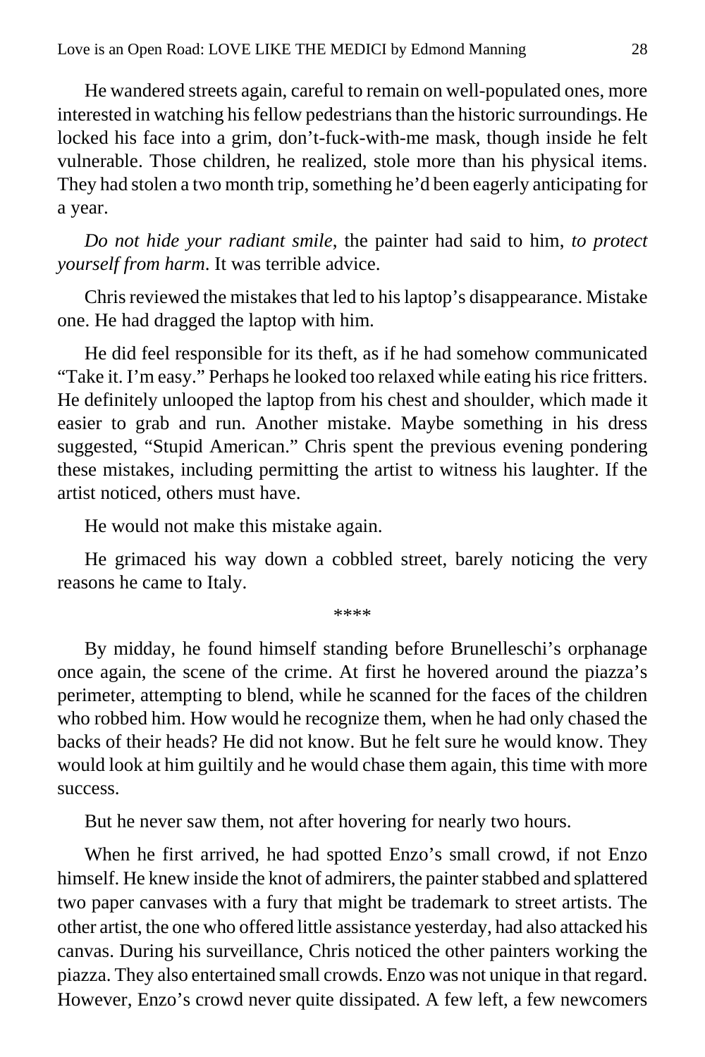He wandered streets again, careful to remain on well-populated ones, more interested in watching his fellow pedestrians than the historic surroundings. He locked his face into a grim, don't-fuck-with-me mask, though inside he felt vulnerable. Those children, he realized, stole more than his physical items. They had stolen a two month trip, something he'd been eagerly anticipating for a year.

*Do not hide your radiant smile*, the painter had said to him, *to protect yourself from harm*. It was terrible advice.

Chris reviewed the mistakes that led to his laptop's disappearance. Mistake one. He had dragged the laptop with him.

He did feel responsible for its theft, as if he had somehow communicated "Take it. I'm easy." Perhaps he looked too relaxed while eating his rice fritters. He definitely unlooped the laptop from his chest and shoulder, which made it easier to grab and run. Another mistake. Maybe something in his dress suggested, "Stupid American." Chris spent the previous evening pondering these mistakes, including permitting the artist to witness his laughter. If the artist noticed, others must have.

He would not make this mistake again.

He grimaced his way down a cobbled street, barely noticing the very reasons he came to Italy.

****

By midday, he found himself standing before Brunelleschi's orphanage once again, the scene of the crime. At first he hovered around the piazza's perimeter, attempting to blend, while he scanned for the faces of the children who robbed him. How would he recognize them, when he had only chased the backs of their heads? He did not know. But he felt sure he would know. They would look at him guiltily and he would chase them again, this time with more success.

But he never saw them, not after hovering for nearly two hours.

When he first arrived, he had spotted Enzo's small crowd, if not Enzo himself. He knew inside the knot of admirers, the painter stabbed and splattered two paper canvases with a fury that might be trademark to street artists. The other artist, the one who offered little assistance yesterday, had also attacked his canvas. During his surveillance, Chris noticed the other painters working the piazza. They also entertained small crowds. Enzo was not unique in that regard. However, Enzo's crowd never quite dissipated. A few left, a few newcomers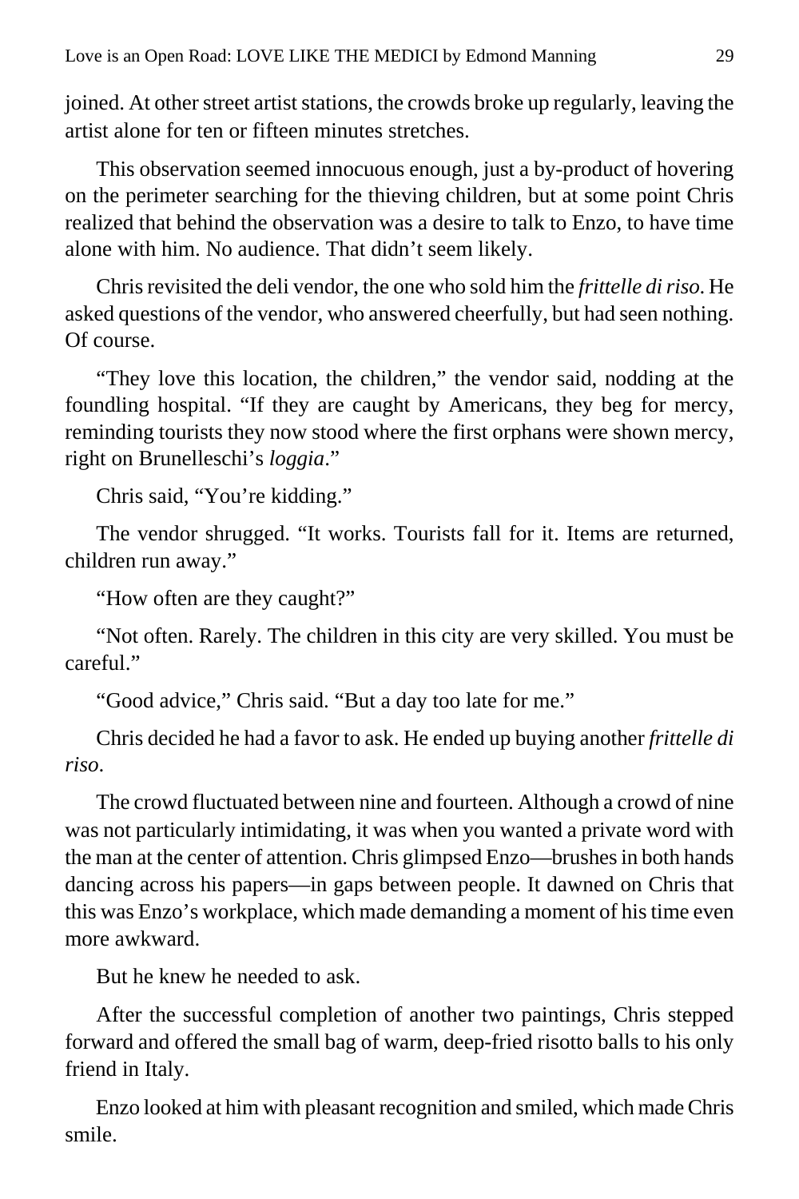joined. At other street artist stations, the crowds broke up regularly, leaving the artist alone for ten or fifteen minutes stretches.

This observation seemed innocuous enough, just a by-product of hovering on the perimeter searching for the thieving children, but at some point Chris realized that behind the observation was a desire to talk to Enzo, to have time alone with him. No audience. That didn't seem likely.

Chris revisited the deli vendor, the one who sold him the *frittelle di riso*. He asked questions of the vendor, who answered cheerfully, but had seen nothing. Of course.

"They love this location, the children," the vendor said, nodding at the foundling hospital. "If they are caught by Americans, they beg for mercy, reminding tourists they now stood where the first orphans were shown mercy, right on Brunelleschi's *loggia*."

Chris said, "You're kidding."

The vendor shrugged. "It works. Tourists fall for it. Items are returned, children run away."

"How often are they caught?"

"Not often. Rarely. The children in this city are very skilled. You must be careful."

"Good advice," Chris said. "But a day too late for me."

Chris decided he had a favor to ask. He ended up buying another *frittelle di riso*.

The crowd fluctuated between nine and fourteen. Although a crowd of nine was not particularly intimidating, it was when you wanted a private word with the man at the center of attention. Chris glimpsed Enzo—brushes in both hands dancing across his papers—in gaps between people. It dawned on Chris that this was Enzo's workplace, which made demanding a moment of his time even more awkward.

But he knew he needed to ask.

After the successful completion of another two paintings, Chris stepped forward and offered the small bag of warm, deep-fried risotto balls to his only friend in Italy.

Enzo looked at him with pleasant recognition and smiled, which made Chris smile.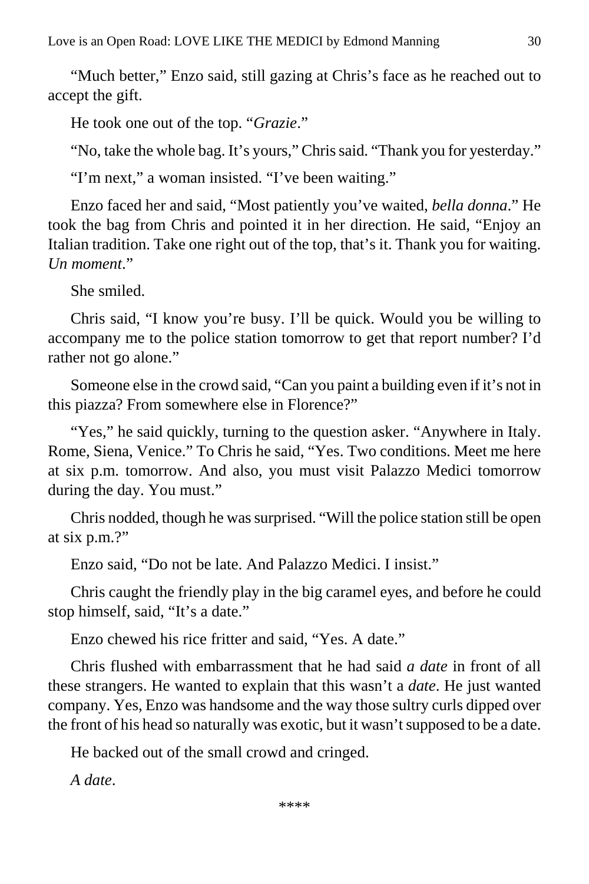"Much better," Enzo said, still gazing at Chris's face as he reached out to accept the gift.

He took one out of the top. "*Grazie*."

"No, take the whole bag. It's yours," Chris said. "Thank you for yesterday."

"I'm next," a woman insisted. "I've been waiting."

Enzo faced her and said, "Most patiently you've waited, *bella donna*." He took the bag from Chris and pointed it in her direction. He said, "Enjoy an Italian tradition. Take one right out of the top, that's it. Thank you for waiting. *Un moment*."

She smiled.

Chris said, "I know you're busy. I'll be quick. Would you be willing to accompany me to the police station tomorrow to get that report number? I'd rather not go alone."

Someone else in the crowd said, "Can you paint a building even if it's not in this piazza? From somewhere else in Florence?"

"Yes," he said quickly, turning to the question asker. "Anywhere in Italy. Rome, Siena, Venice." To Chris he said, "Yes. Two conditions. Meet me here at six p.m. tomorrow. And also, you must visit Palazzo Medici tomorrow during the day. You must."

Chris nodded, though he was surprised. "Will the police station still be open at six p.m.?"

Enzo said, "Do not be late. And Palazzo Medici. I insist."

Chris caught the friendly play in the big caramel eyes, and before he could stop himself, said, "It's a date."

Enzo chewed his rice fritter and said, "Yes. A date."

Chris flushed with embarrassment that he had said *a date* in front of all these strangers. He wanted to explain that this wasn't a *date*. He just wanted company. Yes, Enzo was handsome and the way those sultry curls dipped over the front of his head so naturally was exotic, but it wasn't supposed to be a date.

He backed out of the small crowd and cringed.

*A date*.

****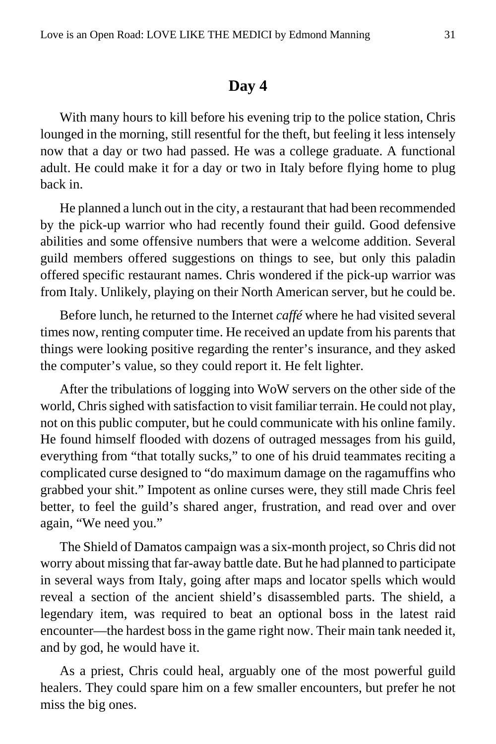## Day 4

With many hours to kill before his evening trip to the police station, Chris lounged in the morning, still resentful for the theft, but feeling it less intensely now that a day or two had passed. He was a college graduate. A functional adult. He could make it for a day or two in Italy before flying home to plug back in.

He planned a lunch out in the city, a restaurant that had been recommended by the pick-up warrior who had recently found their guild. Good defensive abilities and some offensive numbers that were a welcome addition. Several guild members offered suggestions on things to see, but only this paladin offered specific restaurant names. Chris wondered if the pick-up warrior was from Italy. Unlikely, playing on their North American server, but he could be.

Before lunch, he returned to the Internet *caffé* where he had visited several times now, renting computer time. He received an update from his parents that things were looking positive regarding the renter's insurance, and they asked the computer's value, so they could report it. He felt lighter.

After the tribulations of logging into WoW servers on the other side of the world, Chris sighed with satisfaction to visit familiar terrain. He could not play, not on this public computer, but he could communicate with his online family. He found himself flooded with dozens of outraged messages from his guild, everything from "that totally sucks," to one of his druid teammates reciting a complicated curse designed to "do maximum damage on the ragamuffins who grabbed your shit." Impotent as online curses were, they still made Chris feel better, to feel the guild's shared anger, frustration, and read over and over again, "We need you."

The Shield of Damatos campaign was a six-month project, so Chris did not worry about missing that far-away battle date. But he had planned to participate in several ways from Italy, going after maps and locator spells which would reveal a section of the ancient shield's disassembled parts. The shield, a legendary item, was required to beat an optional boss in the latest raid encounter—the hardest boss in the game right now. Their main tank needed it, and by god, he would have it.

As a priest, Chris could heal, arguably one of the most powerful guild healers. They could spare him on a few smaller encounters, but prefer he not miss the big ones.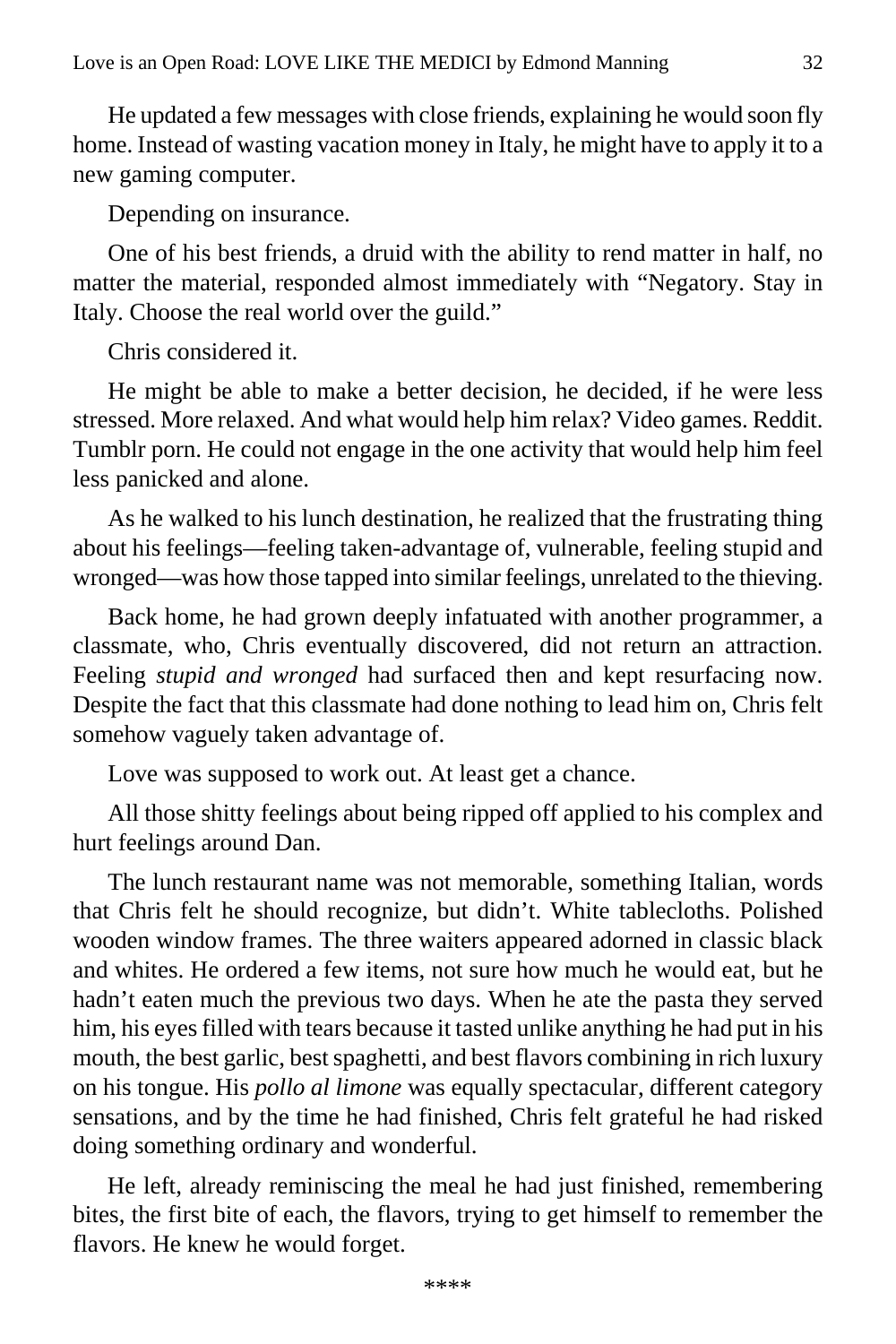He updated a few messages with close friends, explaining he would soon fly home. Instead of wasting vacation money in Italy, he might have to apply it to a new gaming computer.

Depending on insurance.

One of his best friends, a druid with the ability to rend matter in half, no matter the material, responded almost immediately with "Negatory. Stay in Italy. Choose the real world over the guild."

Chris considered it.

He might be able to make a better decision, he decided, if he were less stressed. More relaxed. And what would help him relax? Video games. Reddit. Tumblr porn. He could not engage in the one activity that would help him feel less panicked and alone.

As he walked to his lunch destination, he realized that the frustrating thing about his feelings—feeling taken-advantage of, vulnerable, feeling stupid and wronged—was how those tapped into similar feelings, unrelated to the thieving.

Back home, he had grown deeply infatuated with another programmer, a classmate, who, Chris eventually discovered, did not return an attraction. Feeling *stupid and wronged* had surfaced then and kept resurfacing now. Despite the fact that this classmate had done nothing to lead him on, Chris felt somehow vaguely taken advantage of.

Love was supposed to work out. At least get a chance.

All those shitty feelings about being ripped off applied to his complex and hurt feelings around Dan.

The lunch restaurant name was not memorable, something Italian, words that Chris felt he should recognize, but didn't. White tablecloths. Polished wooden window frames. The three waiters appeared adorned in classic black and whites. He ordered a few items, not sure how much he would eat, but he hadn't eaten much the previous two days. When he ate the pasta they served him, his eyes filled with tears because it tasted unlike anything he had put in his mouth, the best garlic, best spaghetti, and best flavors combining in rich luxury on his tongue. His *pollo al limone* was equally spectacular, different category sensations, and by the time he had finished, Chris felt grateful he had risked doing something ordinary and wonderful.

He left, already reminiscing the meal he had just finished, remembering bites, the first bite of each, the flavors, trying to get himself to remember the flavors. He knew he would forget.

\*\*\*\*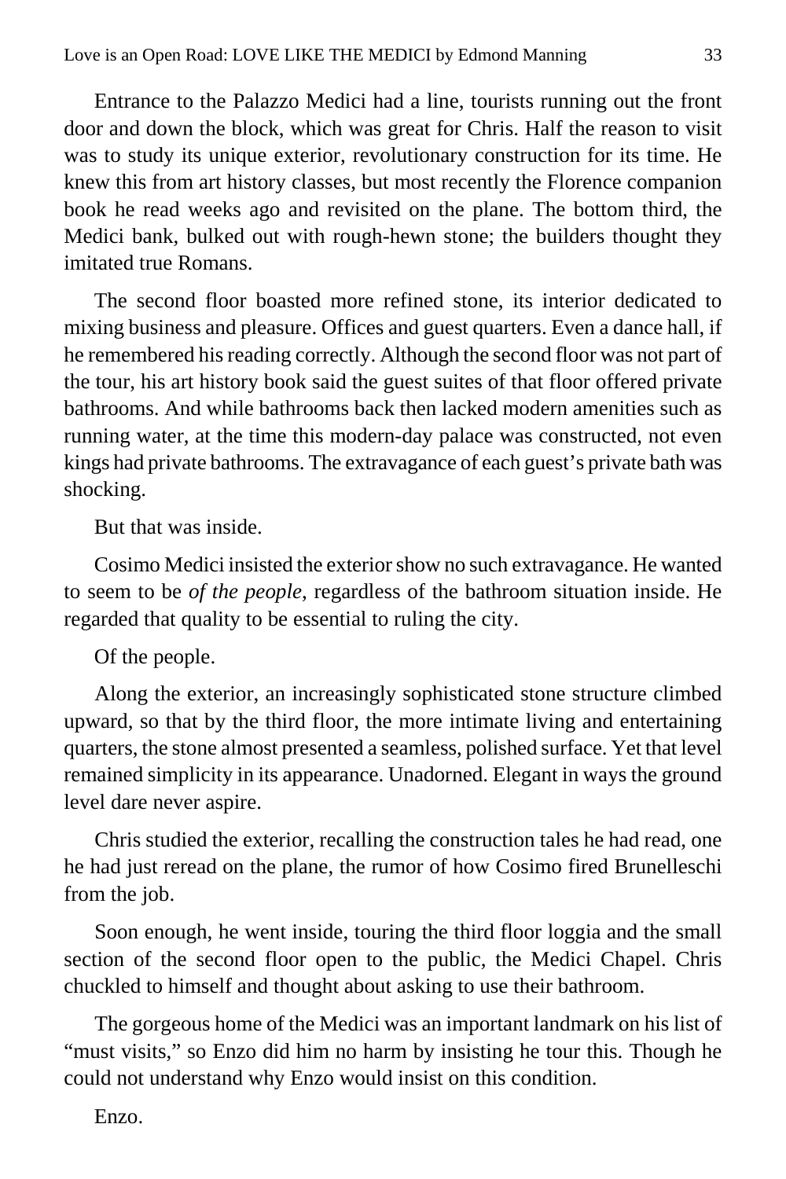Entrance to the Palazzo Medici had a line, tourists running out the front door and down the block, which was great for Chris. Half the reason to visit was to study its unique exterior, revolutionary construction for its time. He knew this from art history classes, but most recently the Florence companion book he read weeks ago and revisited on the plane. The bottom third, the Medici bank, bulked out with rough-hewn stone; the builders thought they imitated true Romans.

The second floor boasted more refined stone, its interior dedicated to mixing business and pleasure. Offices and guest quarters. Even a dance hall, if he remembered his reading correctly. Although the second floor was not part of the tour, his art history book said the guest suites of that floor offered private bathrooms. And while bathrooms back then lacked modern amenities such as running water, at the time this modern-day palace was constructed, not even kings had private bathrooms. The extravagance of each guest's private bath was shocking.

But that was inside.

Cosimo Medici insisted the exterior show no such extravagance. He wanted to seem to be *of the people*, regardless of the bathroom situation inside. He regarded that quality to be essential to ruling the city.

Of the people.

Along the exterior, an increasingly sophisticated stone structure climbed upward, so that by the third floor, the more intimate living and entertaining quarters, the stone almost presented a seamless, polished surface. Yet that level remained simplicity in its appearance. Unadorned. Elegant in ways the ground level dare never aspire.

Chris studied the exterior, recalling the construction tales he had read, one he had just reread on the plane, the rumor of how Cosimo fired Brunelleschi from the job.

Soon enough, he went inside, touring the third floor loggia and the small section of the second floor open to the public, the Medici Chapel. Chris chuckled to himself and thought about asking to use their bathroom.

The gorgeous home of the Medici was an important landmark on his list of "must visits," so Enzo did him no harm by insisting he tour this. Though he could not understand why Enzo would insist on this condition.

Enzo.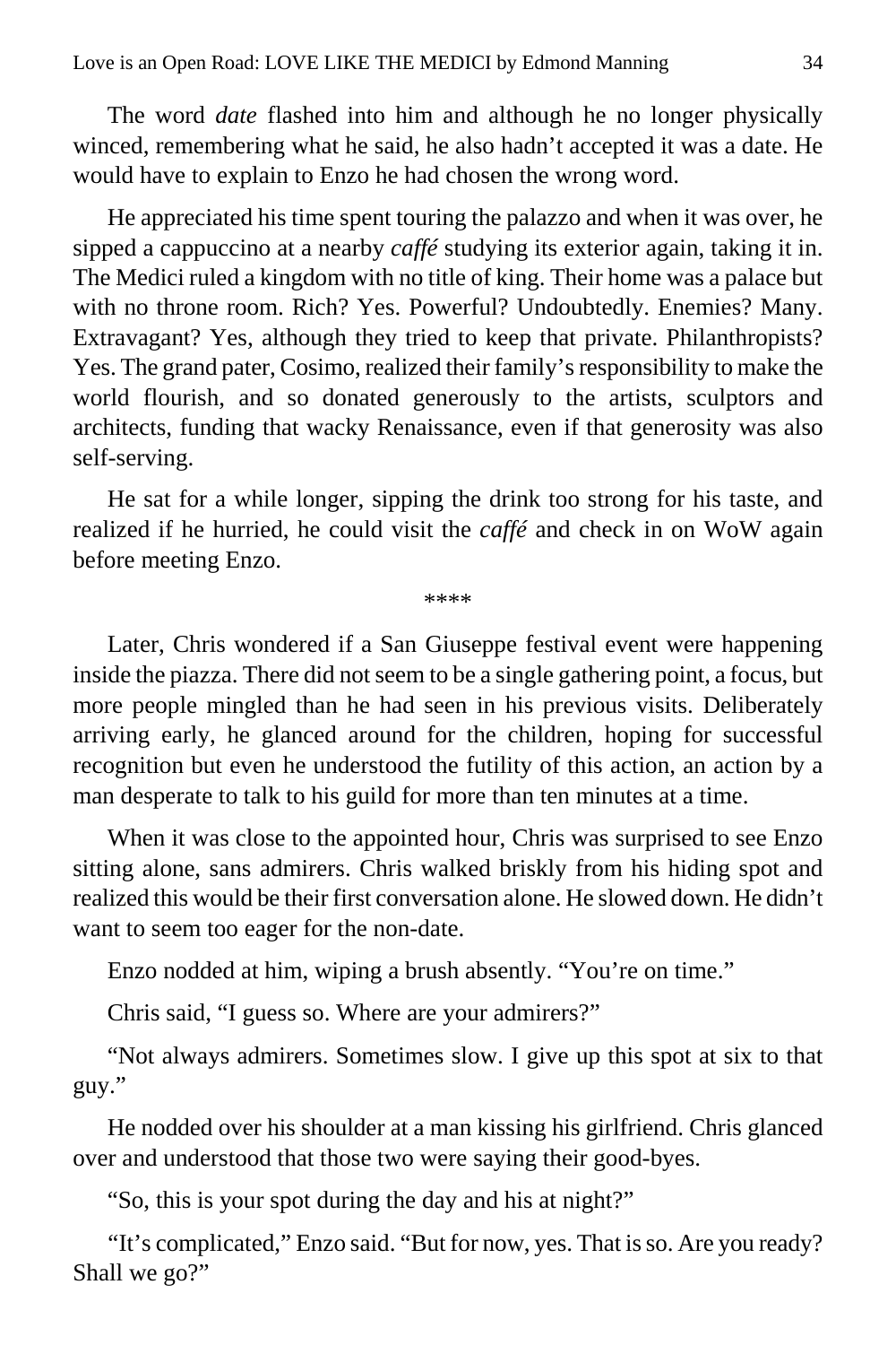The word *date* flashed into him and although he no longer physically winced, remembering what he said, he also hadn't accepted it was a date. He would have to explain to Enzo he had chosen the wrong word.

He appreciated his time spent touring the palazzo and when it was over, he sipped a cappuccino at a nearby *caffé* studying its exterior again, taking it in. The Medici ruled a kingdom with no title of king. Their home was a palace but with no throne room. Rich? Yes. Powerful? Undoubtedly. Enemies? Many. Extravagant? Yes, although they tried to keep that private. Philanthropists? Yes. The grand pater, Cosimo, realized their family's responsibility to make the world flourish, and so donated generously to the artists, sculptors and architects, funding that wacky Renaissance, even if that generosity was also self-serving.

He sat for a while longer, sipping the drink too strong for his taste, and realized if he hurried, he could visit the *caffé* and check in on WoW again before meeting Enzo.

****

Later, Chris wondered if a San Giuseppe festival event were happening inside the piazza. There did not seem to be a single gathering point, a focus, but more people mingled than he had seen in his previous visits. Deliberately arriving early, he glanced around for the children, hoping for successful recognition but even he understood the futility of this action, an action by a man desperate to talk to his guild for more than ten minutes at a time.

When it was close to the appointed hour, Chris was surprised to see Enzo sitting alone, sans admirers. Chris walked briskly from his hiding spot and realized this would be their first conversation alone. He slowed down. He didn't want to seem too eager for the non-date.

Enzo nodded at him, wiping a brush absently. "You're on time."

Chris said, "I guess so. Where are your admirers?"

"Not always admirers. Sometimes slow. I give up this spot at six to that guy."

He nodded over his shoulder at a man kissing his girlfriend. Chris glanced over and understood that those two were saying their good-byes.

"So, this is your spot during the day and his at night?"

"It's complicated," Enzo said. "But for now, yes. That is so. Are you ready? Shall we go?"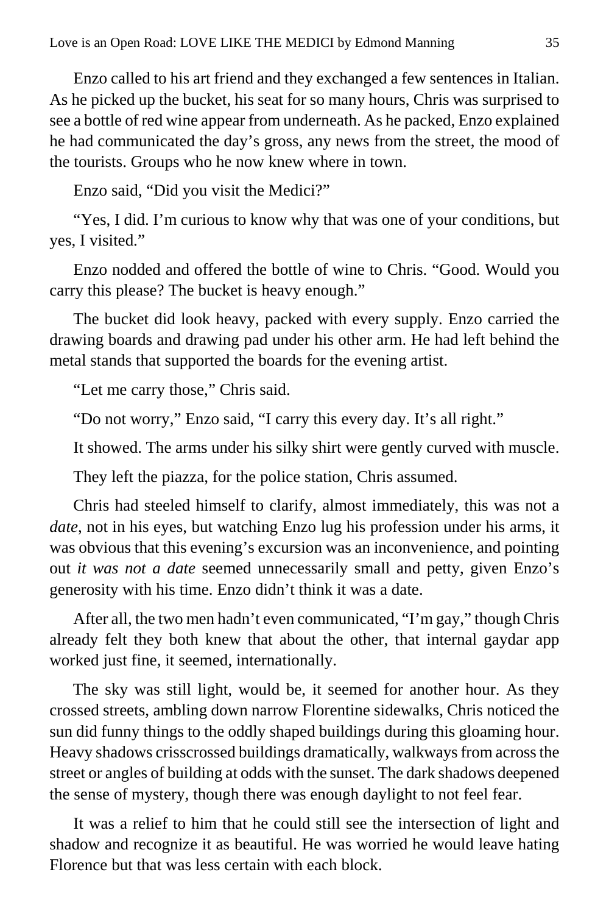Enzo called to his art friend and they exchanged a few sentences in Italian. As he picked up the bucket, his seat for so many hours, Chris was surprised to see a bottle of red wine appear from underneath. As he packed, Enzo explained he had communicated the day's gross, any news from the street, the mood of the tourists. Groups who he now knew where in town.

Enzo said, "Did you visit the Medici?"

"Yes, I did. I'm curious to know why that was one of your conditions, but yes, I visited."

Enzo nodded and offered the bottle of wine to Chris. "Good. Would you carry this please? The bucket is heavy enough."

The bucket did look heavy, packed with every supply. Enzo carried the drawing boards and drawing pad under his other arm. He had left behind the metal stands that supported the boards for the evening artist.

"Let me carry those," Chris said.

"Do not worry," Enzo said, "I carry this every day. It's all right."

It showed. The arms under his silky shirt were gently curved with muscle.

They left the piazza, for the police station, Chris assumed.

Chris had steeled himself to clarify, almost immediately, this was not a *date*, not in his eyes, but watching Enzo lug his profession under his arms, it was obvious that this evening's excursion was an inconvenience, and pointing out *it was not a date* seemed unnecessarily small and petty, given Enzo's generosity with his time. Enzo didn't think it was a date.

After all, the two men hadn't even communicated, "I'm gay," though Chris already felt they both knew that about the other, that internal gaydar app worked just fine, it seemed, internationally.

The sky was still light, would be, it seemed for another hour. As they crossed streets, ambling down narrow Florentine sidewalks, Chris noticed the sun did funny things to the oddly shaped buildings during this gloaming hour. Heavy shadows crisscrossed buildings dramatically, walkways from across the street or angles of building at odds with the sunset. The dark shadows deepened the sense of mystery, though there was enough daylight to not feel fear.

It was a relief to him that he could still see the intersection of light and shadow and recognize it as beautiful. He was worried he would leave hating Florence but that was less certain with each block.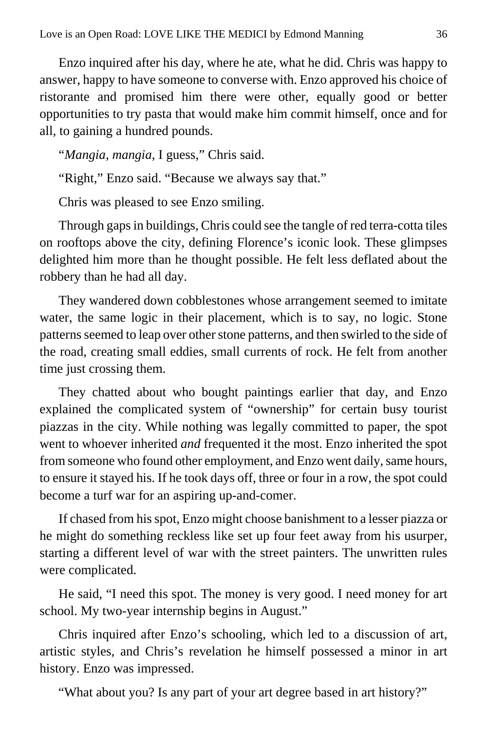Enzo inquired after his day, where he ate, what he did. Chris was happy to answer, happy to have someone to converse with. Enzo approved his choice of ristorante and promised him there were other, equally good or better opportunities to try pasta that would make him commit himself, once and for all, to gaining a hundred pounds.

"*Mangia, mangia*, I guess," Chris said.

"Right," Enzo said. "Because we always say that."

Chris was pleased to see Enzo smiling.

Through gaps in buildings, Chris could see the tangle of red terra-cotta tiles on rooftops above the city, defining Florence's iconic look. These glimpses delighted him more than he thought possible. He felt less deflated about the robbery than he had all day.

They wandered down cobblestones whose arrangement seemed to imitate water, the same logic in their placement, which is to say, no logic. Stone patterns seemed to leap over other stone patterns, and then swirled to the side of the road, creating small eddies, small currents of rock. He felt from another time just crossing them.

They chatted about who bought paintings earlier that day, and Enzo explained the complicated system of "ownership" for certain busy tourist piazzas in the city. While nothing was legally committed to paper, the spot went to whoever inherited *and* frequented it the most. Enzo inherited the spot from someone who found other employment, and Enzo went daily, same hours, to ensure it stayed his. If he took days off, three or four in a row, the spot could become a turf war for an aspiring up-and-comer.

If chased from his spot, Enzo might choose banishment to a lesser piazza or he might do something reckless like set up four feet away from his usurper, starting a different level of war with the street painters. The unwritten rules were complicated.

He said, "I need this spot. The money is very good. I need money for art school. My two-year internship begins in August."

Chris inquired after Enzo's schooling, which led to a discussion of art, artistic styles, and Chris's revelation he himself possessed a minor in art history. Enzo was impressed.

"What about you? Is any part of your art degree based in art history?"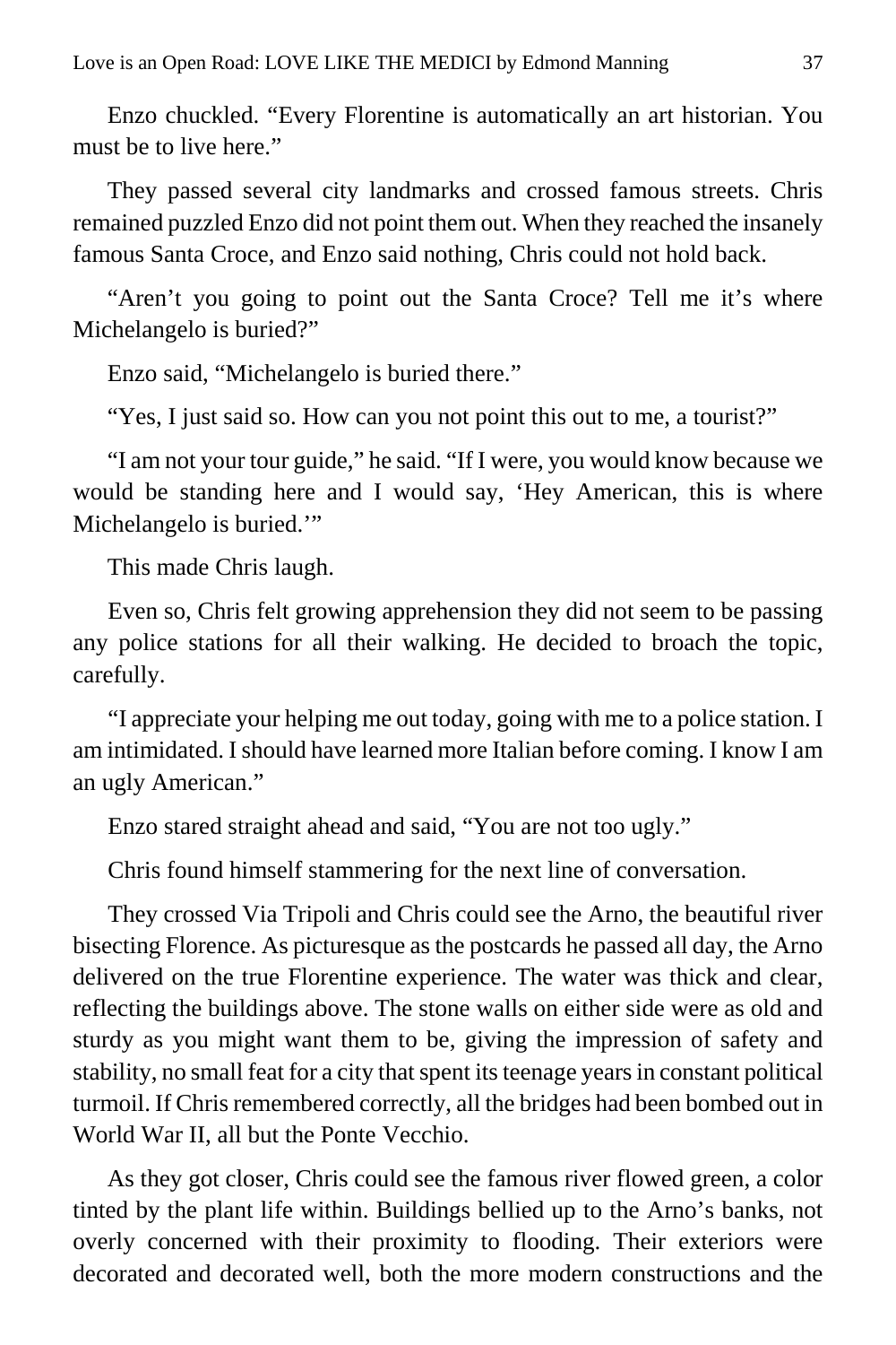Enzo chuckled. “Every Florentine is automatically an art historian. You must be to live here.”

They passed several city landmarks and crossed famous streets. Chris remained puzzled Enzo did not point them out. When they reached the insanely famous Santa Croce, and Enzo said nothing, Chris could not hold back.

“Aren’t you going to point out the Santa Croce? Tell me it’s where Michelangelo is buried?”

Enzo said, “Michelangelo is buried there.”

“Yes, I just said so. How can you not point this out to me, a tourist?”

“I am not your tour guide,” he said. “If I were, you would know because we would be standing here and I would say, ‘Hey American, this is where Michelangelo is buried.’”

This made Chris laugh.

Even so, Chris felt growing apprehension they did not seem to be passing any police stations for all their walking. He decided to broach the topic, carefully.

“I appreciate your helping me out today, going with me to a police station. I am intimidated. I should have learned more Italian before coming. I know I am an ugly American.”

Enzo stared straight ahead and said, “You are not too ugly.”

Chris found himself stammering for the next line of conversation.

They crossed Via Tripoli and Chris could see the Arno, the beautiful river bisecting Florence. As picturesque as the postcards he passed all day, the Arno delivered on the true Florentine experience. The water was thick and clear, reflecting the buildings above. The stone walls on either side were as old and sturdy as you might want them to be, giving the impression of safety and stability, no small feat for a city that spent its teenage years in constant political turmoil. If Chris remembered correctly, all the bridges had been bombed out in World War II, all but the Ponte Vecchio.

As they got closer, Chris could see the famous river flowed green, a color tinted by the plant life within. Buildings bellied up to the Arno’s banks, not overly concerned with their proximity to flooding. Their exteriors were decorated and decorated well, both the more modern constructions and the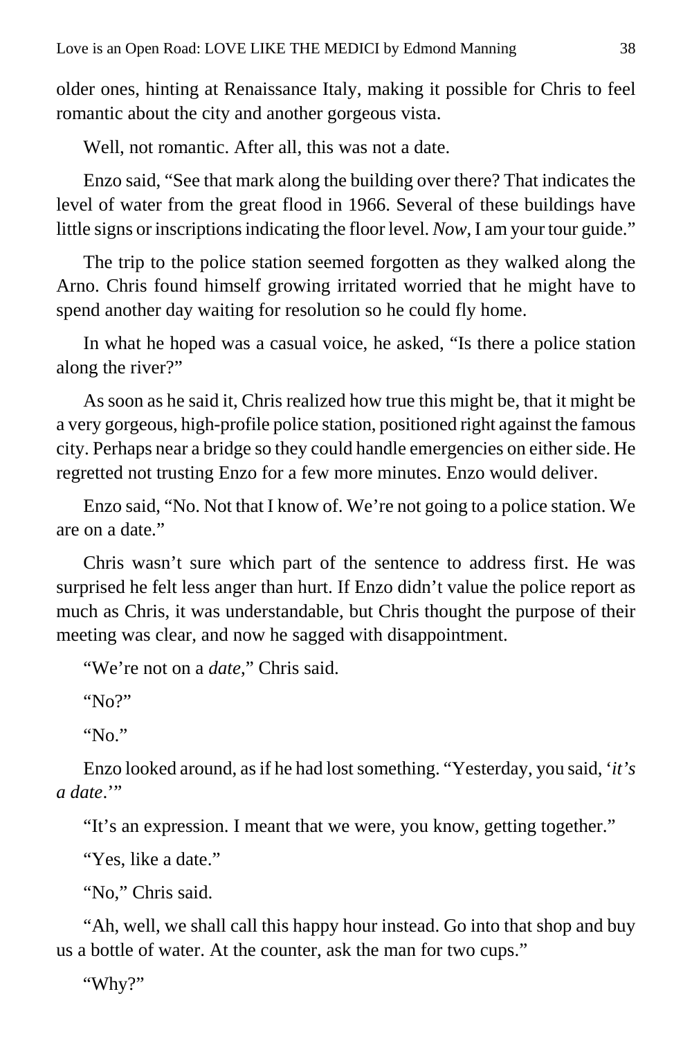older ones, hinting at Renaissance Italy, making it possible for Chris to feel romantic about the city and another gorgeous vista.

Well, not romantic. After all, this was not a date.

Enzo said, “See that mark along the building over there? That indicates the level of water from the great flood in 1966. Several of these buildings have little signs or inscriptions indicating the floor level. *Now*, I am your tour guide.”

The trip to the police station seemed forgotten as they walked along the Arno. Chris found himself growing irritated worried that he might have to spend another day waiting for resolution so he could fly home.

In what he hoped was a casual voice, he asked, “Is there a police station along the river?”

As soon as he said it, Chris realized how true this might be, that it might be a very gorgeous, high-profile police station, positioned right against the famous city. Perhaps near a bridge so they could handle emergencies on either side. He regretted not trusting Enzo for a few more minutes. Enzo would deliver.

Enzo said, “No. Not that I know of. We’re not going to a police station. We are on a date.”

Chris wasn’t sure which part of the sentence to address first. He was surprised he felt less anger than hurt. If Enzo didn’t value the police report as much as Chris, it was understandable, but Chris thought the purpose of their meeting was clear, and now he sagged with disappointment.

“We’re not on a *date*,” Chris said.

“No?”

“No.”

Enzo looked around, as if he had lost something. “Yesterday, you said, ‘*it’s a date*.’”

“It’s an expression. I meant that we were, you know, getting together.”

“Yes, like a date.”

“No,” Chris said.

“Ah, well, we shall call this happy hour instead. Go into that shop and buy us a bottle of water. At the counter, ask the man for two cups.”

“Why?”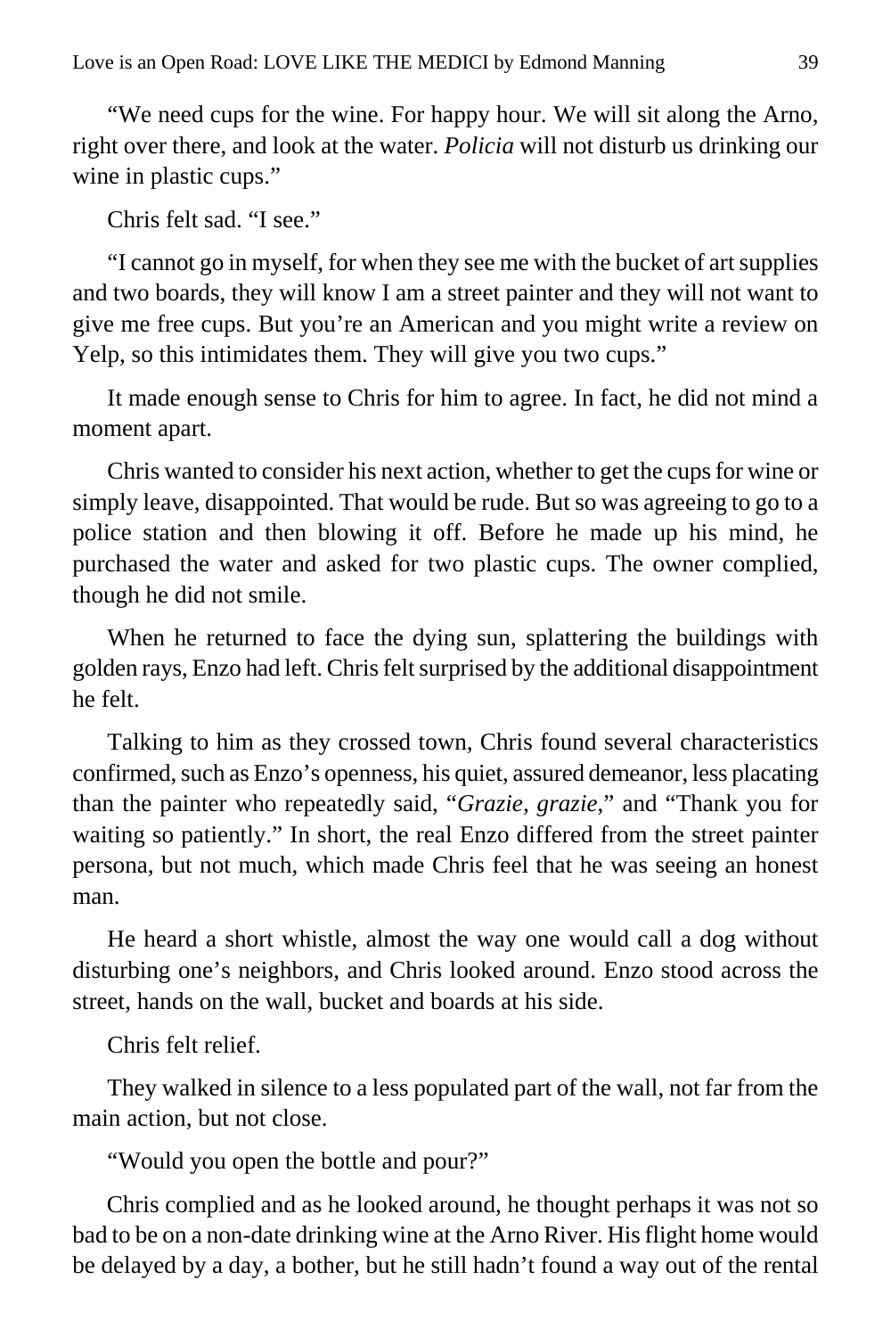"We need cups for the wine. For happy hour. We will sit along the Arno, right over there, and look at the water. *Policia* will not disturb us drinking our wine in plastic cups."

Chris felt sad. "I see."

"I cannot go in myself, for when they see me with the bucket of art supplies and two boards, they will know I am a street painter and they will not want to give me free cups. But you're an American and you might write a review on Yelp, so this intimidates them. They will give you two cups."

It made enough sense to Chris for him to agree. In fact, he did not mind a moment apart.

Chris wanted to consider his next action, whether to get the cups for wine or simply leave, disappointed. That would be rude. But so was agreeing to go to a police station and then blowing it off. Before he made up his mind, he purchased the water and asked for two plastic cups. The owner complied, though he did not smile.

When he returned to face the dying sun, splattering the buildings with golden rays, Enzo had left. Chris felt surprised by the additional disappointment he felt.

Talking to him as they crossed town, Chris found several characteristics confirmed, such as Enzo's openness, his quiet, assured demeanor, less placating than the painter who repeatedly said, "*Grazie, grazie*," and "Thank you for waiting so patiently." In short, the real Enzo differed from the street painter persona, but not much, which made Chris feel that he was seeing an honest man.

He heard a short whistle, almost the way one would call a dog without disturbing one's neighbors, and Chris looked around. Enzo stood across the street, hands on the wall, bucket and boards at his side.

Chris felt relief.

They walked in silence to a less populated part of the wall, not far from the main action, but not close.

"Would you open the bottle and pour?"

Chris complied and as he looked around, he thought perhaps it was not so bad to be on a non-date drinking wine at the Arno River. His flight home would be delayed by a day, a bother, but he still hadn't found a way out of the rental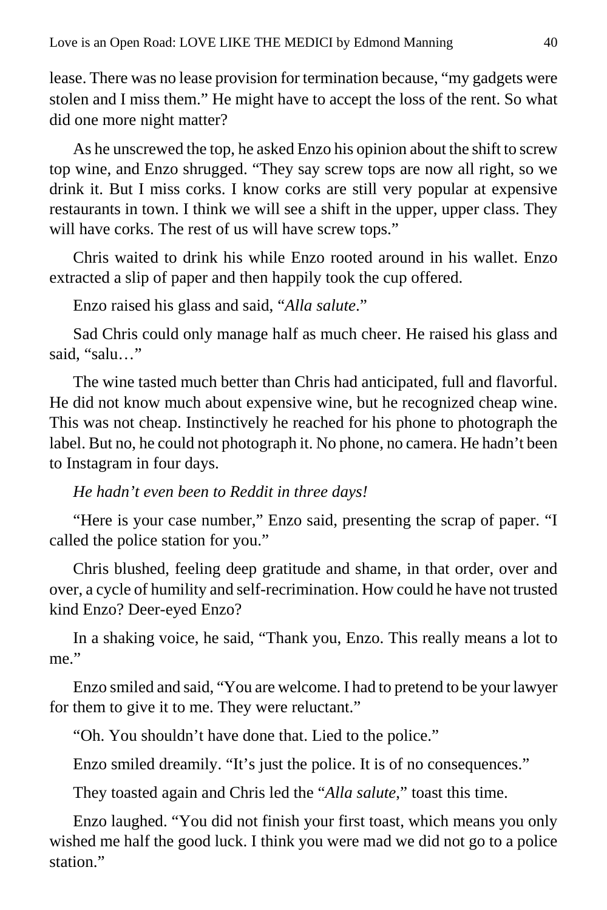lease. There was no lease provision for termination because, "my gadgets were stolen and I miss them." He might have to accept the loss of the rent. So what did one more night matter?

As he unscrewed the top, he asked Enzo his opinion about the shift to screw top wine, and Enzo shrugged. "They say screw tops are now all right, so we drink it. But I miss corks. I know corks are still very popular at expensive restaurants in town. I think we will see a shift in the upper, upper class. They will have corks. The rest of us will have screw tops."

Chris waited to drink his while Enzo rooted around in his wallet. Enzo extracted a slip of paper and then happily took the cup offered.

Enzo raised his glass and said, "*Alla salute*."

Sad Chris could only manage half as much cheer. He raised his glass and said, "salu…"

The wine tasted much better than Chris had anticipated, full and flavorful. He did not know much about expensive wine, but he recognized cheap wine. This was not cheap. Instinctively he reached for his phone to photograph the label. But no, he could not photograph it. No phone, no camera. He hadn't been to Instagram in four days.

*He hadn't even been to Reddit in three days!*

"Here is your case number," Enzo said, presenting the scrap of paper. "I called the police station for you."

Chris blushed, feeling deep gratitude and shame, in that order, over and over, a cycle of humility and self-recrimination. How could he have not trusted kind Enzo? Deer-eyed Enzo?

In a shaking voice, he said, "Thank you, Enzo. This really means a lot to me."

Enzo smiled and said, "You are welcome. I had to pretend to be your lawyer for them to give it to me. They were reluctant."

"Oh. You shouldn't have done that. Lied to the police."

Enzo smiled dreamily. "It's just the police. It is of no consequences."

They toasted again and Chris led the "*Alla salute*," toast this time.

Enzo laughed. "You did not finish your first toast, which means you only wished me half the good luck. I think you were mad we did not go to a police station."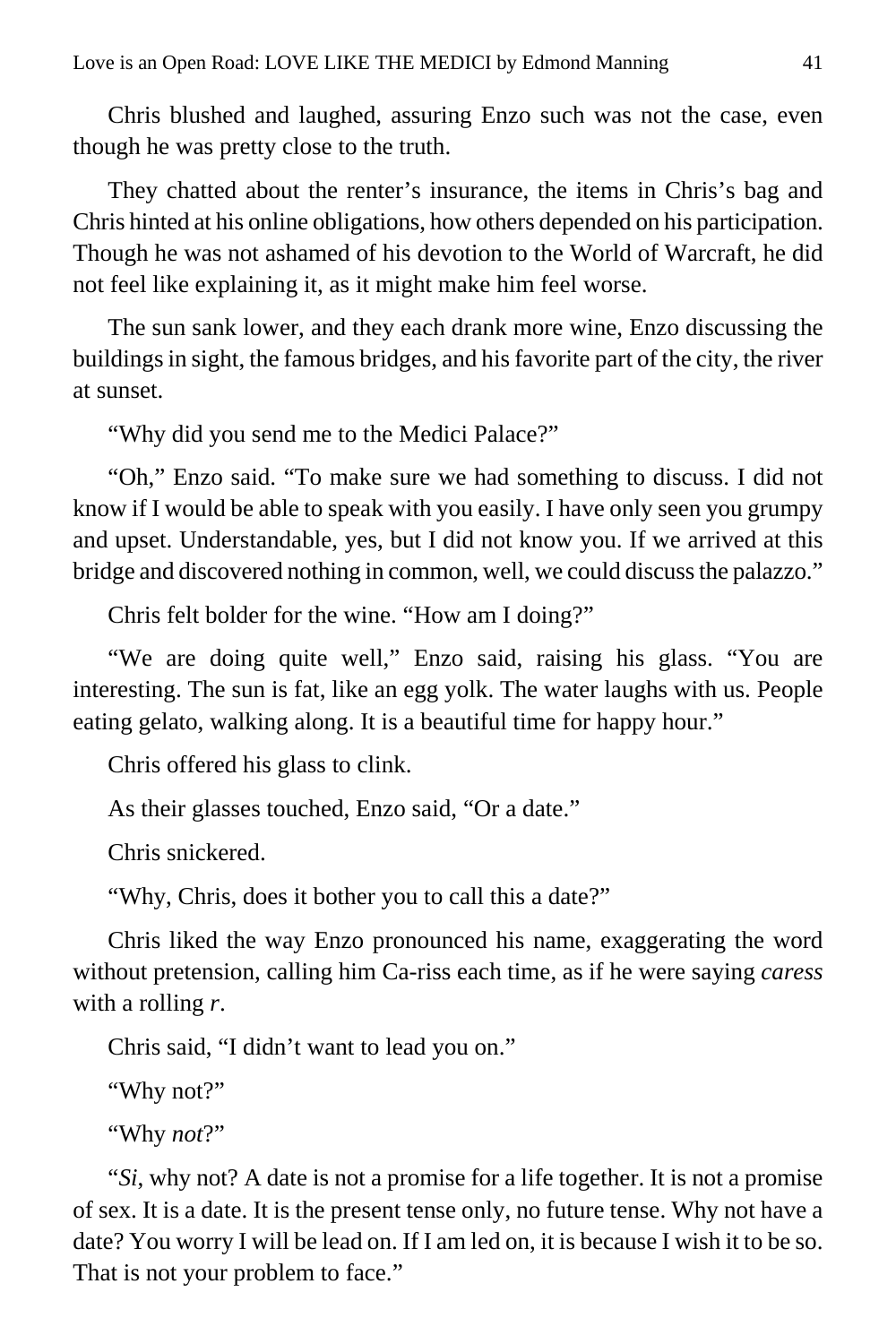Chris blushed and laughed, assuring Enzo such was not the case, even though he was pretty close to the truth.

They chatted about the renter's insurance, the items in Chris's bag and Chris hinted at his online obligations, how others depended on his participation. Though he was not ashamed of his devotion to the World of Warcraft, he did not feel like explaining it, as it might make him feel worse.

The sun sank lower, and they each drank more wine, Enzo discussing the buildings in sight, the famous bridges, and his favorite part of the city, the river at sunset.

"Why did you send me to the Medici Palace?"

"Oh," Enzo said. "To make sure we had something to discuss. I did not know if I would be able to speak with you easily. I have only seen you grumpy and upset. Understandable, yes, but I did not know you. If we arrived at this bridge and discovered nothing in common, well, we could discuss the palazzo."

Chris felt bolder for the wine. "How am I doing?"

"We are doing quite well," Enzo said, raising his glass. "You are interesting. The sun is fat, like an egg yolk. The water laughs with us. People eating gelato, walking along. It is a beautiful time for happy hour."

Chris offered his glass to clink.

As their glasses touched, Enzo said, "Or a date."

Chris snickered.

"Why, Chris, does it bother you to call this a date?"

Chris liked the way Enzo pronounced his name, exaggerating the word without pretension, calling him Ca-riss each time, as if he were saying *caress* with a rolling *r*.

Chris said, "I didn't want to lead you on."

"Why not?"

"Why *not*?"

"*Si*, why not? A date is not a promise for a life together. It is not a promise of sex. It is a date. It is the present tense only, no future tense. Why not have a date? You worry I will be lead on. If I am led on, it is because I wish it to be so. That is not your problem to face."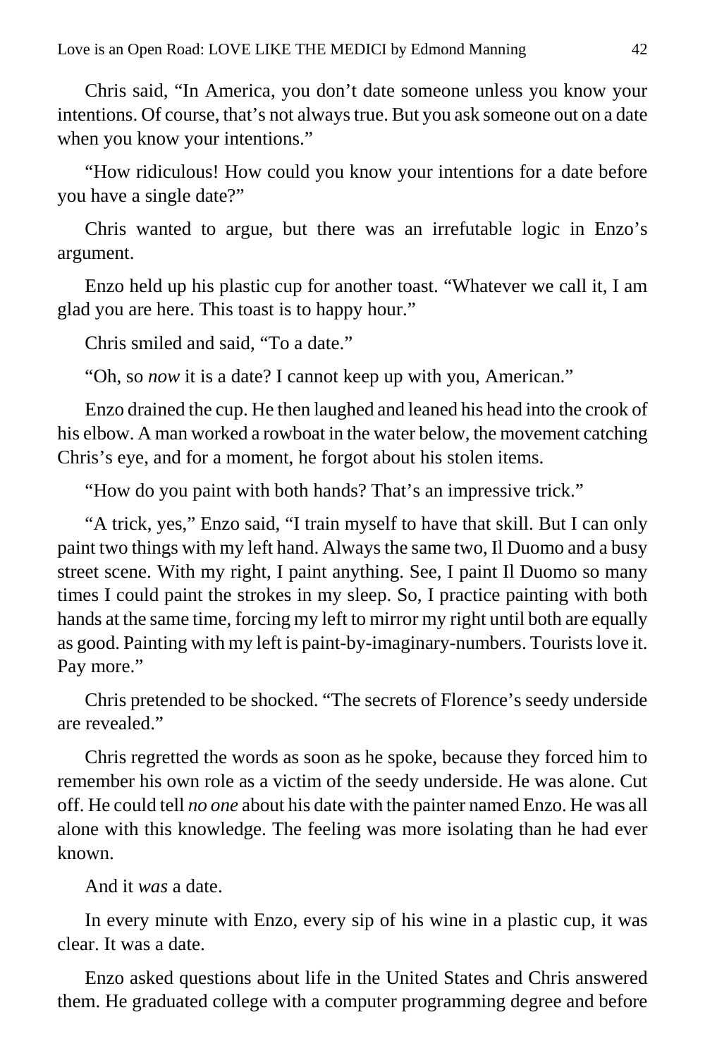Chris said, “In America, you don’t date someone unless you know your intentions. Of course, that’s not always true. But you ask someone out on a date when you know your intentions.”

“How ridiculous! How could you know your intentions for a date before you have a single date?”

Chris wanted to argue, but there was an irrefutable logic in Enzo’s argument.

Enzo held up his plastic cup for another toast. “Whatever we call it, I am glad you are here. This toast is to happy hour.”

Chris smiled and said, “To a date.”

“Oh, so *now* it is a date? I cannot keep up with you, American.”

Enzo drained the cup. He then laughed and leaned his head into the crook of his elbow. A man worked a rowboat in the water below, the movement catching Chris’s eye, and for a moment, he forgot about his stolen items.

“How do you paint with both hands? That’s an impressive trick.”

“A trick, yes,” Enzo said, “I train myself to have that skill. But I can only paint two things with my left hand. Always the same two, Il Duomo and a busy street scene. With my right, I paint anything. See, I paint Il Duomo so many times I could paint the strokes in my sleep. So, I practice painting with both hands at the same time, forcing my left to mirror my right until both are equally as good. Painting with my left is paint-by-imaginary-numbers. Tourists love it. Pay more.”

Chris pretended to be shocked. “The secrets of Florence’s seedy underside are revealed.”

Chris regretted the words as soon as he spoke, because they forced him to remember his own role as a victim of the seedy underside. He was alone. Cut off. He could tell *no one* about his date with the painter named Enzo. He was all alone with this knowledge. The feeling was more isolating than he had ever known.

And it *was* a date.

In every minute with Enzo, every sip of his wine in a plastic cup, it was clear. It was a date.

Enzo asked questions about life in the United States and Chris answered them. He graduated college with a computer programming degree and before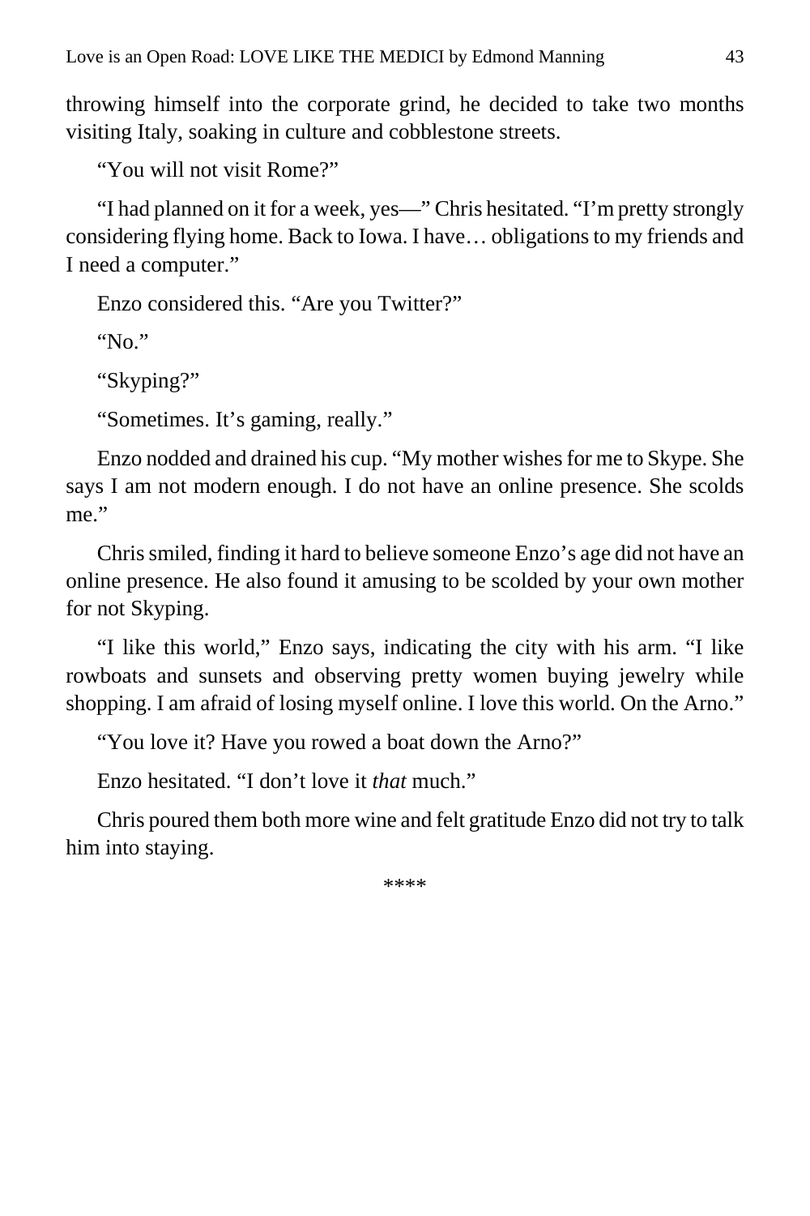throwing himself into the corporate grind, he decided to take two months visiting Italy, soaking in culture and cobblestone streets.

"You will not visit Rome?"

"I had planned on it for a week, yes—" Chris hesitated. "I'm pretty strongly considering flying home. Back to Iowa. I have… obligations to my friends and I need a computer."

Enzo considered this. "Are you Twitter?"

"No."

"Skyping?"

"Sometimes. It's gaming, really."

Enzo nodded and drained his cup. "My mother wishes for me to Skype. She says I am not modern enough. I do not have an online presence. She scolds me."

Chris smiled, finding it hard to believe someone Enzo's age did not have an online presence. He also found it amusing to be scolded by your own mother for not Skyping.

"I like this world," Enzo says, indicating the city with his arm. "I like rowboats and sunsets and observing pretty women buying jewelry while shopping. I am afraid of losing myself online. I love this world. On the Arno."

"You love it? Have you rowed a boat down the Arno?"

Enzo hesitated. "I don't love it *that* much."

Chris poured them both more wine and felt gratitude Enzo did not try to talk him into staying.

****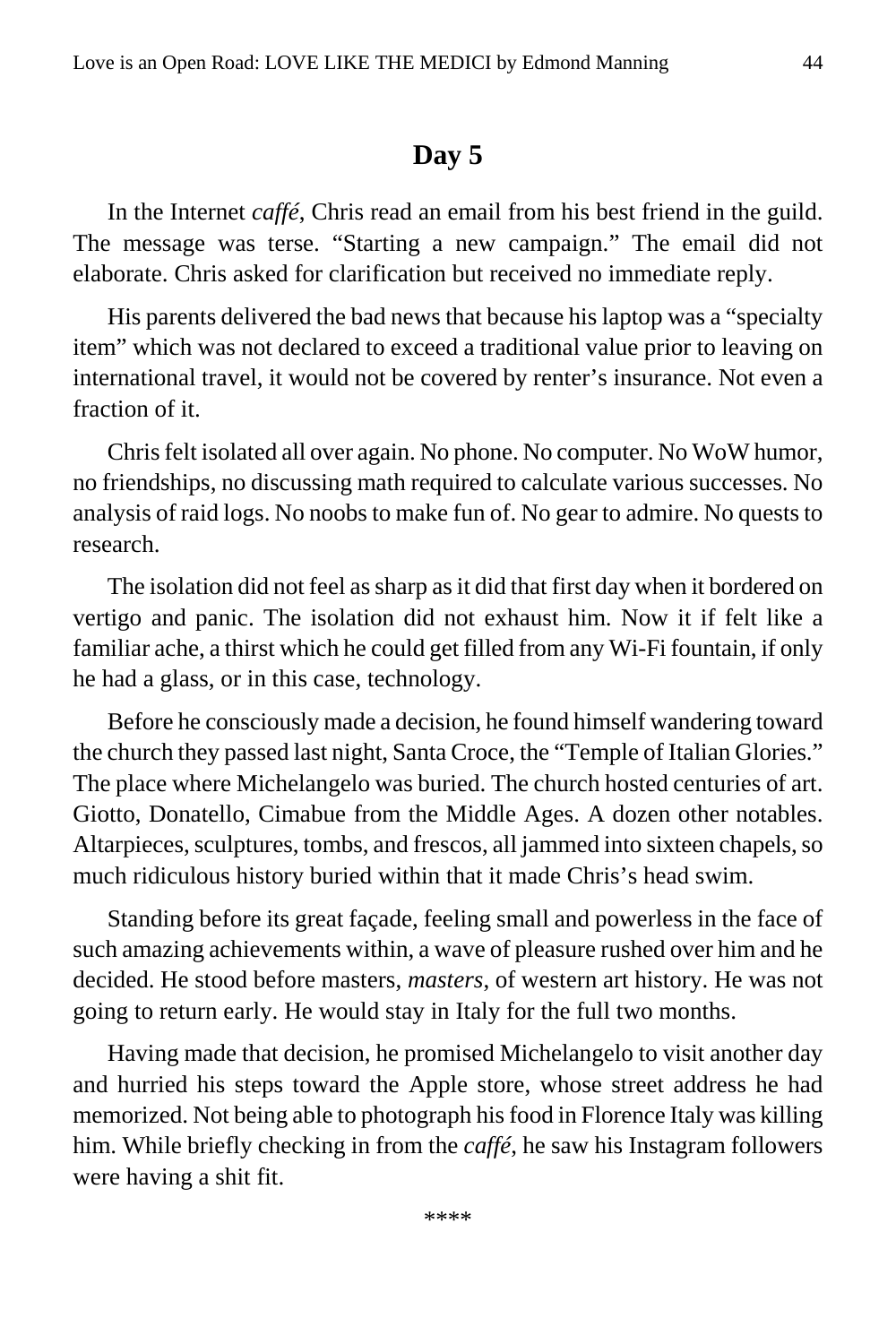# Day 5

In the Internet *caffé*, Chris read an email from his best friend in the guild. The message was terse. “Starting a new campaign.” The email did not elaborate. Chris asked for clarification but received no immediate reply.

His parents delivered the bad news that because his laptop was a “specialty item” which was not declared to exceed a traditional value prior to leaving on international travel, it would not be covered by renter’s insurance. Not even a fraction of it.

Chris felt isolated all over again. No phone. No computer. No WoW humor, no friendships, no discussing math required to calculate various successes. No analysis of raid logs. No noobs to make fun of. No gear to admire. No quests to research.

The isolation did not feel as sharp as it did that first day when it bordered on vertigo and panic. The isolation did not exhaust him. Now it if felt like a familiar ache, a thirst which he could get filled from any Wi-Fi fountain, if only he had a glass, or in this case, technology.

Before he consciously made a decision, he found himself wandering toward the church they passed last night, Santa Croce, the “Temple of Italian Glories.” The place where Michelangelo was buried. The church hosted centuries of art. Giotto, Donatello, Cimabue from the Middle Ages. A dozen other notables. Altarpieces, sculptures, tombs, and frescos, all jammed into sixteen chapels, so much ridiculous history buried within that it made Chris’s head swim.

Standing before its great façade, feeling small and powerless in the face of such amazing achievements within, a wave of pleasure rushed over him and he decided. He stood before masters, *masters*, of western art history. He was not going to return early. He would stay in Italy for the full two months.

Having made that decision, he promised Michelangelo to visit another day and hurried his steps toward the Apple store, whose street address he had memorized. Not being able to photograph his food in Florence Italy was killing him. While briefly checking in from the *caffé*, he saw his Instagram followers were having a shit fit.

****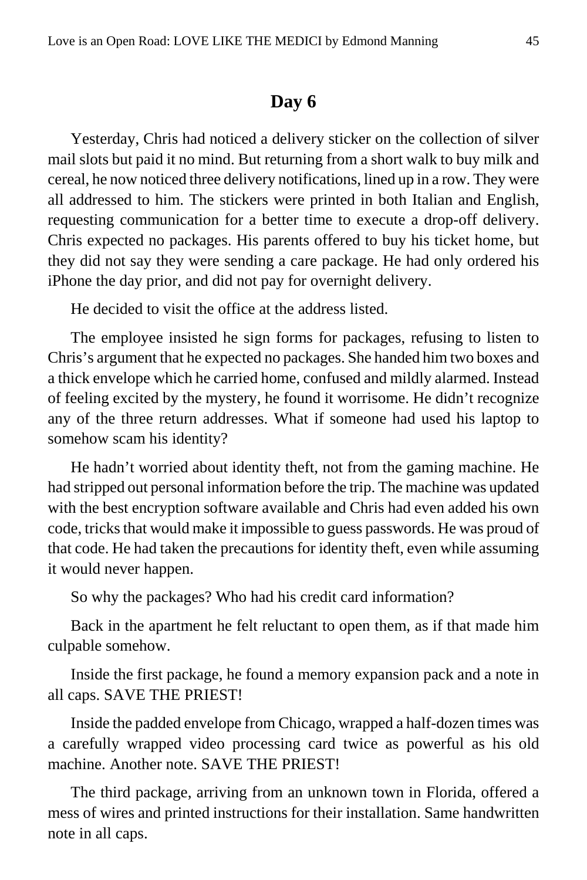## Day 6

Yesterday, Chris had noticed a delivery sticker on the collection of silver mail slots but paid it no mind. But returning from a short walk to buy milk and cereal, he now noticed three delivery notifications, lined up in a row. They were all addressed to him. The stickers were printed in both Italian and English, requesting communication for a better time to execute a drop-off delivery. Chris expected no packages. His parents offered to buy his ticket home, but they did not say they were sending a care package. He had only ordered his iPhone the day prior, and did not pay for overnight delivery.

He decided to visit the office at the address listed.

The employee insisted he sign forms for packages, refusing to listen to Chris's argument that he expected no packages. She handed him two boxes and a thick envelope which he carried home, confused and mildly alarmed. Instead of feeling excited by the mystery, he found it worrisome. He didn't recognize any of the three return addresses. What if someone had used his laptop to somehow scam his identity?

He hadn't worried about identity theft, not from the gaming machine. He had stripped out personal information before the trip. The machine was updated with the best encryption software available and Chris had even added his own code, tricks that would make it impossible to guess passwords. He was proud of that code. He had taken the precautions for identity theft, even while assuming it would never happen.

So why the packages? Who had his credit card information?

Back in the apartment he felt reluctant to open them, as if that made him culpable somehow.

Inside the first package, he found a memory expansion pack and a note in all caps. SAVE THE PRIEST!

Inside the padded envelope from Chicago, wrapped a half-dozen times was a carefully wrapped video processing card twice as powerful as his old machine. Another note. SAVE THE PRIEST!

The third package, arriving from an unknown town in Florida, offered a mess of wires and printed instructions for their installation. Same handwritten note in all caps.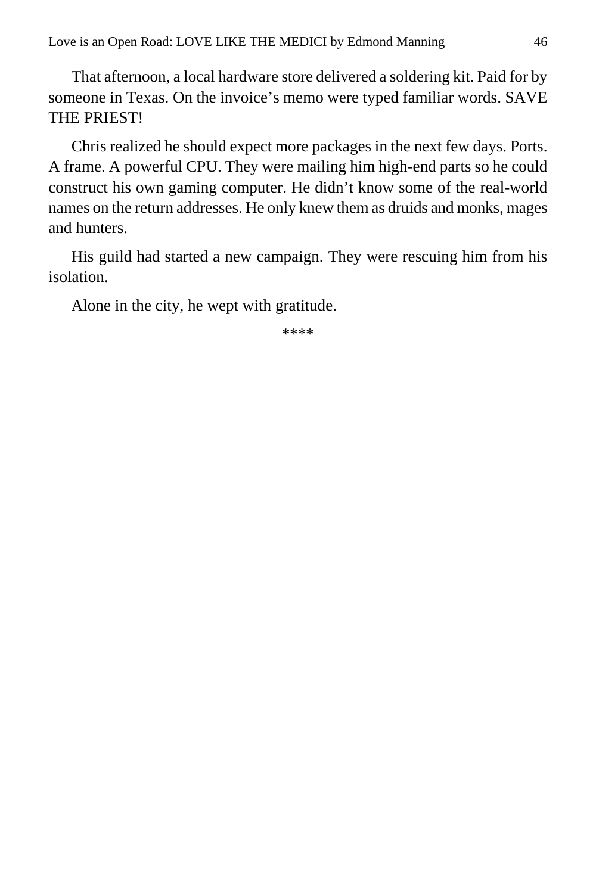That afternoon, a local hardware store delivered a soldering kit. Paid for by someone in Texas. On the invoice's memo were typed familiar words. SAVE THE PRIEST!

Chris realized he should expect more packages in the next few days. Ports. A frame. A powerful CPU. They were mailing him high-end parts so he could construct his own gaming computer. He didn't know some of the real-world names on the return addresses. He only knew them as druids and monks, mages and hunters.

His guild had started a new campaign. They were rescuing him from his isolation.

Alone in the city, he wept with gratitude.

****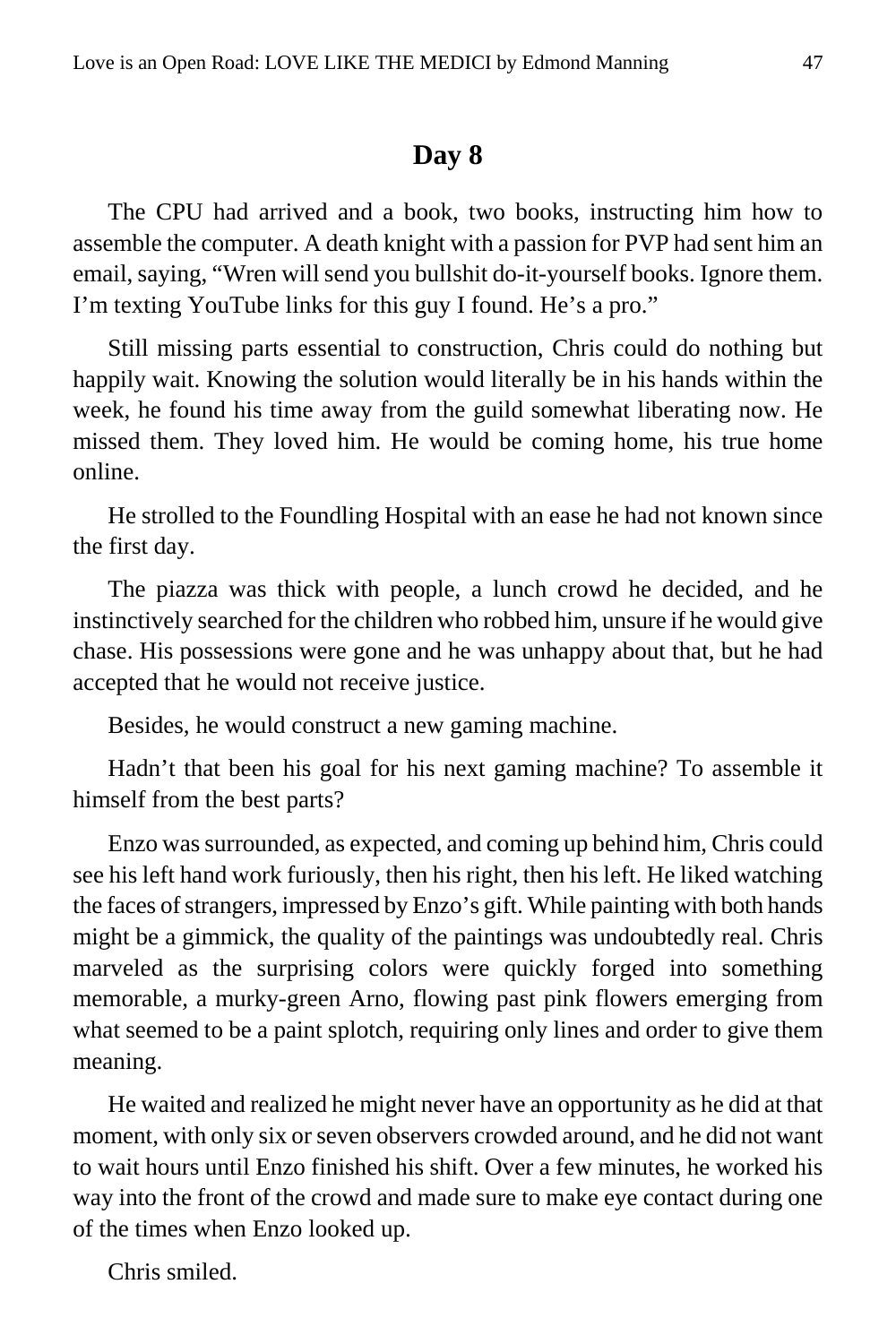## Day 8

The CPU had arrived and a book, two books, instructing him how to assemble the computer. A death knight with a passion for PVP had sent him an email, saying, "Wren will send you bullshit do-it-yourself books. Ignore them. I'm texting YouTube links for this guy I found. He's a pro."

Still missing parts essential to construction, Chris could do nothing but happily wait. Knowing the solution would literally be in his hands within the week, he found his time away from the guild somewhat liberating now. He missed them. They loved him. He would be coming home, his true home online.

He strolled to the Foundling Hospital with an ease he had not known since the first day.

The piazza was thick with people, a lunch crowd he decided, and he instinctively searched for the children who robbed him, unsure if he would give chase. His possessions were gone and he was unhappy about that, but he had accepted that he would not receive justice.

Besides, he would construct a new gaming machine.

Hadn't that been his goal for his next gaming machine? To assemble it himself from the best parts?

Enzo was surrounded, as expected, and coming up behind him, Chris could see his left hand work furiously, then his right, then his left. He liked watching the faces of strangers, impressed by Enzo's gift. While painting with both hands might be a gimmick, the quality of the paintings was undoubtedly real. Chris marveled as the surprising colors were quickly forged into something memorable, a murky-green Arno, flowing past pink flowers emerging from what seemed to be a paint splotch, requiring only lines and order to give them meaning.

He waited and realized he might never have an opportunity as he did at that moment, with only six or seven observers crowded around, and he did not want to wait hours until Enzo finished his shift. Over a few minutes, he worked his way into the front of the crowd and made sure to make eye contact during one of the times when Enzo looked up.

Chris smiled.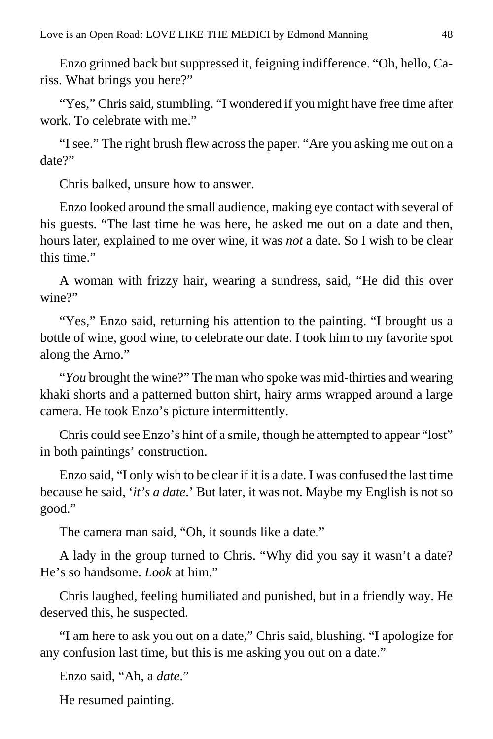Enzo grinned back but suppressed it, feigning indifference. “Oh, hello, Cariss. What brings you here?”

“Yes,” Chris said, stumbling. “I wondered if you might have free time after work. To celebrate with me.”

“I see.” The right brush flew across the paper. “Are you asking me out on a date?”

Chris balked, unsure how to answer.

Enzo looked around the small audience, making eye contact with several of his guests. “The last time he was here, he asked me out on a date and then, hours later, explained to me over wine, it was *not* a date. So I wish to be clear this time.”

A woman with frizzy hair, wearing a sundress, said, “He did this over wine?”

“Yes,” Enzo said, returning his attention to the painting. “I brought us a bottle of wine, good wine, to celebrate our date. I took him to my favorite spot along the Arno.”

“*You* brought the wine?” The man who spoke was mid-thirties and wearing khaki shorts and a patterned button shirt, hairy arms wrapped around a large camera. He took Enzo’s picture intermittently.

Chris could see Enzo’s hint of a smile, though he attempted to appear “lost” in both paintings’ construction.

Enzo said, “I only wish to be clear if it is a date. I was confused the last time because he said, ‘*it’s a date*.’ But later, it was not. Maybe my English is not so good.”

The camera man said, “Oh, it sounds like a date.”

A lady in the group turned to Chris. “Why did you say it wasn’t a date? He’s so handsome. *Look* at him.”

Chris laughed, feeling humiliated and punished, but in a friendly way. He deserved this, he suspected.

“I am here to ask you out on a date,” Chris said, blushing. “I apologize for any confusion last time, but this is me asking you out on a date.”

Enzo said, “Ah, a *date*.”

He resumed painting.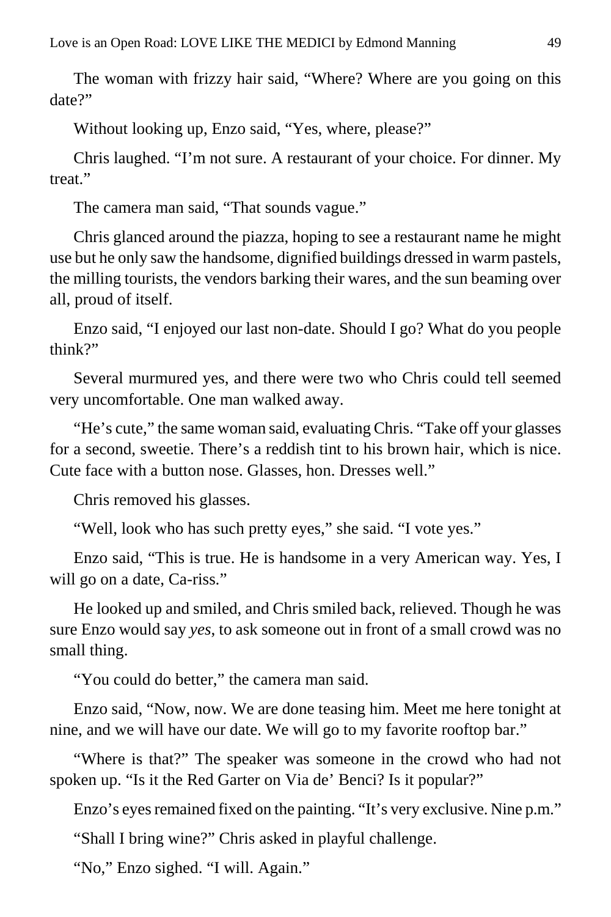The woman with frizzy hair said, "Where? Where are you going on this date?"

Without looking up, Enzo said, "Yes, where, please?"

Chris laughed. "I'm not sure. A restaurant of your choice. For dinner. My treat."

The camera man said, "That sounds vague."

Chris glanced around the piazza, hoping to see a restaurant name he might use but he only saw the handsome, dignified buildings dressed in warm pastels, the milling tourists, the vendors barking their wares, and the sun beaming over all, proud of itself.

Enzo said, "I enjoyed our last non-date. Should I go? What do you people think?"

Several murmured yes, and there were two who Chris could tell seemed very uncomfortable. One man walked away.

"He's cute," the same woman said, evaluating Chris. "Take off your glasses for a second, sweetie. There's a reddish tint to his brown hair, which is nice. Cute face with a button nose. Glasses, hon. Dresses well."

Chris removed his glasses.

"Well, look who has such pretty eyes," she said. "I vote yes."

Enzo said, "This is true. He is handsome in a very American way. Yes, I will go on a date, Ca-riss."

He looked up and smiled, and Chris smiled back, relieved. Though he was sure Enzo would say *yes*, to ask someone out in front of a small crowd was no small thing.

"You could do better," the camera man said.

Enzo said, "Now, now. We are done teasing him. Meet me here tonight at nine, and we will have our date. We will go to my favorite rooftop bar."

"Where is that?" The speaker was someone in the crowd who had not spoken up. "Is it the Red Garter on Via de' Benci? Is it popular?"

Enzo's eyes remained fixed on the painting. "It's very exclusive. Nine p.m."

"Shall I bring wine?" Chris asked in playful challenge.

"No," Enzo sighed. "I will. Again."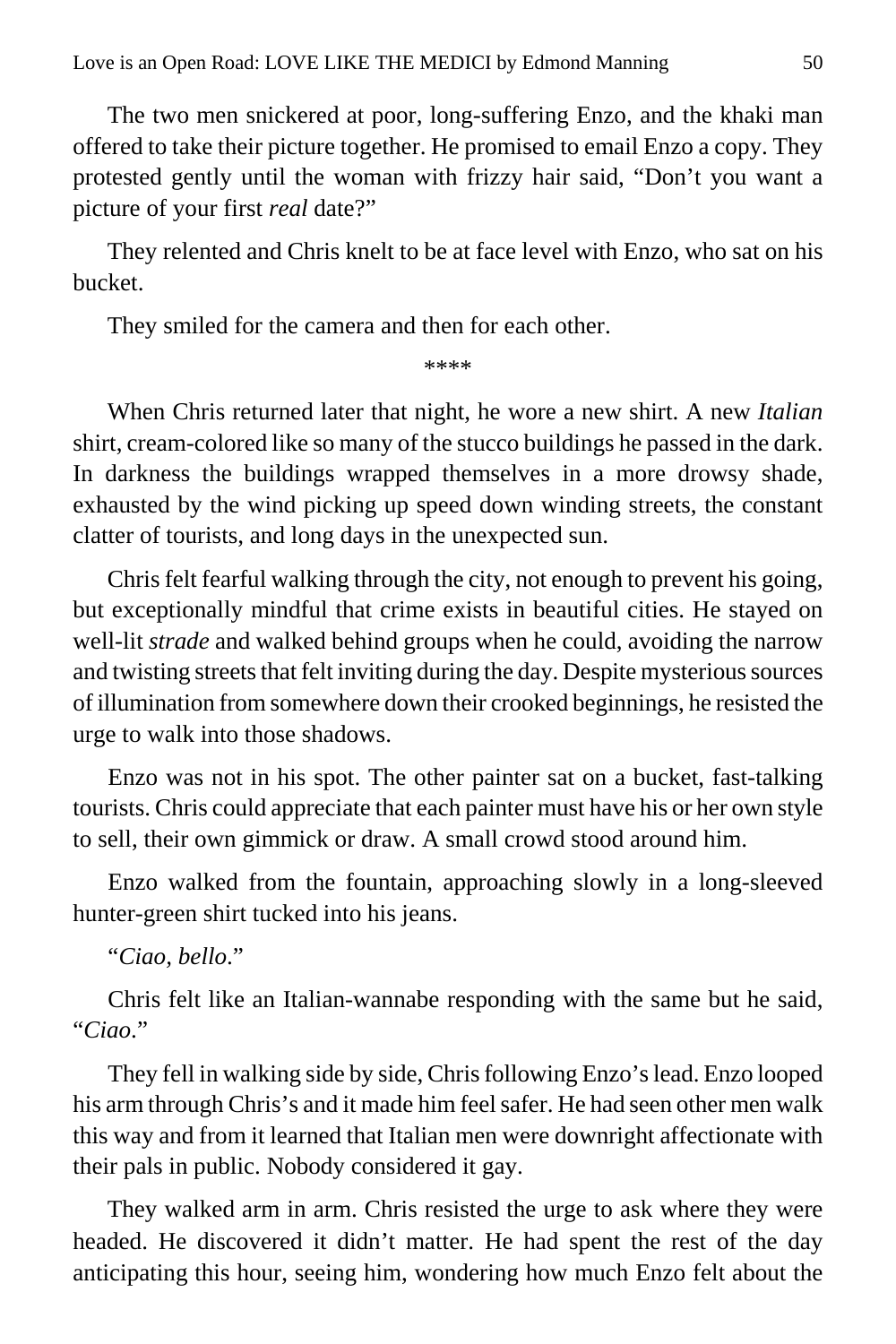The two men snickered at poor, long-suffering Enzo, and the khaki man offered to take their picture together. He promised to email Enzo a copy. They protested gently until the woman with frizzy hair said, "Don't you want a picture of your first *real* date?"

They relented and Chris knelt to be at face level with Enzo, who sat on his bucket.

They smiled for the camera and then for each other.

****

When Chris returned later that night, he wore a new shirt. A new *Italian* shirt, cream-colored like so many of the stucco buildings he passed in the dark. In darkness the buildings wrapped themselves in a more drowsy shade, exhausted by the wind picking up speed down winding streets, the constant clatter of tourists, and long days in the unexpected sun.

Chris felt fearful walking through the city, not enough to prevent his going, but exceptionally mindful that crime exists in beautiful cities. He stayed on well-lit *strade* and walked behind groups when he could, avoiding the narrow and twisting streets that felt inviting during the day. Despite mysterious sources of illumination from somewhere down their crooked beginnings, he resisted the urge to walk into those shadows.

Enzo was not in his spot. The other painter sat on a bucket, fast-talking tourists. Chris could appreciate that each painter must have his or her own style to sell, their own gimmick or draw. A small crowd stood around him.

Enzo walked from the fountain, approaching slowly in a long-sleeved hunter-green shirt tucked into his jeans.

"*Ciao, bello*."

Chris felt like an Italian-wannabe responding with the same but he said, "*Ciao*."

They fell in walking side by side, Chris following Enzo's lead. Enzo looped his arm through Chris's and it made him feel safer. He had seen other men walk this way and from it learned that Italian men were downright affectionate with their pals in public. Nobody considered it gay.

They walked arm in arm. Chris resisted the urge to ask where they were headed. He discovered it didn't matter. He had spent the rest of the day anticipating this hour, seeing him, wondering how much Enzo felt about the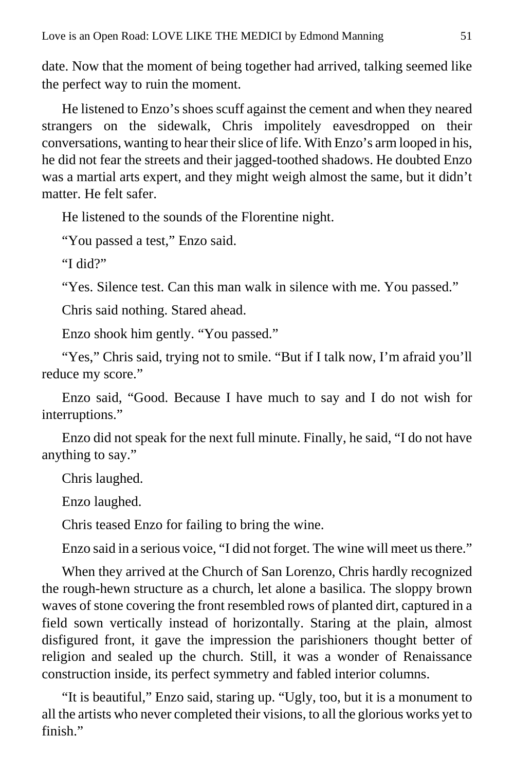date. Now that the moment of being together had arrived, talking seemed like the perfect way to ruin the moment.

He listened to Enzo's shoes scuff against the cement and when they neared strangers on the sidewalk, Chris impolitely eavesdropped on their conversations, wanting to hear their slice of life. With Enzo's arm looped in his, he did not fear the streets and their jagged-toothed shadows. He doubted Enzo was a martial arts expert, and they might weigh almost the same, but it didn't matter. He felt safer.

He listened to the sounds of the Florentine night.

"You passed a test," Enzo said.

"I did?"

"Yes. Silence test. Can this man walk in silence with me. You passed."

Chris said nothing. Stared ahead.

Enzo shook him gently. "You passed."

"Yes," Chris said, trying not to smile. "But if I talk now, I'm afraid you'll reduce my score."

Enzo said, "Good. Because I have much to say and I do not wish for interruptions."

Enzo did not speak for the next full minute. Finally, he said, "I do not have anything to say."

Chris laughed.

Enzo laughed.

Chris teased Enzo for failing to bring the wine.

Enzo said in a serious voice, "I did not forget. The wine will meet us there."

When they arrived at the Church of San Lorenzo, Chris hardly recognized the rough-hewn structure as a church, let alone a basilica. The sloppy brown waves of stone covering the front resembled rows of planted dirt, captured in a field sown vertically instead of horizontally. Staring at the plain, almost disfigured front, it gave the impression the parishioners thought better of religion and sealed up the church. Still, it was a wonder of Renaissance construction inside, its perfect symmetry and fabled interior columns.

"It is beautiful," Enzo said, staring up. "Ugly, too, but it is a monument to all the artists who never completed their visions, to all the glorious works yet to finish."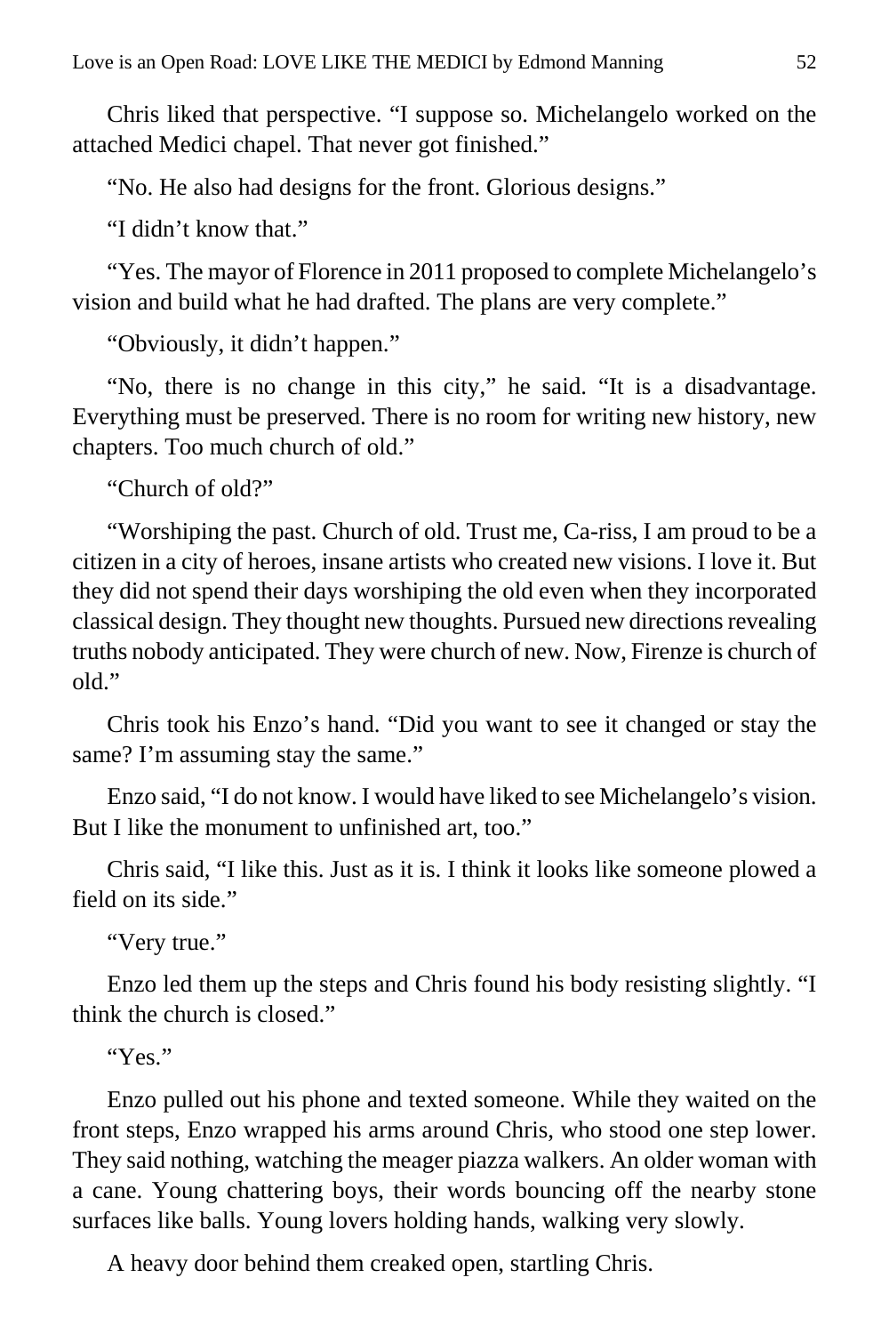Chris liked that perspective. "I suppose so. Michelangelo worked on the attached Medici chapel. That never got finished."

"No. He also had designs for the front. Glorious designs."

"I didn't know that."

"Yes. The mayor of Florence in 2011 proposed to complete Michelangelo's vision and build what he had drafted. The plans are very complete."

"Obviously, it didn't happen."

"No, there is no change in this city," he said. "It is a disadvantage. Everything must be preserved. There is no room for writing new history, new chapters. Too much church of old."

"Church of old?"

"Worshiping the past. Church of old. Trust me, Ca-riss, I am proud to be a citizen in a city of heroes, insane artists who created new visions. I love it. But they did not spend their days worshiping the old even when they incorporated classical design. They thought new thoughts. Pursued new directions revealing truths nobody anticipated. They were church of new. Now, Firenze is church of old."

Chris took his Enzo's hand. "Did you want to see it changed or stay the same? I'm assuming stay the same."

Enzo said, "I do not know. I would have liked to see Michelangelo's vision. But I like the monument to unfinished art, too."

Chris said, "I like this. Just as it is. I think it looks like someone plowed a field on its side."

"Very true."

Enzo led them up the steps and Chris found his body resisting slightly. "I think the church is closed."

"Yes."

Enzo pulled out his phone and texted someone. While they waited on the front steps, Enzo wrapped his arms around Chris, who stood one step lower. They said nothing, watching the meager piazza walkers. An older woman with a cane. Young chattering boys, their words bouncing off the nearby stone surfaces like balls. Young lovers holding hands, walking very slowly.

A heavy door behind them creaked open, startling Chris.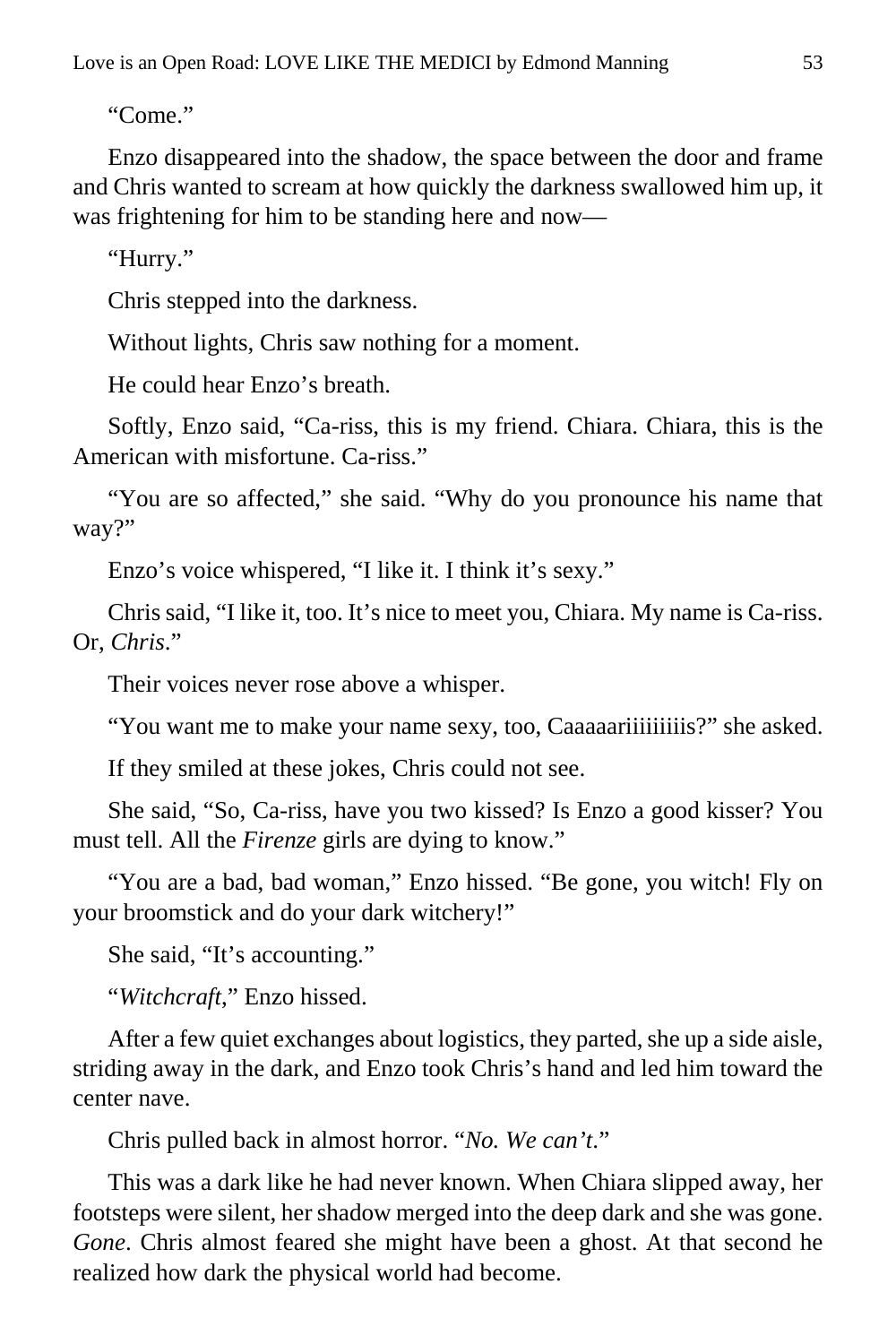"Come."

Enzo disappeared into the shadow, the space between the door and frame and Chris wanted to scream at how quickly the darkness swallowed him up, it was frightening for him to be standing here and now—

"Hurry."

Chris stepped into the darkness.

Without lights, Chris saw nothing for a moment.

He could hear Enzo's breath.

Softly, Enzo said, "Ca-riss, this is my friend. Chiara. Chiara, this is the American with misfortune. Ca-riss."

"You are so affected," she said. "Why do you pronounce his name that way?"

Enzo's voice whispered, "I like it. I think it's sexy."

Chris said, "I like it, too. It's nice to meet you, Chiara. My name is Ca-riss. Or, *Chris*."

Their voices never rose above a whisper.

"You want me to make your name sexy, too, Caaaaariiiiiiiiis?" she asked.

If they smiled at these jokes, Chris could not see.

She said, "So, Ca-riss, have you two kissed? Is Enzo a good kisser? You must tell. All the *Firenze* girls are dying to know."

"You are a bad, bad woman," Enzo hissed. "Be gone, you witch! Fly on your broomstick and do your dark witchery!"

She said, "It's accounting."

"*Witchcraft*," Enzo hissed.

After a few quiet exchanges about logistics, they parted, she up a side aisle, striding away in the dark, and Enzo took Chris's hand and led him toward the center nave.

Chris pulled back in almost horror. "*No. We can't.*"

This was a dark like he had never known. When Chiara slipped away, her footsteps were silent, her shadow merged into the deep dark and she was gone. *Gone*. Chris almost feared she might have been a ghost. At that second he realized how dark the physical world had become.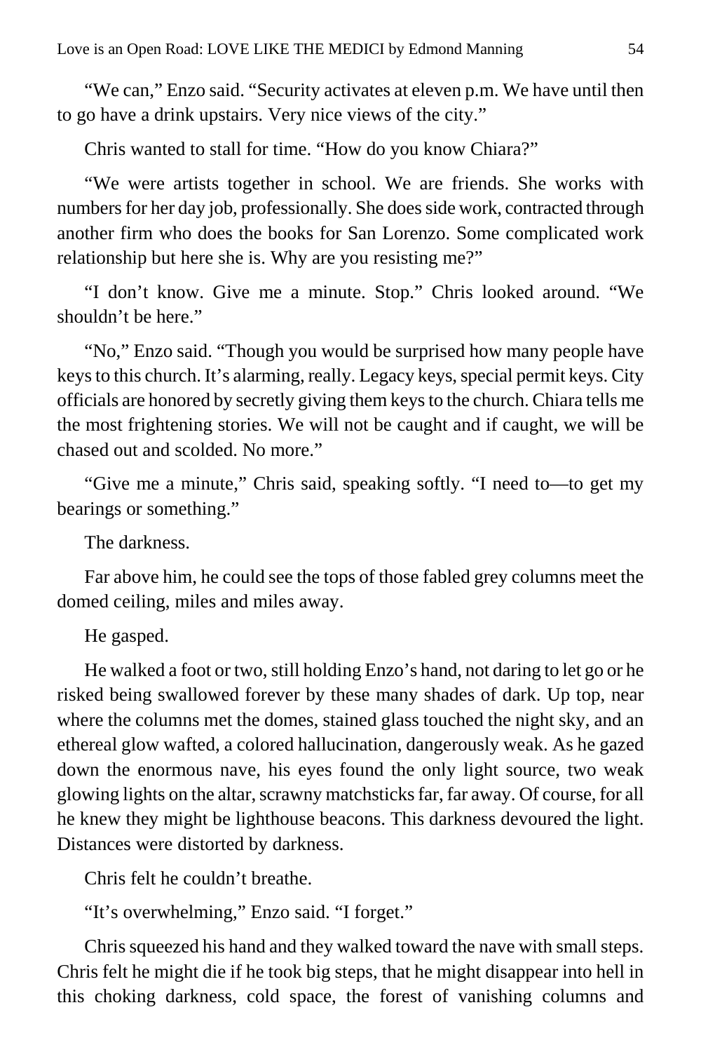"We can," Enzo said. "Security activates at eleven p.m. We have until then to go have a drink upstairs. Very nice views of the city."

Chris wanted to stall for time. "How do you know Chiara?"

"We were artists together in school. We are friends. She works with numbers for her day job, professionally. She does side work, contracted through another firm who does the books for San Lorenzo. Some complicated work relationship but here she is. Why are you resisting me?"

"I don't know. Give me a minute. Stop." Chris looked around. "We shouldn't be here."

"No," Enzo said. "Though you would be surprised how many people have keys to this church. It's alarming, really. Legacy keys, special permit keys. City officials are honored by secretly giving them keys to the church. Chiara tells me the most frightening stories. We will not be caught and if caught, we will be chased out and scolded. No more."

"Give me a minute," Chris said, speaking softly. "I need to—to get my bearings or something."

The darkness.

Far above him, he could see the tops of those fabled grey columns meet the domed ceiling, miles and miles away.

He gasped.

He walked a foot or two, still holding Enzo's hand, not daring to let go or he risked being swallowed forever by these many shades of dark. Up top, near where the columns met the domes, stained glass touched the night sky, and an ethereal glow wafted, a colored hallucination, dangerously weak. As he gazed down the enormous nave, his eyes found the only light source, two weak glowing lights on the altar, scrawny matchsticks far, far away. Of course, for all he knew they might be lighthouse beacons. This darkness devoured the light. Distances were distorted by darkness.

Chris felt he couldn't breathe.

"It's overwhelming," Enzo said. "I forget."

Chris squeezed his hand and they walked toward the nave with small steps. Chris felt he might die if he took big steps, that he might disappear into hell in this choking darkness, cold space, the forest of vanishing columns and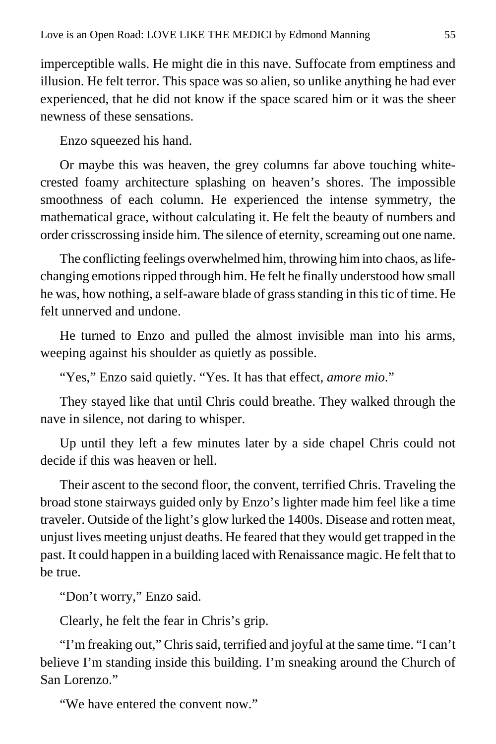imperceptible walls. He might die in this nave. Suffocate from emptiness and illusion. He felt terror. This space was so alien, so unlike anything he had ever experienced, that he did not know if the space scared him or it was the sheer newness of these sensations.

Enzo squeezed his hand.

Or maybe this was heaven, the grey columns far above touching white-crested foamy architecture splashing on heaven's shores. The impossible smoothness of each column. He experienced the intense symmetry, the mathematical grace, without calculating it. He felt the beauty of numbers and order crisscrossing inside him. The silence of eternity, screaming out one name.

The conflicting feelings overwhelmed him, throwing him into chaos, as life-changing emotions ripped through him. He felt he finally understood how small he was, how nothing, a self-aware blade of grass standing in this tic of time. He felt unnerved and undone.

He turned to Enzo and pulled the almost invisible man into his arms, weeping against his shoulder as quietly as possible.

"Yes," Enzo said quietly. "Yes. It has that effect, *amore mio*."

They stayed like that until Chris could breathe. They walked through the nave in silence, not daring to whisper.

Up until they left a few minutes later by a side chapel Chris could not decide if this was heaven or hell.

Their ascent to the second floor, the convent, terrified Chris. Traveling the broad stone stairways guided only by Enzo's lighter made him feel like a time traveler. Outside of the light's glow lurked the 1400s. Disease and rotten meat, unjust lives meeting unjust deaths. He feared that they would get trapped in the past. It could happen in a building laced with Renaissance magic. He felt that to be true.

"Don't worry," Enzo said.

Clearly, he felt the fear in Chris's grip.

"I'm freaking out," Chris said, terrified and joyful at the same time. "I can't believe I'm standing inside this building. I'm sneaking around the Church of San Lorenzo."

"We have entered the convent now."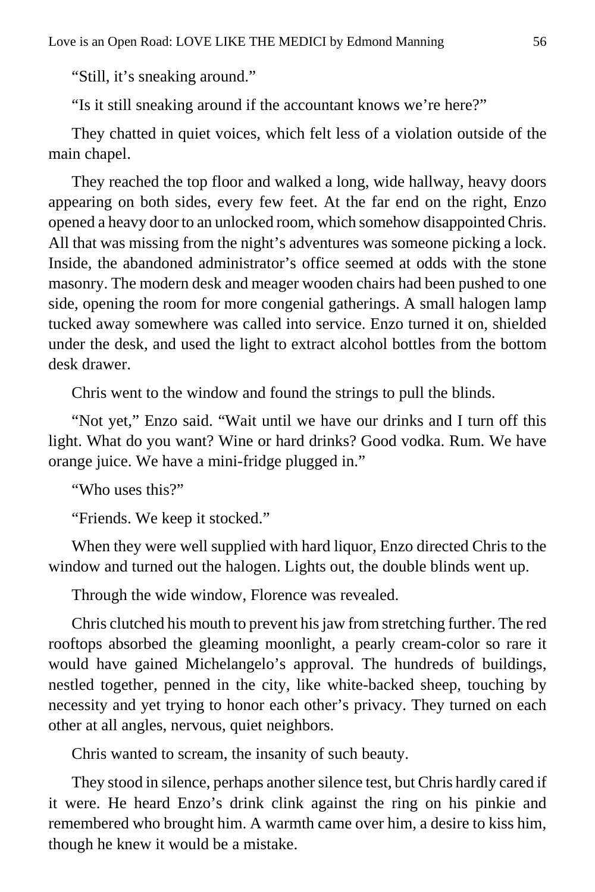"Still, it's sneaking around."

"Is it still sneaking around if the accountant knows we're here?"

They chatted in quiet voices, which felt less of a violation outside of the main chapel.

They reached the top floor and walked a long, wide hallway, heavy doors appearing on both sides, every few feet. At the far end on the right, Enzo opened a heavy door to an unlocked room, which somehow disappointed Chris. All that was missing from the night's adventures was someone picking a lock. Inside, the abandoned administrator's office seemed at odds with the stone masonry. The modern desk and meager wooden chairs had been pushed to one side, opening the room for more congenial gatherings. A small halogen lamp tucked away somewhere was called into service. Enzo turned it on, shielded under the desk, and used the light to extract alcohol bottles from the bottom desk drawer.

Chris went to the window and found the strings to pull the blinds.

"Not yet," Enzo said. "Wait until we have our drinks and I turn off this light. What do you want? Wine or hard drinks? Good vodka. Rum. We have orange juice. We have a mini-fridge plugged in."

"Who uses this?"

"Friends. We keep it stocked."

When they were well supplied with hard liquor, Enzo directed Chris to the window and turned out the halogen. Lights out, the double blinds went up.

Through the wide window, Florence was revealed.

Chris clutched his mouth to prevent his jaw from stretching further. The red rooftops absorbed the gleaming moonlight, a pearly cream-color so rare it would have gained Michelangelo's approval. The hundreds of buildings, nestled together, penned in the city, like white-backed sheep, touching by necessity and yet trying to honor each other's privacy. They turned on each other at all angles, nervous, quiet neighbors.

Chris wanted to scream, the insanity of such beauty.

They stood in silence, perhaps another silence test, but Chris hardly cared if it were. He heard Enzo's drink clink against the ring on his pinkie and remembered who brought him. A warmth came over him, a desire to kiss him, though he knew it would be a mistake.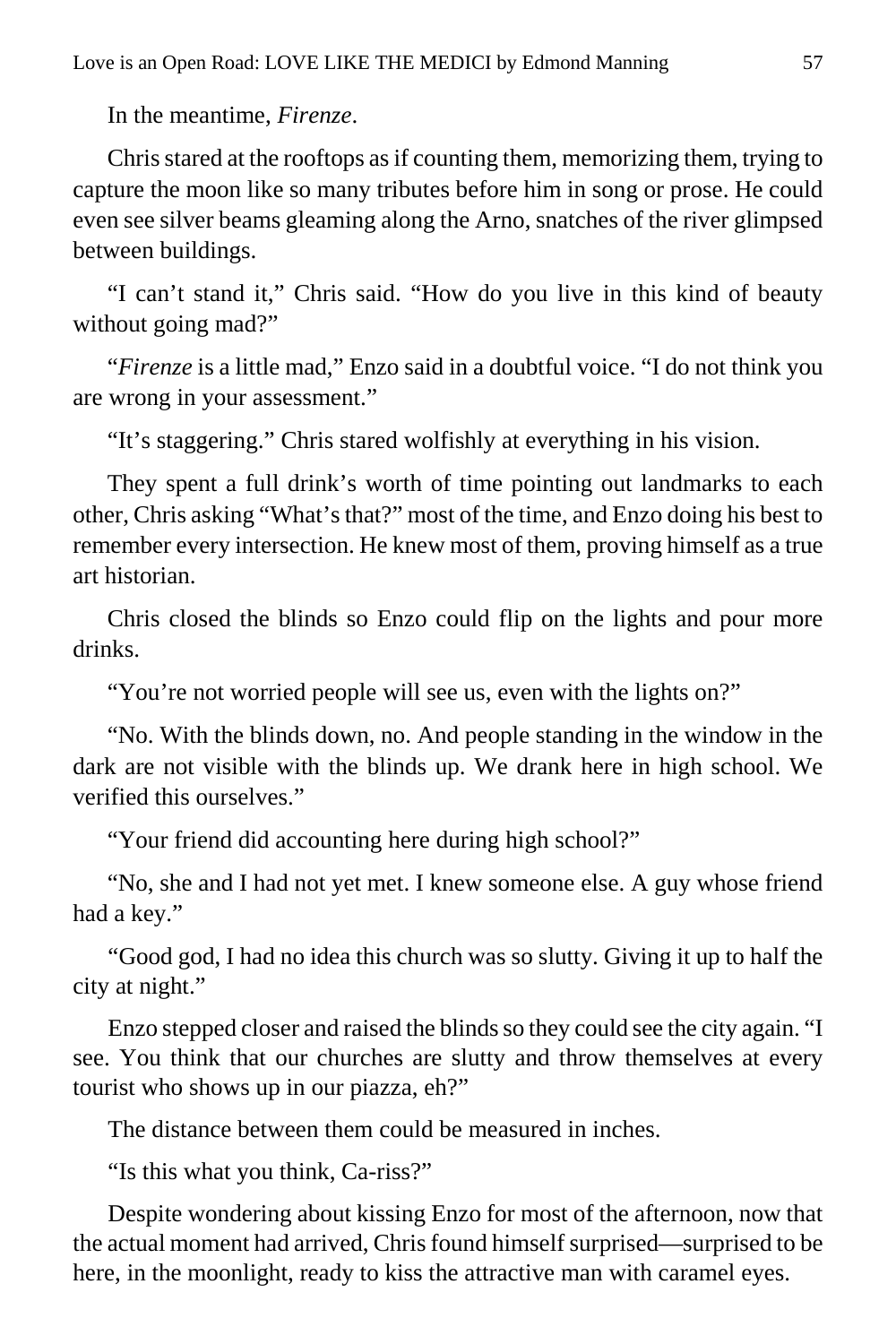In the meantime, *Firenze*.

Chris stared at the rooftops as if counting them, memorizing them, trying to capture the moon like so many tributes before him in song or prose. He could even see silver beams gleaming along the Arno, snatches of the river glimpsed between buildings.

"I can't stand it," Chris said. "How do you live in this kind of beauty without going mad?"

"*Firenze* is a little mad," Enzo said in a doubtful voice. "I do not think you are wrong in your assessment."

"It's staggering." Chris stared wolfishly at everything in his vision.

They spent a full drink's worth of time pointing out landmarks to each other, Chris asking "What's that?" most of the time, and Enzo doing his best to remember every intersection. He knew most of them, proving himself as a true art historian.

Chris closed the blinds so Enzo could flip on the lights and pour more drinks.

"You're not worried people will see us, even with the lights on?"

"No. With the blinds down, no. And people standing in the window in the dark are not visible with the blinds up. We drank here in high school. We verified this ourselves."

"Your friend did accounting here during high school?"

"No, she and I had not yet met. I knew someone else. A guy whose friend had a key."

"Good god, I had no idea this church was so slutty. Giving it up to half the city at night."

Enzo stepped closer and raised the blinds so they could see the city again. "I see. You think that our churches are slutty and throw themselves at every tourist who shows up in our piazza, eh?"

The distance between them could be measured in inches.

"Is this what you think, Ca-riss?"

Despite wondering about kissing Enzo for most of the afternoon, now that the actual moment had arrived, Chris found himself surprised—surprised to be here, in the moonlight, ready to kiss the attractive man with caramel eyes.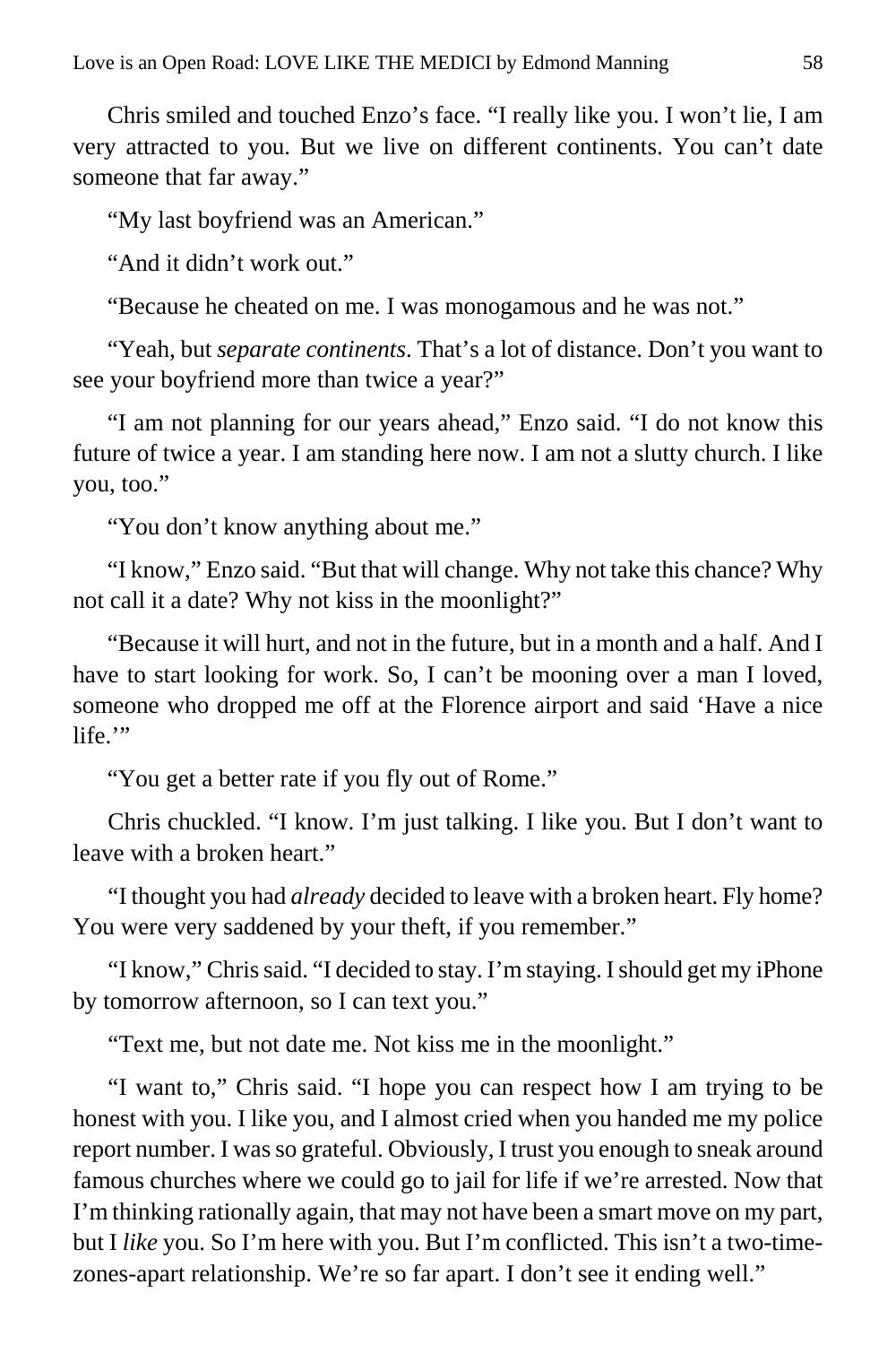Chris smiled and touched Enzo's face. "I really like you. I won't lie, I am very attracted to you. But we live on different continents. You can't date someone that far away."

"My last boyfriend was an American."

"And it didn't work out."

"Because he cheated on me. I was monogamous and he was not."

"Yeah, but *separate continents*. That's a lot of distance. Don't you want to see your boyfriend more than twice a year?"

"I am not planning for our years ahead," Enzo said. "I do not know this future of twice a year. I am standing here now. I am not a slutty church. I like you, too."

"You don't know anything about me."

"I know," Enzo said. "But that will change. Why not take this chance? Why not call it a date? Why not kiss in the moonlight?"

"Because it will hurt, and not in the future, but in a month and a half. And I have to start looking for work. So, I can't be mooning over a man I loved, someone who dropped me off at the Florence airport and said 'Have a nice life.'"

"You get a better rate if you fly out of Rome."

Chris chuckled. "I know. I'm just talking. I like you. But I don't want to leave with a broken heart."

"I thought you had *already* decided to leave with a broken heart. Fly home? You were very saddened by your theft, if you remember."

"I know," Chris said. "I decided to stay. I'm staying. I should get my iPhone by tomorrow afternoon, so I can text you."

"Text me, but not date me. Not kiss me in the moonlight."

"I want to," Chris said. "I hope you can respect how I am trying to be honest with you. I like you, and I almost cried when you handed me my police report number. I was so grateful. Obviously, I trust you enough to sneak around famous churches where we could go to jail for life if we're arrested. Now that I'm thinking rationally again, that may not have been a smart move on my part, but I *like* you. So I'm here with you. But I'm conflicted. This isn't a two-time-zones-apart relationship. We're so far apart. I don't see it ending well."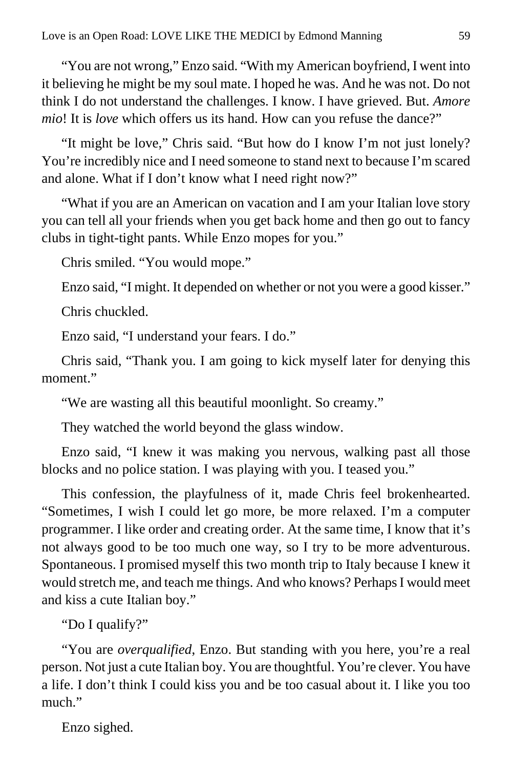"You are not wrong," Enzo said. "With my American boyfriend, I went into it believing he might be my soul mate. I hoped he was. And he was not. Do not think I do not understand the challenges. I know. I have grieved. But. *Amore mio*! It is *love* which offers us its hand. How can you refuse the dance?"

"It might be love," Chris said. "But how do I know I'm not just lonely? You're incredibly nice and I need someone to stand next to because I'm scared and alone. What if I don't know what I need right now?"

"What if you are an American on vacation and I am your Italian love story you can tell all your friends when you get back home and then go out to fancy clubs in tight-tight pants. While Enzo mopes for you."

Chris smiled. "You would mope."

Enzo said, "I might. It depended on whether or not you were a good kisser."

Chris chuckled.

Enzo said, "I understand your fears. I do."

Chris said, "Thank you. I am going to kick myself later for denying this moment."

"We are wasting all this beautiful moonlight. So creamy."

They watched the world beyond the glass window.

Enzo said, "I knew it was making you nervous, walking past all those blocks and no police station. I was playing with you. I teased you."

This confession, the playfulness of it, made Chris feel brokenhearted. "Sometimes, I wish I could let go more, be more relaxed. I'm a computer programmer. I like order and creating order. At the same time, I know that it's not always good to be too much one way, so I try to be more adventurous. Spontaneous. I promised myself this two month trip to Italy because I knew it would stretch me, and teach me things. And who knows? Perhaps I would meet and kiss a cute Italian boy."

"Do I qualify?"

"You are *overqualified*, Enzo. But standing with you here, you're a real person. Not just a cute Italian boy. You are thoughtful. You're clever. You have a life. I don't think I could kiss you and be too casual about it. I like you too much."

Enzo sighed.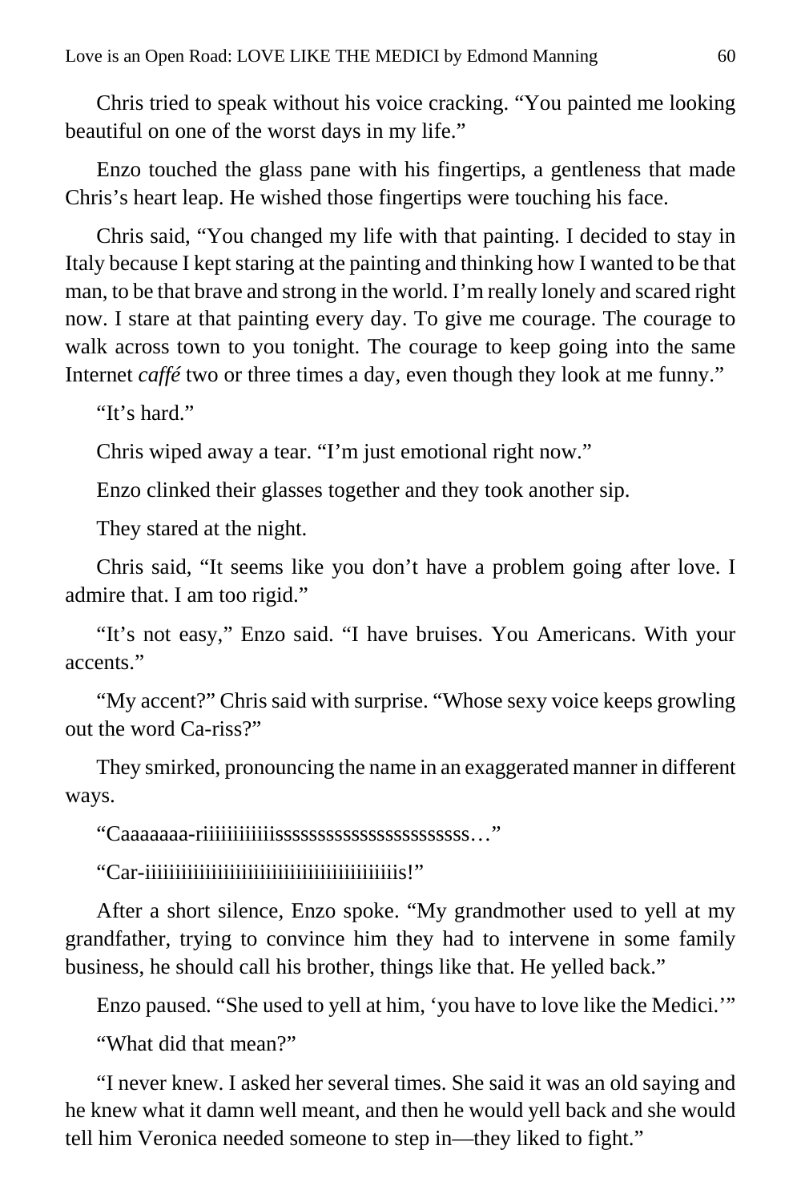Chris tried to speak without his voice cracking. “You painted me looking beautiful on one of the worst days in my life.”

Enzo touched the glass pane with his fingertips, a gentleness that made Chris’s heart leap. He wished those fingertips were touching his face.

Chris said, “You changed my life with that painting. I decided to stay in Italy because I kept staring at the painting and thinking how I wanted to be that man, to be that brave and strong in the world. I’m really lonely and scared right now. I stare at that painting every day. To give me courage. The courage to walk across town to you tonight. The courage to keep going into the same Internet *caffé* two or three times a day, even though they look at me funny.”

“It’s hard.”

Chris wiped away a tear. “I’m just emotional right now.”

Enzo clinked their glasses together and they took another sip.

They stared at the night.

Chris said, “It seems like you don’t have a problem going after love. I admire that. I am too rigid.”

“It’s not easy,” Enzo said. “I have bruises. You Americans. With your accents.”

“My accent?” Chris said with surprise. “Whose sexy voice keeps growling out the word Ca-riss?”

They smirked, pronouncing the name in an exaggerated manner in different ways.

“Caaaaaaa-riiiiiiiiiiiisssssssssssssssssssssss…”

“Car-iiiiiiiiiiiiiiiiiiiiiiiiiiiiiiiiiiiiiiis!”

After a short silence, Enzo spoke. “My grandmother used to yell at my grandfather, trying to convince him they had to intervene in some family business, he should call his brother, things like that. He yelled back.”

Enzo paused. “She used to yell at him, ‘you have to love like the Medici.’”

“What did that mean?”

“I never knew. I asked her several times. She said it was an old saying and he knew what it damn well meant, and then he would yell back and she would tell him Veronica needed someone to step in—they liked to fight.”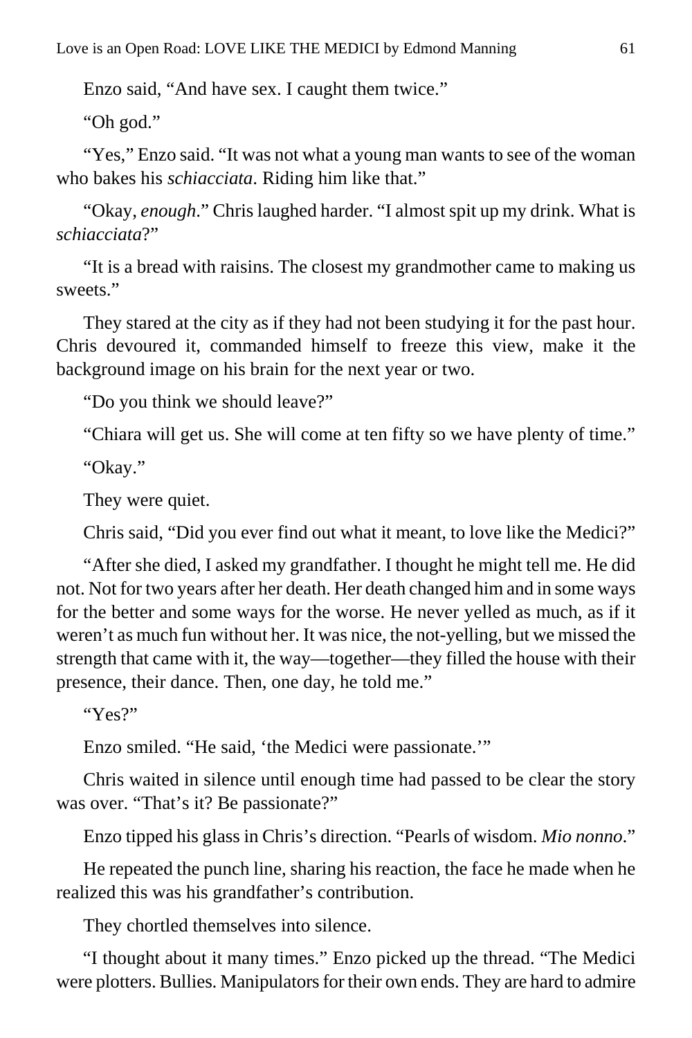Enzo said, "And have sex. I caught them twice."

"Oh god."

"Yes," Enzo said. "It was not what a young man wants to see of the woman who bakes his *schiacciata*. Riding him like that."

"Okay, *enough*." Chris laughed harder. "I almost spit up my drink. What is *schiacciata*?"

"It is a bread with raisins. The closest my grandmother came to making us sweets."

They stared at the city as if they had not been studying it for the past hour. Chris devoured it, commanded himself to freeze this view, make it the background image on his brain for the next year or two.

"Do you think we should leave?"

"Chiara will get us. She will come at ten fifty so we have plenty of time."

"Okay."

They were quiet.

Chris said, "Did you ever find out what it meant, to love like the Medici?"

"After she died, I asked my grandfather. I thought he might tell me. He did not. Not for two years after her death. Her death changed him and in some ways for the better and some ways for the worse. He never yelled as much, as if it weren't as much fun without her. It was nice, the not-yelling, but we missed the strength that came with it, the way—together—they filled the house with their presence, their dance. Then, one day, he told me."

"Yes?"

Enzo smiled. "He said, 'the Medici were passionate.'"

Chris waited in silence until enough time had passed to be clear the story was over. "That's it? Be passionate?"

Enzo tipped his glass in Chris's direction. "Pearls of wisdom. *Mio nonno*."

He repeated the punch line, sharing his reaction, the face he made when he realized this was his grandfather's contribution.

They chortled themselves into silence.

"I thought about it many times." Enzo picked up the thread. "The Medici were plotters. Bullies. Manipulators for their own ends. They are hard to admire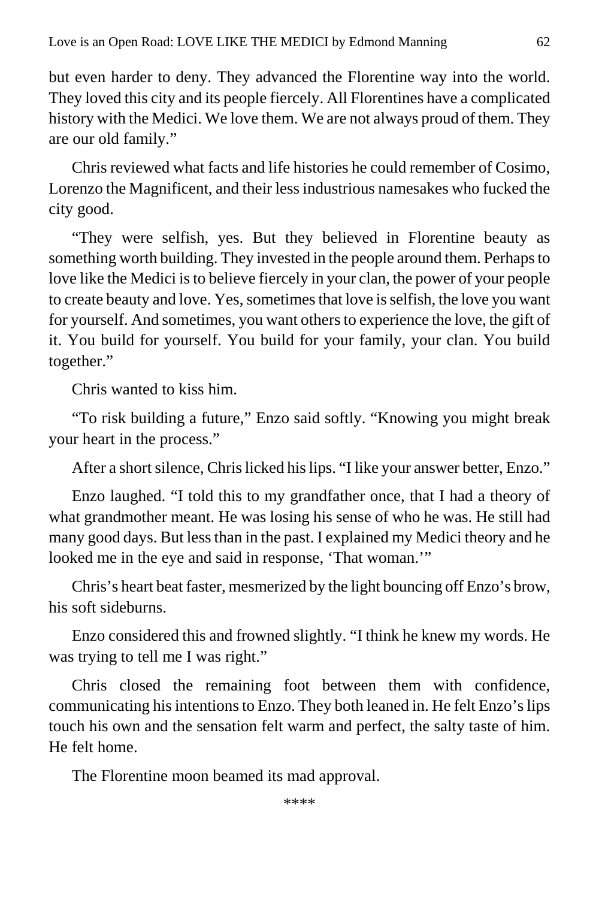but even harder to deny. They advanced the Florentine way into the world. They loved this city and its people fiercely. All Florentines have a complicated history with the Medici. We love them. We are not always proud of them. They are our old family."

Chris reviewed what facts and life histories he could remember of Cosimo, Lorenzo the Magnificent, and their less industrious namesakes who fucked the city good.

"They were selfish, yes. But they believed in Florentine beauty as something worth building. They invested in the people around them. Perhaps to love like the Medici is to believe fiercely in your clan, the power of your people to create beauty and love. Yes, sometimes that love is selfish, the love you want for yourself. And sometimes, you want others to experience the love, the gift of it. You build for yourself. You build for your family, your clan. You build together."

Chris wanted to kiss him.

"To risk building a future," Enzo said softly. "Knowing you might break your heart in the process."

After a short silence, Chris licked his lips. "I like your answer better, Enzo."

Enzo laughed. "I told this to my grandfather once, that I had a theory of what grandmother meant. He was losing his sense of who he was. He still had many good days. But less than in the past. I explained my Medici theory and he looked me in the eye and said in response, 'That woman.'"

Chris's heart beat faster, mesmerized by the light bouncing off Enzo's brow, his soft sideburns.

Enzo considered this and frowned slightly. "I think he knew my words. He was trying to tell me I was right."

Chris closed the remaining foot between them with confidence, communicating his intentions to Enzo. They both leaned in. He felt Enzo's lips touch his own and the sensation felt warm and perfect, the salty taste of him. He felt home.

The Florentine moon beamed its mad approval.

****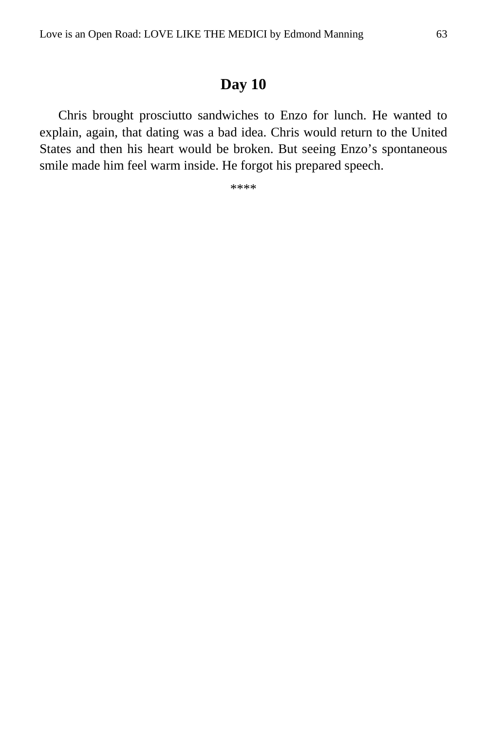## Day 10

Chris brought prosciutto sandwiches to Enzo for lunch. He wanted to explain, again, that dating was a bad idea. Chris would return to the United States and then his heart would be broken. But seeing Enzo's spontaneous smile made him feel warm inside. He forgot his prepared speech.

****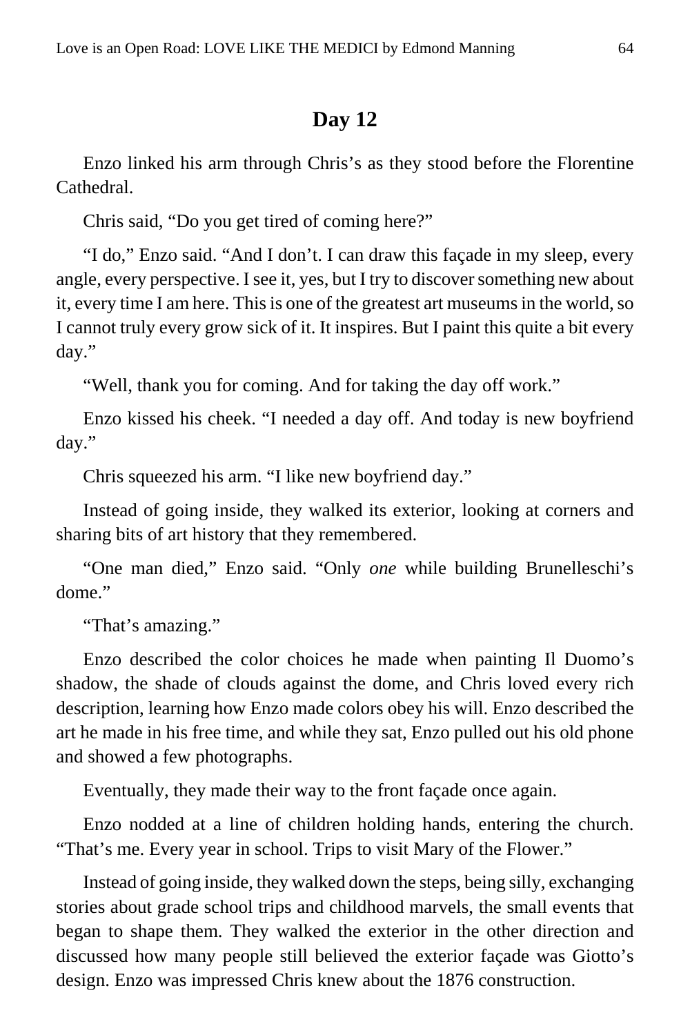## Day 12

Enzo linked his arm through Chris's as they stood before the Florentine Cathedral.

Chris said, "Do you get tired of coming here?"

"I do," Enzo said. "And I don't. I can draw this façade in my sleep, every angle, every perspective. I see it, yes, but I try to discover something new about it, every time I am here. This is one of the greatest art museums in the world, so I cannot truly every grow sick of it. It inspires. But I paint this quite a bit every day."

"Well, thank you for coming. And for taking the day off work."

Enzo kissed his cheek. "I needed a day off. And today is new boyfriend day."

Chris squeezed his arm. "I like new boyfriend day."

Instead of going inside, they walked its exterior, looking at corners and sharing bits of art history that they remembered.

"One man died," Enzo said. "Only *one* while building Brunelleschi's dome."

"That's amazing."

Enzo described the color choices he made when painting Il Duomo's shadow, the shade of clouds against the dome, and Chris loved every rich description, learning how Enzo made colors obey his will. Enzo described the art he made in his free time, and while they sat, Enzo pulled out his old phone and showed a few photographs.

Eventually, they made their way to the front façade once again.

Enzo nodded at a line of children holding hands, entering the church. "That's me. Every year in school. Trips to visit Mary of the Flower."

Instead of going inside, they walked down the steps, being silly, exchanging stories about grade school trips and childhood marvels, the small events that began to shape them. They walked the exterior in the other direction and discussed how many people still believed the exterior façade was Giotto's design. Enzo was impressed Chris knew about the 1876 construction.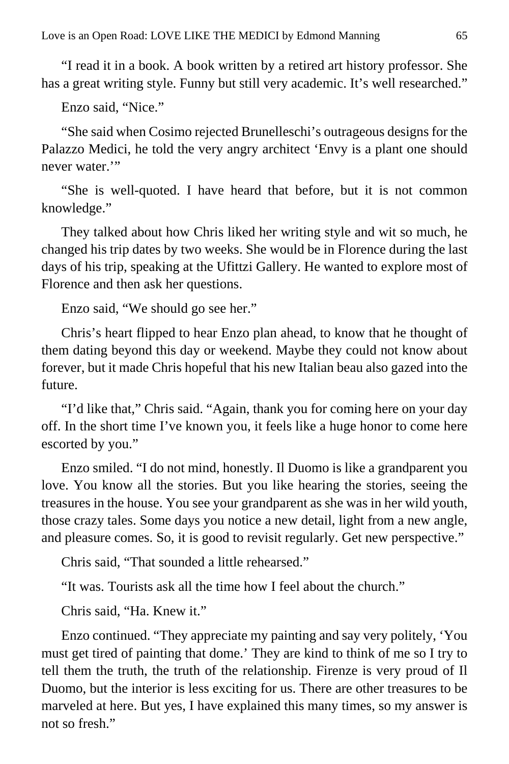"I read it in a book. A book written by a retired art history professor. She has a great writing style. Funny but still very academic. It's well researched."

Enzo said, "Nice."

"She said when Cosimo rejected Brunelleschi's outrageous designs for the Palazzo Medici, he told the very angry architect 'Envy is a plant one should never water.'"

"She is well-quoted. I have heard that before, but it is not common knowledge."

They talked about how Chris liked her writing style and wit so much, he changed his trip dates by two weeks. She would be in Florence during the last days of his trip, speaking at the Ufittzi Gallery. He wanted to explore most of Florence and then ask her questions.

Enzo said, "We should go see her."

Chris's heart flipped to hear Enzo plan ahead, to know that he thought of them dating beyond this day or weekend. Maybe they could not know about forever, but it made Chris hopeful that his new Italian beau also gazed into the future.

"I'd like that," Chris said. "Again, thank you for coming here on your day off. In the short time I've known you, it feels like a huge honor to come here escorted by you."

Enzo smiled. "I do not mind, honestly. Il Duomo is like a grandparent you love. You know all the stories. But you like hearing the stories, seeing the treasures in the house. You see your grandparent as she was in her wild youth, those crazy tales. Some days you notice a new detail, light from a new angle, and pleasure comes. So, it is good to revisit regularly. Get new perspective."

Chris said, "That sounded a little rehearsed."

"It was. Tourists ask all the time how I feel about the church."

Chris said, "Ha. Knew it."

Enzo continued. "They appreciate my painting and say very politely, 'You must get tired of painting that dome.' They are kind to think of me so I try to tell them the truth, the truth of the relationship. Firenze is very proud of Il Duomo, but the interior is less exciting for us. There are other treasures to be marveled at here. But yes, I have explained this many times, so my answer is not so fresh."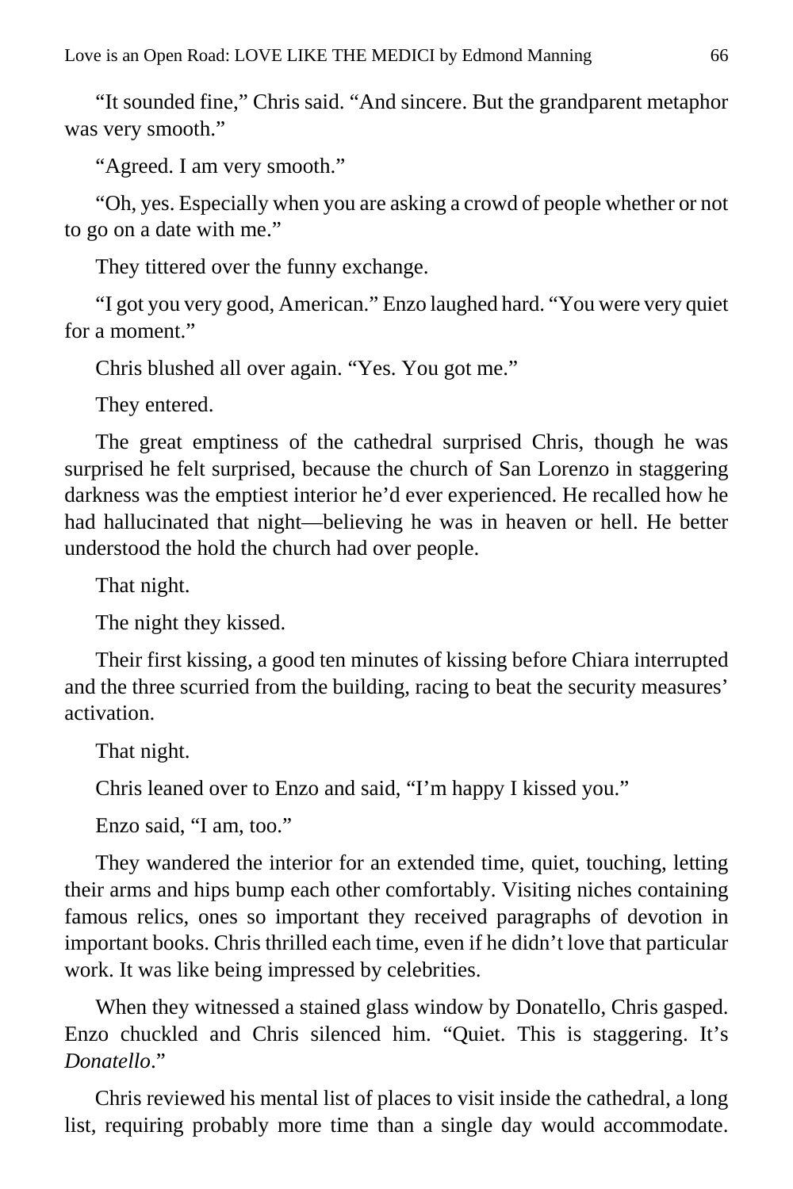"It sounded fine," Chris said. "And sincere. But the grandparent metaphor was very smooth."

"Agreed. I am very smooth."

"Oh, yes. Especially when you are asking a crowd of people whether or not to go on a date with me."

They tittered over the funny exchange.

"I got you very good, American." Enzo laughed hard. "You were very quiet for a moment."

Chris blushed all over again. "Yes. You got me."

They entered.

The great emptiness of the cathedral surprised Chris, though he was surprised he felt surprised, because the church of San Lorenzo in staggering darkness was the emptiest interior he'd ever experienced. He recalled how he had hallucinated that night—believing he was in heaven or hell. He better understood the hold the church had over people.

That night.

The night they kissed.

Their first kissing, a good ten minutes of kissing before Chiara interrupted and the three scurried from the building, racing to beat the security measures' activation.

That night.

Chris leaned over to Enzo and said, "I'm happy I kissed you."

Enzo said, "I am, too."

They wandered the interior for an extended time, quiet, touching, letting their arms and hips bump each other comfortably. Visiting niches containing famous relics, ones so important they received paragraphs of devotion in important books. Chris thrilled each time, even if he didn't love that particular work. It was like being impressed by celebrities.

When they witnessed a stained glass window by Donatello, Chris gasped. Enzo chuckled and Chris silenced him. "Quiet. This is staggering. It's *Donatello*."

Chris reviewed his mental list of places to visit inside the cathedral, a long list, requiring probably more time than a single day would accommodate.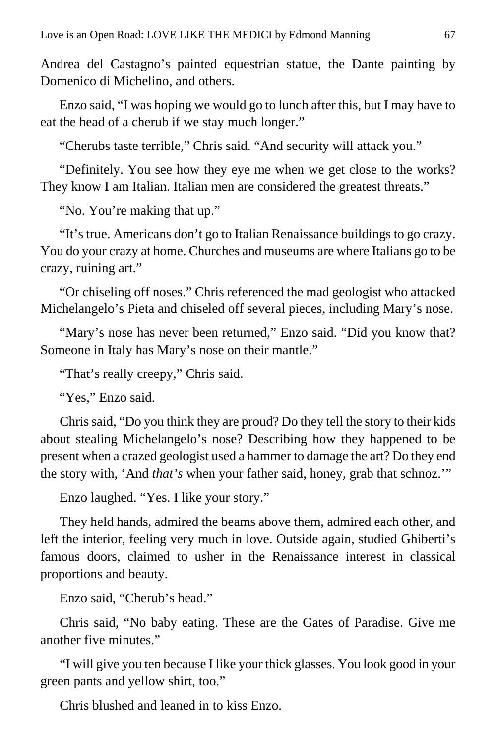Andrea del Castagno's painted equestrian statue, the Dante painting by Domenico di Michelino, and others.

Enzo said, "I was hoping we would go to lunch after this, but I may have to eat the head of a cherub if we stay much longer."

"Cherubs taste terrible," Chris said. "And security will attack you."

"Definitely. You see how they eye me when we get close to the works? They know I am Italian. Italian men are considered the greatest threats."

"No. You're making that up."

"It's true. Americans don't go to Italian Renaissance buildings to go crazy. You do your crazy at home. Churches and museums are where Italians go to be crazy, ruining art."

"Or chiseling off noses." Chris referenced the mad geologist who attacked Michelangelo's Pieta and chiseled off several pieces, including Mary's nose.

"Mary's nose has never been returned," Enzo said. "Did you know that? Someone in Italy has Mary's nose on their mantle."

"That's really creepy," Chris said.

"Yes," Enzo said.

Chris said, "Do you think they are proud? Do they tell the story to their kids about stealing Michelangelo's nose? Describing how they happened to be present when a crazed geologist used a hammer to damage the art? Do they end the story with, 'And *that's* when your father said, honey, grab that schnoz.'"

Enzo laughed. "Yes. I like your story."

They held hands, admired the beams above them, admired each other, and left the interior, feeling very much in love. Outside again, studied Ghiberti's famous doors, claimed to usher in the Renaissance interest in classical proportions and beauty.

Enzo said, "Cherub's head."

Chris said, "No baby eating. These are the Gates of Paradise. Give me another five minutes."

"I will give you ten because I like your thick glasses. You look good in your green pants and yellow shirt, too."

Chris blushed and leaned in to kiss Enzo.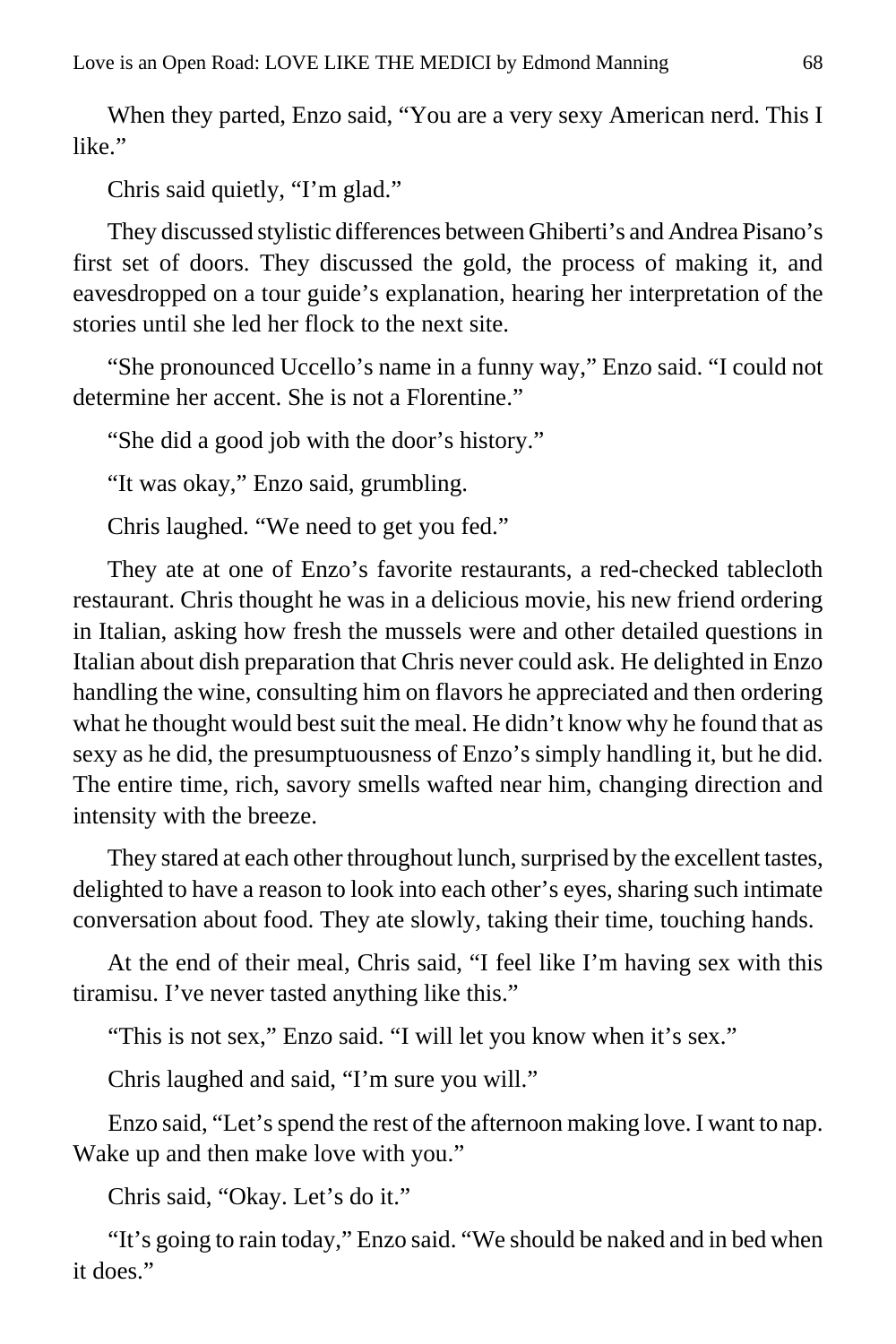When they parted, Enzo said, “You are a very sexy American nerd. This I like.”

Chris said quietly, “I’m glad.”

They discussed stylistic differences between Ghiberti’s and Andrea Pisano’s first set of doors. They discussed the gold, the process of making it, and eavesdropped on a tour guide’s explanation, hearing her interpretation of the stories until she led her flock to the next site.

“She pronounced Uccello’s name in a funny way,” Enzo said. “I could not determine her accent. She is not a Florentine.”

“She did a good job with the door’s history.”

“It was okay,” Enzo said, grumbling.

Chris laughed. “We need to get you fed.”

They ate at one of Enzo’s favorite restaurants, a red-checked tablecloth restaurant. Chris thought he was in a delicious movie, his new friend ordering in Italian, asking how fresh the mussels were and other detailed questions in Italian about dish preparation that Chris never could ask. He delighted in Enzo handling the wine, consulting him on flavors he appreciated and then ordering what he thought would best suit the meal. He didn’t know why he found that as sexy as he did, the presumptuousness of Enzo’s simply handling it, but he did. The entire time, rich, savory smells wafted near him, changing direction and intensity with the breeze.

They stared at each other throughout lunch, surprised by the excellent tastes, delighted to have a reason to look into each other’s eyes, sharing such intimate conversation about food. They ate slowly, taking their time, touching hands.

At the end of their meal, Chris said, “I feel like I’m having sex with this tiramisu. I’ve never tasted anything like this.”

“This is not sex,” Enzo said. “I will let you know when it’s sex.”

Chris laughed and said, “I’m sure you will.”

Enzo said, “Let’s spend the rest of the afternoon making love. I want to nap. Wake up and then make love with you.”

Chris said, “Okay. Let’s do it.”

“It’s going to rain today,” Enzo said. “We should be naked and in bed when it does.”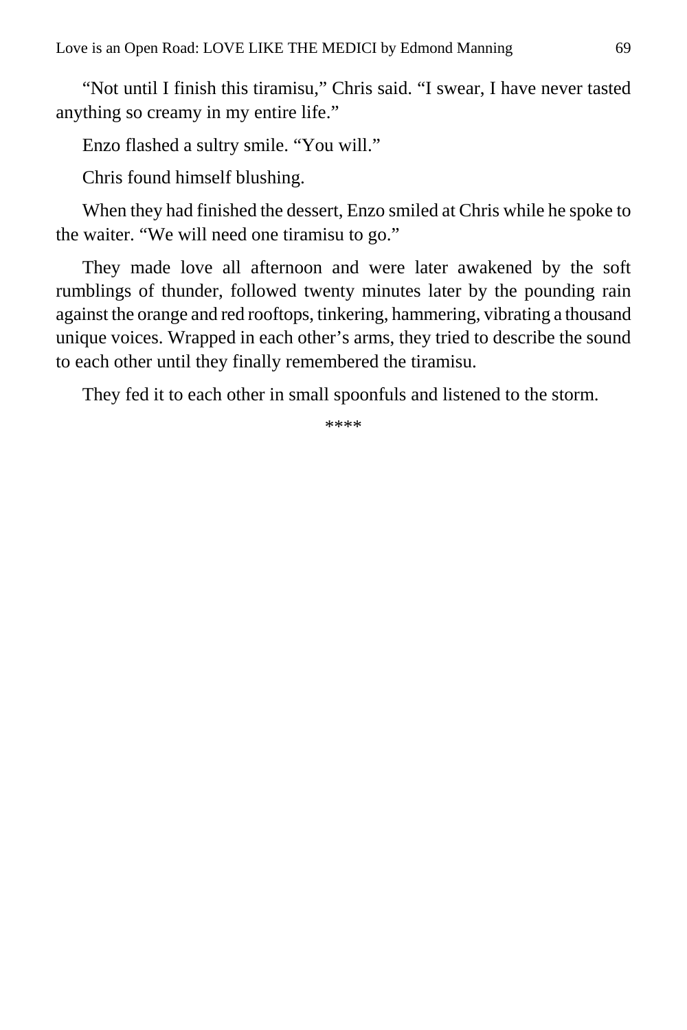"Not until I finish this tiramisu," Chris said. "I swear, I have never tasted anything so creamy in my entire life."

Enzo flashed a sultry smile. "You will."

Chris found himself blushing.

When they had finished the dessert, Enzo smiled at Chris while he spoke to the waiter. "We will need one tiramisu to go."

They made love all afternoon and were later awakened by the soft rumblings of thunder, followed twenty minutes later by the pounding rain against the orange and red rooftops, tinkering, hammering, vibrating a thousand unique voices. Wrapped in each other's arms, they tried to describe the sound to each other until they finally remembered the tiramisu.

They fed it to each other in small spoonfuls and listened to the storm.

****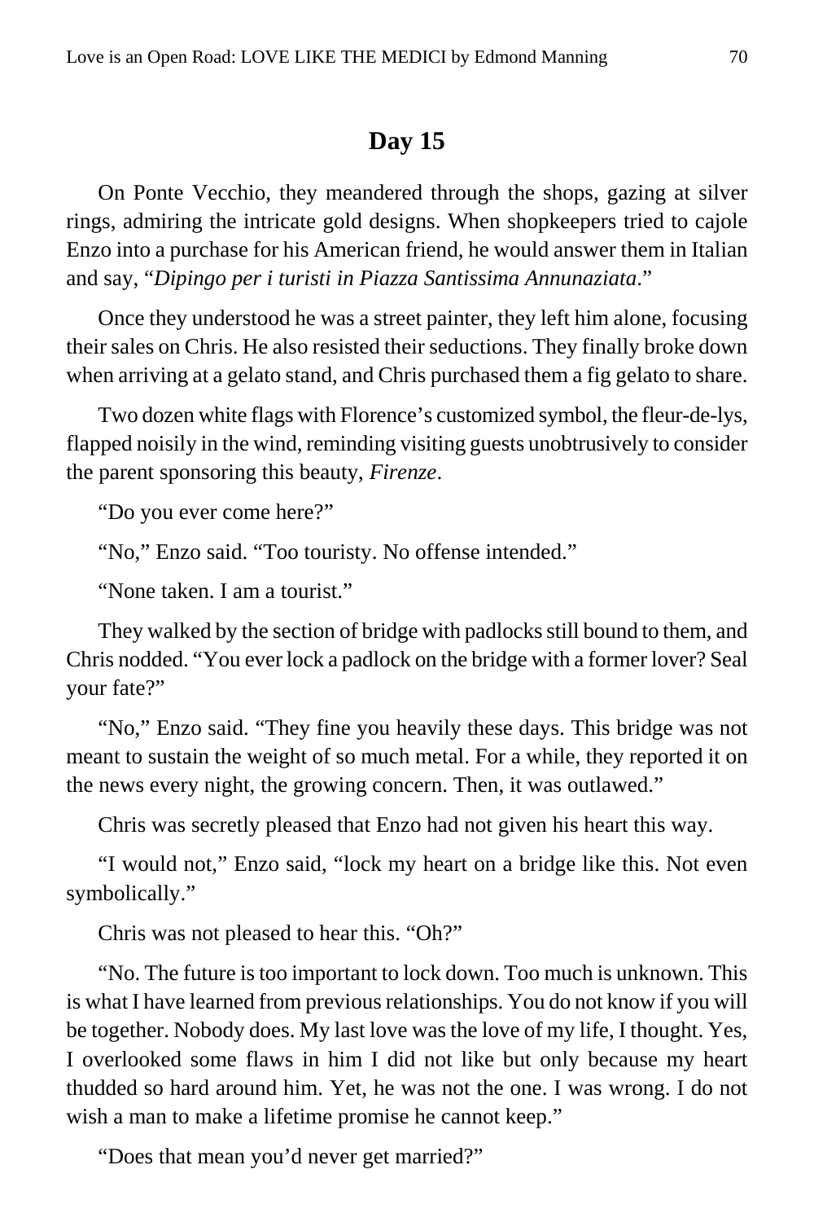## Day 15

On Ponte Vecchio, they meandered through the shops, gazing at silver rings, admiring the intricate gold designs. When shopkeepers tried to cajole Enzo into a purchase for his American friend, he would answer them in Italian and say, "*Dipingo per i turisti in Piazza Santissima Annunaziata*."

Once they understood he was a street painter, they left him alone, focusing their sales on Chris. He also resisted their seductions. They finally broke down when arriving at a gelato stand, and Chris purchased them a fig gelato to share.

Two dozen white flags with Florence's customized symbol, the fleur-de-lys, flapped noisily in the wind, reminding visiting guests unobtrusively to consider the parent sponsoring this beauty, *Firenze*.

"Do you ever come here?"

"No," Enzo said. "Too touristy. No offense intended."

"None taken. I am a tourist."

They walked by the section of bridge with padlocks still bound to them, and Chris nodded. "You ever lock a padlock on the bridge with a former lover? Seal your fate?"

"No," Enzo said. "They fine you heavily these days. This bridge was not meant to sustain the weight of so much metal. For a while, they reported it on the news every night, the growing concern. Then, it was outlawed."

Chris was secretly pleased that Enzo had not given his heart this way.

"I would not," Enzo said, "lock my heart on a bridge like this. Not even symbolically."

Chris was not pleased to hear this. "Oh?"

"No. The future is too important to lock down. Too much is unknown. This is what I have learned from previous relationships. You do not know if you will be together. Nobody does. My last love was the love of my life, I thought. Yes, I overlooked some flaws in him I did not like but only because my heart thudded so hard around him. Yet, he was not the one. I was wrong. I do not wish a man to make a lifetime promise he cannot keep."

"Does that mean you'd never get married?"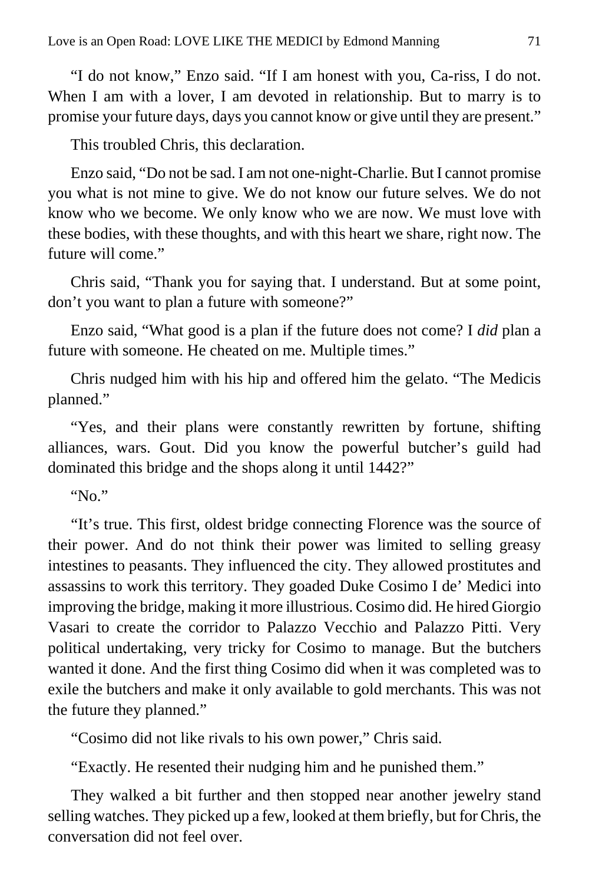"I do not know," Enzo said. "If I am honest with you, Ca-riss, I do not. When I am with a lover, I am devoted in relationship. But to marry is to promise your future days, days you cannot know or give until they are present."

This troubled Chris, this declaration.

Enzo said, "Do not be sad. I am not one-night-Charlie. But I cannot promise you what is not mine to give. We do not know our future selves. We do not know who we become. We only know who we are now. We must love with these bodies, with these thoughts, and with this heart we share, right now. The future will come."

Chris said, "Thank you for saying that. I understand. But at some point, don't you want to plan a future with someone?"

Enzo said, "What good is a plan if the future does not come? I *did* plan a future with someone. He cheated on me. Multiple times."

Chris nudged him with his hip and offered him the gelato. "The Medicis planned."

"Yes, and their plans were constantly rewritten by fortune, shifting alliances, wars. Gout. Did you know the powerful butcher's guild had dominated this bridge and the shops along it until 1442?"

"No."

"It's true. This first, oldest bridge connecting Florence was the source of their power. And do not think their power was limited to selling greasy intestines to peasants. They influenced the city. They allowed prostitutes and assassins to work this territory. They goaded Duke Cosimo I de' Medici into improving the bridge, making it more illustrious. Cosimo did. He hired Giorgio Vasari to create the corridor to Palazzo Vecchio and Palazzo Pitti. Very political undertaking, very tricky for Cosimo to manage. But the butchers wanted it done. And the first thing Cosimo did when it was completed was to exile the butchers and make it only available to gold merchants. This was not the future they planned."

"Cosimo did not like rivals to his own power," Chris said.

"Exactly. He resented their nudging him and he punished them."

They walked a bit further and then stopped near another jewelry stand selling watches. They picked up a few, looked at them briefly, but for Chris, the conversation did not feel over.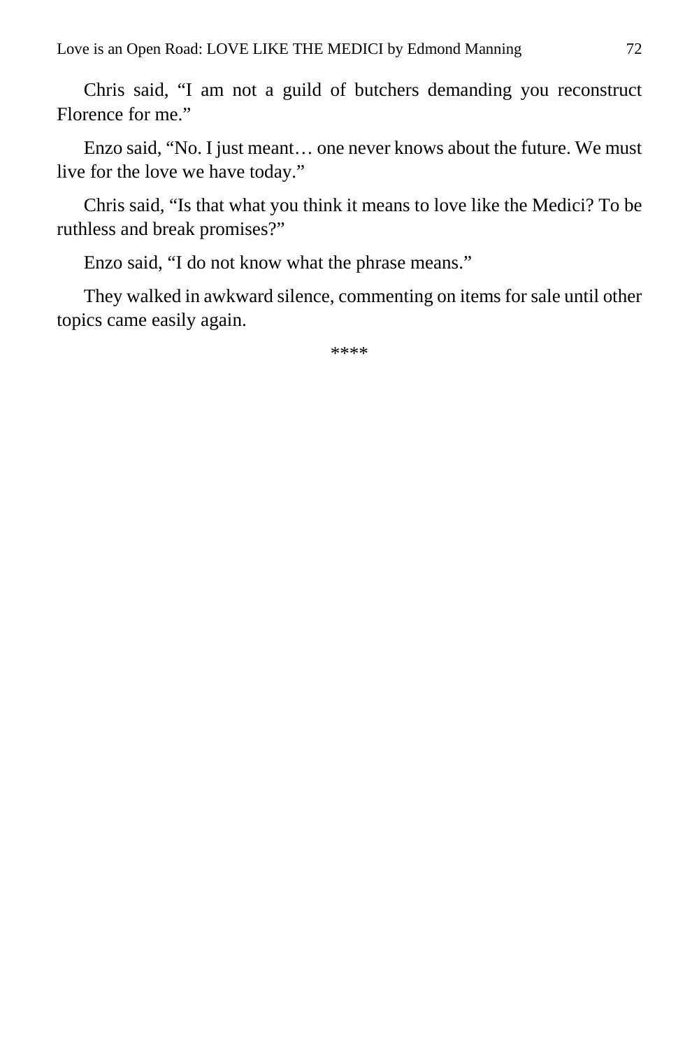Chris said, “I am not a guild of butchers demanding you reconstruct Florence for me.”

Enzo said, “No. I just meant… one never knows about the future. We must live for the love we have today.”

Chris said, “Is that what you think it means to love like the Medici? To be ruthless and break promises?”

Enzo said, “I do not know what the phrase means.”

They walked in awkward silence, commenting on items for sale until other topics came easily again.

****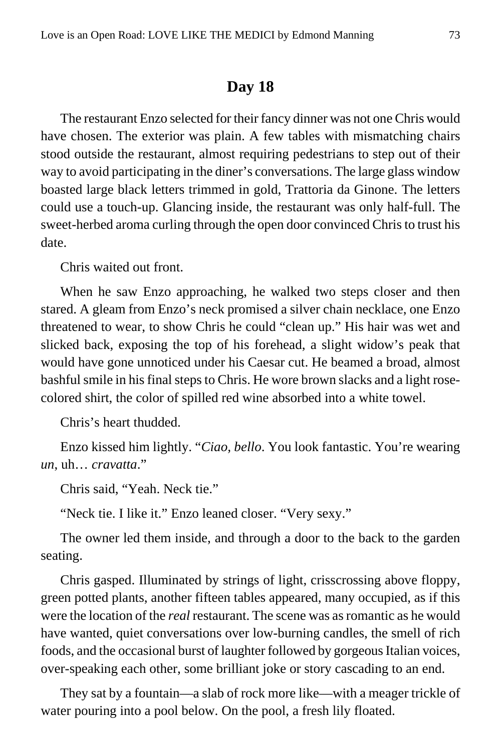## Day 18

The restaurant Enzo selected for their fancy dinner was not one Chris would have chosen. The exterior was plain. A few tables with mismatching chairs stood outside the restaurant, almost requiring pedestrians to step out of their way to avoid participating in the diner's conversations. The large glass window boasted large black letters trimmed in gold, Trattoria da Ginone. The letters could use a touch-up. Glancing inside, the restaurant was only half-full. The sweet-herbed aroma curling through the open door convinced Chris to trust his date.

Chris waited out front.

When he saw Enzo approaching, he walked two steps closer and then stared. A gleam from Enzo's neck promised a silver chain necklace, one Enzo threatened to wear, to show Chris he could "clean up." His hair was wet and slicked back, exposing the top of his forehead, a slight widow's peak that would have gone unnoticed under his Caesar cut. He beamed a broad, almost bashful smile in his final steps to Chris. He wore brown slacks and a light rose-colored shirt, the color of spilled red wine absorbed into a white towel.

Chris's heart thudded.

Enzo kissed him lightly. "*Ciao, bello*. You look fantastic. You're wearing *un*, uh… *cravatta*."

Chris said, "Yeah. Neck tie."

"Neck tie. I like it." Enzo leaned closer. "Very sexy."

The owner led them inside, and through a door to the back to the garden seating.

Chris gasped. Illuminated by strings of light, crisscrossing above floppy, green potted plants, another fifteen tables appeared, many occupied, as if this were the location of the *real* restaurant. The scene was as romantic as he would have wanted, quiet conversations over low-burning candles, the smell of rich foods, and the occasional burst of laughter followed by gorgeous Italian voices, over-speaking each other, some brilliant joke or story cascading to an end.

They sat by a fountain—a slab of rock more like—with a meager trickle of water pouring into a pool below. On the pool, a fresh lily floated.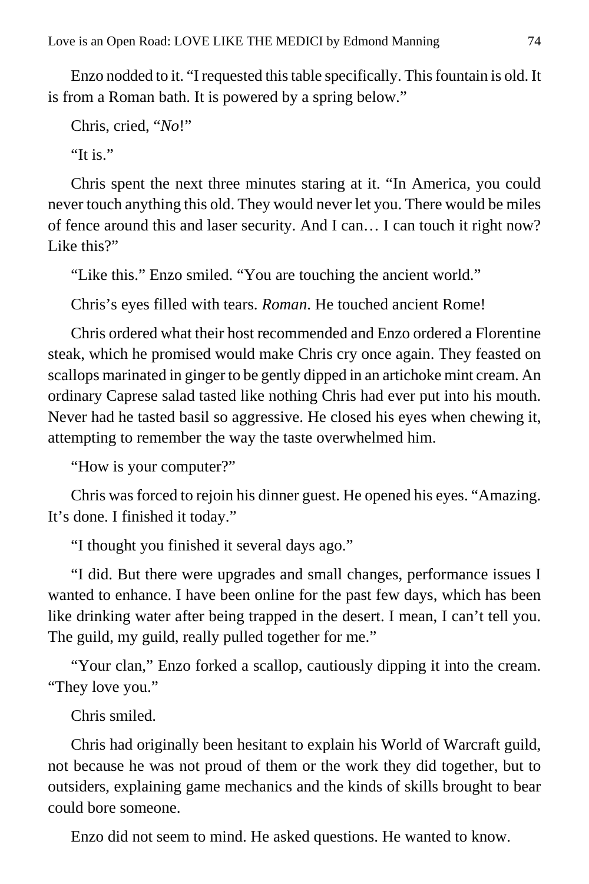Enzo nodded to it. "I requested this table specifically. This fountain is old. It is from a Roman bath. It is powered by a spring below."

Chris, cried, "*No*!"

"It is."

Chris spent the next three minutes staring at it. "In America, you could never touch anything this old. They would never let you. There would be miles of fence around this and laser security. And I can… I can touch it right now? Like this?"

"Like this." Enzo smiled. "You are touching the ancient world."

Chris's eyes filled with tears. *Roman*. He touched ancient Rome!

Chris ordered what their host recommended and Enzo ordered a Florentine steak, which he promised would make Chris cry once again. They feasted on scallops marinated in ginger to be gently dipped in an artichoke mint cream. An ordinary Caprese salad tasted like nothing Chris had ever put into his mouth. Never had he tasted basil so aggressive. He closed his eyes when chewing it, attempting to remember the way the taste overwhelmed him.

"How is your computer?"

Chris was forced to rejoin his dinner guest. He opened his eyes. "Amazing. It's done. I finished it today."

"I thought you finished it several days ago."

"I did. But there were upgrades and small changes, performance issues I wanted to enhance. I have been online for the past few days, which has been like drinking water after being trapped in the desert. I mean, I can't tell you. The guild, my guild, really pulled together for me."

"Your clan," Enzo forked a scallop, cautiously dipping it into the cream. "They love you."

Chris smiled.

Chris had originally been hesitant to explain his World of Warcraft guild, not because he was not proud of them or the work they did together, but to outsiders, explaining game mechanics and the kinds of skills brought to bear could bore someone.

Enzo did not seem to mind. He asked questions. He wanted to know.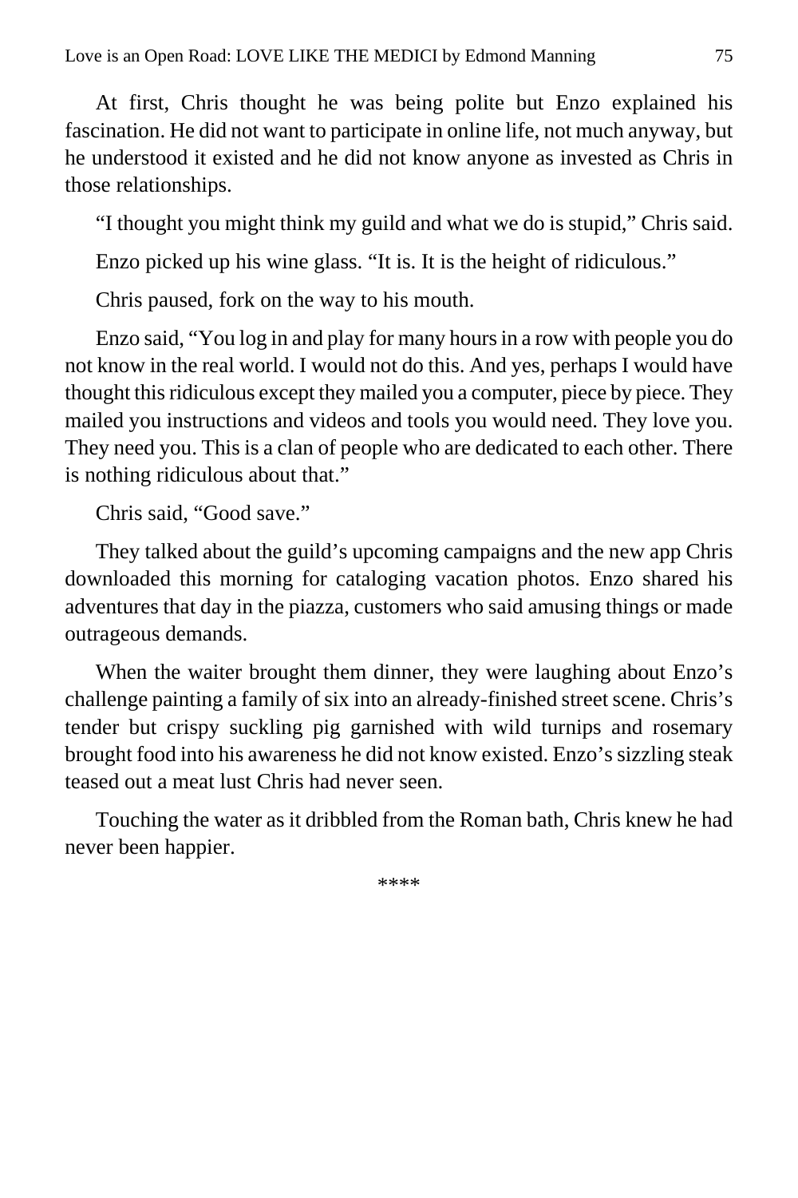At first, Chris thought he was being polite but Enzo explained his fascination. He did not want to participate in online life, not much anyway, but he understood it existed and he did not know anyone as invested as Chris in those relationships.

"I thought you might think my guild and what we do is stupid," Chris said.

Enzo picked up his wine glass. "It is. It is the height of ridiculous."

Chris paused, fork on the way to his mouth.

Enzo said, "You log in and play for many hours in a row with people you do not know in the real world. I would not do this. And yes, perhaps I would have thought this ridiculous except they mailed you a computer, piece by piece. They mailed you instructions and videos and tools you would need. They love you. They need you. This is a clan of people who are dedicated to each other. There is nothing ridiculous about that."

Chris said, "Good save."

They talked about the guild's upcoming campaigns and the new app Chris downloaded this morning for cataloging vacation photos. Enzo shared his adventures that day in the piazza, customers who said amusing things or made outrageous demands.

When the waiter brought them dinner, they were laughing about Enzo's challenge painting a family of six into an already-finished street scene. Chris's tender but crispy suckling pig garnished with wild turnips and rosemary brought food into his awareness he did not know existed. Enzo's sizzling steak teased out a meat lust Chris had never seen.

Touching the water as it dribbled from the Roman bath, Chris knew he had never been happier.

****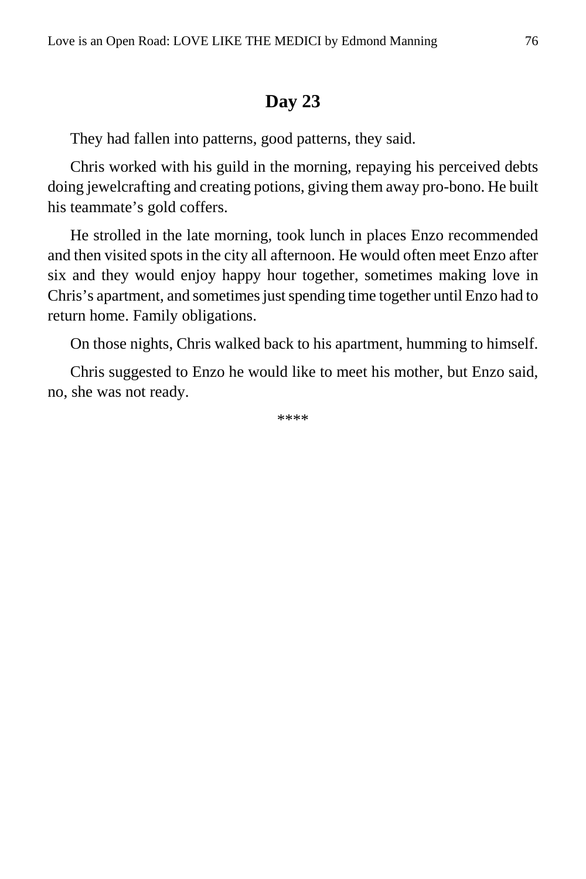## Day 23

They had fallen into patterns, good patterns, they said.

Chris worked with his guild in the morning, repaying his perceived debts doing jewelcrafting and creating potions, giving them away pro-bono. He built his teammate's gold coffers.

He strolled in the late morning, took lunch in places Enzo recommended and then visited spots in the city all afternoon. He would often meet Enzo after six and they would enjoy happy hour together, sometimes making love in Chris's apartment, and sometimes just spending time together until Enzo had to return home. Family obligations.

On those nights, Chris walked back to his apartment, humming to himself.

Chris suggested to Enzo he would like to meet his mother, but Enzo said, no, she was not ready.

****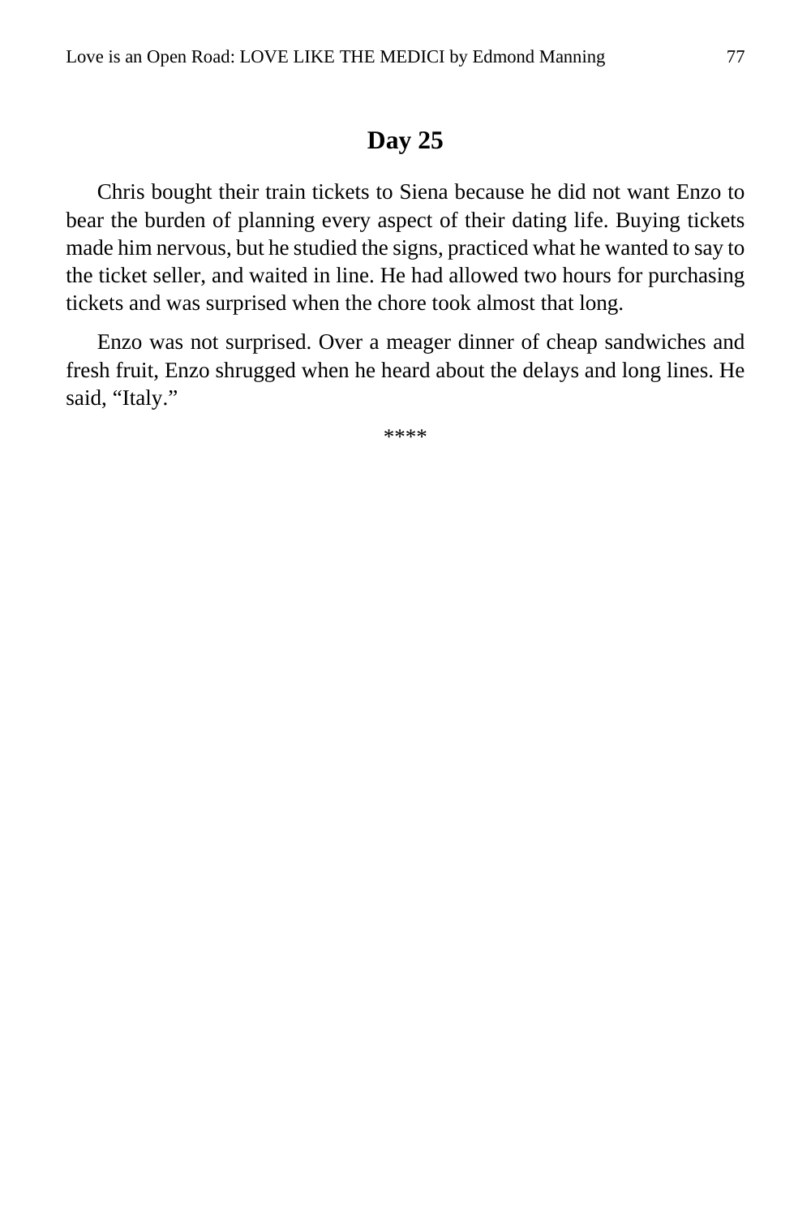## Day 25

Chris bought their train tickets to Siena because he did not want Enzo to bear the burden of planning every aspect of their dating life. Buying tickets made him nervous, but he studied the signs, practiced what he wanted to say to the ticket seller, and waited in line. He had allowed two hours for purchasing tickets and was surprised when the chore took almost that long.

Enzo was not surprised. Over a meager dinner of cheap sandwiches and fresh fruit, Enzo shrugged when he heard about the delays and long lines. He said, “Italy.”

****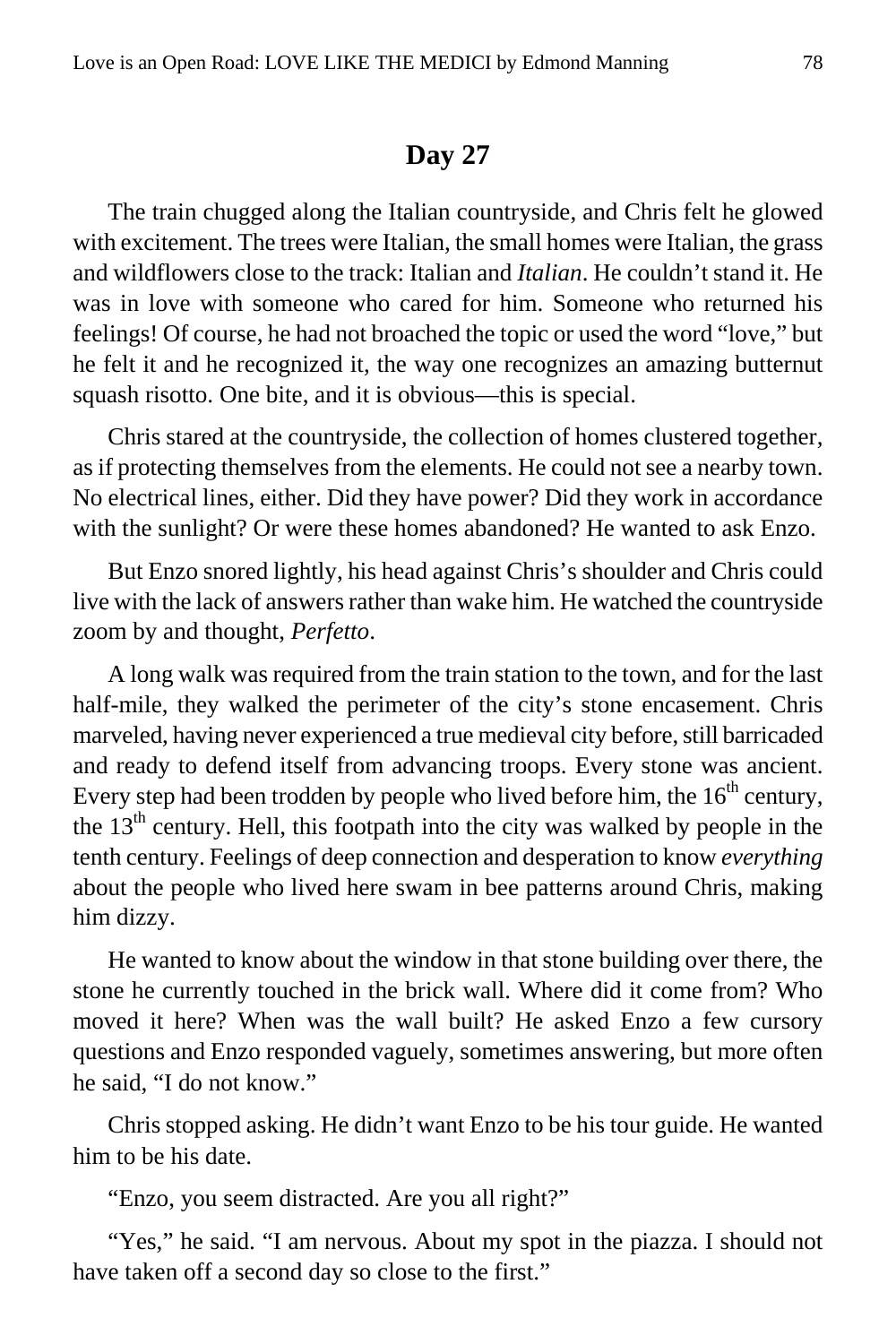## Day 27

The train chugged along the Italian countryside, and Chris felt he glowed with excitement. The trees were Italian, the small homes were Italian, the grass and wildflowers close to the track: Italian and *Italian*. He couldn't stand it. He was in love with someone who cared for him. Someone who returned his feelings! Of course, he had not broached the topic or used the word "love," but he felt it and he recognized it, the way one recognizes an amazing butternut squash risotto. One bite, and it is obvious—this is special.

Chris stared at the countryside, the collection of homes clustered together, as if protecting themselves from the elements. He could not see a nearby town. No electrical lines, either. Did they have power? Did they work in accordance with the sunlight? Or were these homes abandoned? He wanted to ask Enzo.

But Enzo snored lightly, his head against Chris's shoulder and Chris could live with the lack of answers rather than wake him. He watched the countryside zoom by and thought, *Perfetto*.

A long walk was required from the train station to the town, and for the last half-mile, they walked the perimeter of the city's stone encasement. Chris marveled, having never experienced a true medieval city before, still barricaded and ready to defend itself from advancing troops. Every stone was ancient. Every step had been trodden by people who lived before him, the 16th century, the 13th century. Hell, this footpath into the city was walked by people in the tenth century. Feelings of deep connection and desperation to know *everything* about the people who lived here swam in bee patterns around Chris, making him dizzy.

He wanted to know about the window in that stone building over there, the stone he currently touched in the brick wall. Where did it come from? Who moved it here? When was the wall built? He asked Enzo a few cursory questions and Enzo responded vaguely, sometimes answering, but more often he said, "I do not know."

Chris stopped asking. He didn't want Enzo to be his tour guide. He wanted him to be his date.

"Enzo, you seem distracted. Are you all right?"

"Yes," he said. "I am nervous. About my spot in the piazza. I should not have taken off a second day so close to the first."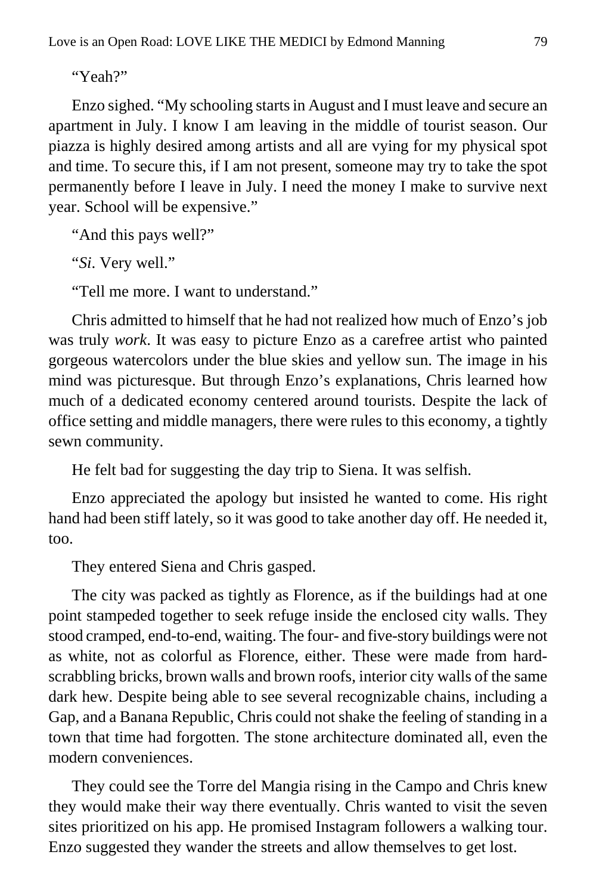“Yeah?”

Enzo sighed. “My schooling starts in August and I must leave and secure an apartment in July. I know I am leaving in the middle of tourist season. Our piazza is highly desired among artists and all are vying for my physical spot and time. To secure this, if I am not present, someone may try to take the spot permanently before I leave in July. I need the money I make to survive next year. School will be expensive.”

“And this pays well?”

“*Si*. Very well.”

“Tell me more. I want to understand.”

Chris admitted to himself that he had not realized how much of Enzo’s job was truly *work*. It was easy to picture Enzo as a carefree artist who painted gorgeous watercolors under the blue skies and yellow sun. The image in his mind was picturesque. But through Enzo’s explanations, Chris learned how much of a dedicated economy centered around tourists. Despite the lack of office setting and middle managers, there were rules to this economy, a tightly sewn community.

He felt bad for suggesting the day trip to Siena. It was selfish.

Enzo appreciated the apology but insisted he wanted to come. His right hand had been stiff lately, so it was good to take another day off. He needed it, too.

They entered Siena and Chris gasped.

The city was packed as tightly as Florence, as if the buildings had at one point stampeded together to seek refuge inside the enclosed city walls. They stood cramped, end-to-end, waiting. The four- and five-story buildings were not as white, not as colorful as Florence, either. These were made from hard-scrabbling bricks, brown walls and brown roofs, interior city walls of the same dark hew. Despite being able to see several recognizable chains, including a Gap, and a Banana Republic, Chris could not shake the feeling of standing in a town that time had forgotten. The stone architecture dominated all, even the modern conveniences.

They could see the Torre del Mangia rising in the Campo and Chris knew they would make their way there eventually. Chris wanted to visit the seven sites prioritized on his app. He promised Instagram followers a walking tour. Enzo suggested they wander the streets and allow themselves to get lost.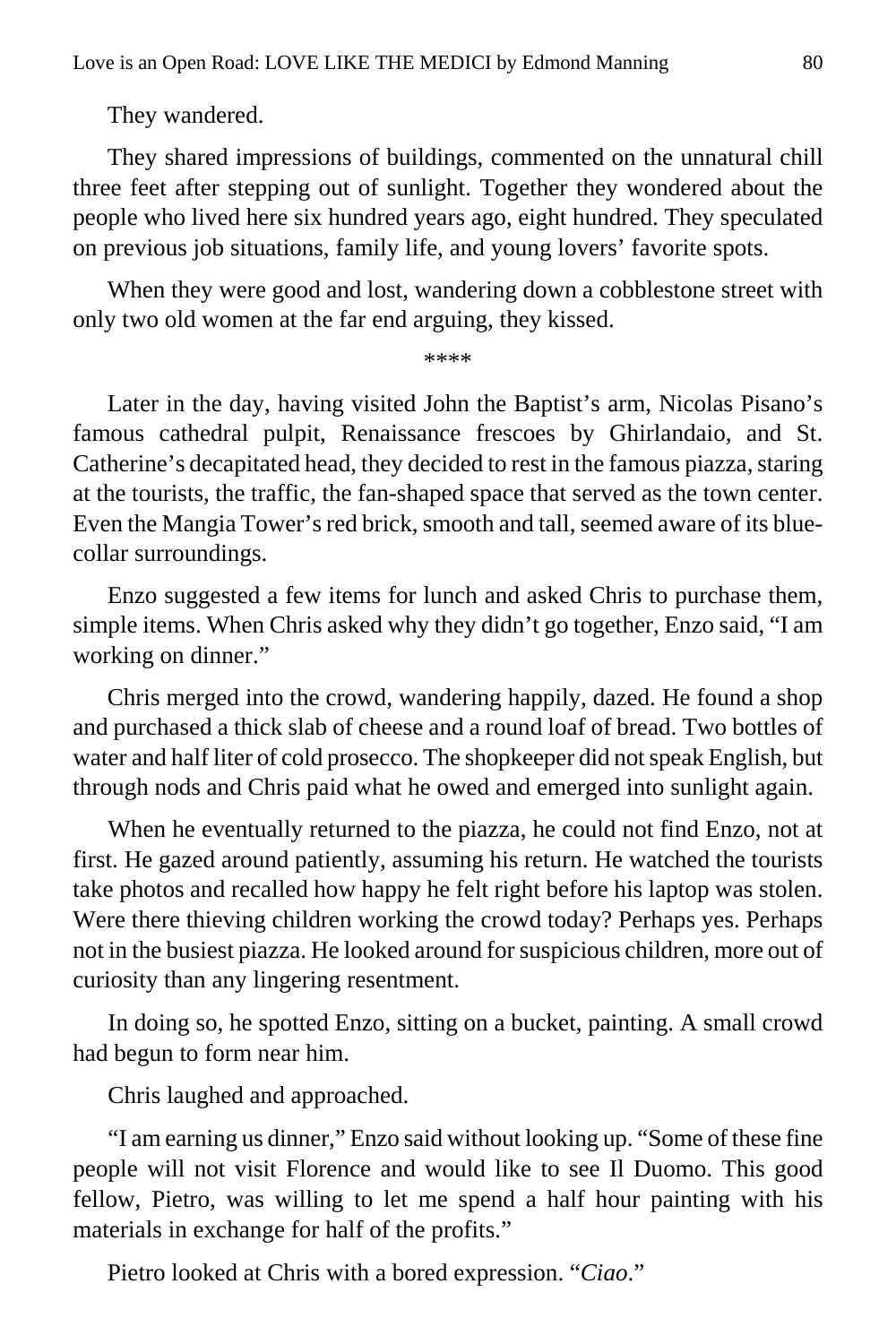They wandered.

They shared impressions of buildings, commented on the unnatural chill three feet after stepping out of sunlight. Together they wondered about the people who lived here six hundred years ago, eight hundred. They speculated on previous job situations, family life, and young lovers' favorite spots.

When they were good and lost, wandering down a cobblestone street with only two old women at the far end arguing, they kissed.

****

Later in the day, having visited John the Baptist's arm, Nicolas Pisano's famous cathedral pulpit, Renaissance frescoes by Ghirlandaio, and St. Catherine's decapitated head, they decided to rest in the famous piazza, staring at the tourists, the traffic, the fan-shaped space that served as the town center. Even the Mangia Tower's red brick, smooth and tall, seemed aware of its blue-collar surroundings.

Enzo suggested a few items for lunch and asked Chris to purchase them, simple items. When Chris asked why they didn't go together, Enzo said, "I am working on dinner."

Chris merged into the crowd, wandering happily, dazed. He found a shop and purchased a thick slab of cheese and a round loaf of bread. Two bottles of water and half liter of cold prosecco. The shopkeeper did not speak English, but through nods and Chris paid what he owed and emerged into sunlight again.

When he eventually returned to the piazza, he could not find Enzo, not at first. He gazed around patiently, assuming his return. He watched the tourists take photos and recalled how happy he felt right before his laptop was stolen. Were there thieving children working the crowd today? Perhaps yes. Perhaps not in the busiest piazza. He looked around for suspicious children, more out of curiosity than any lingering resentment.

In doing so, he spotted Enzo, sitting on a bucket, painting. A small crowd had begun to form near him.

Chris laughed and approached.

"I am earning us dinner," Enzo said without looking up. "Some of these fine people will not visit Florence and would like to see Il Duomo. This good fellow, Pietro, was willing to let me spend a half hour painting with his materials in exchange for half of the profits."

Pietro looked at Chris with a bored expression. "*Ciao*."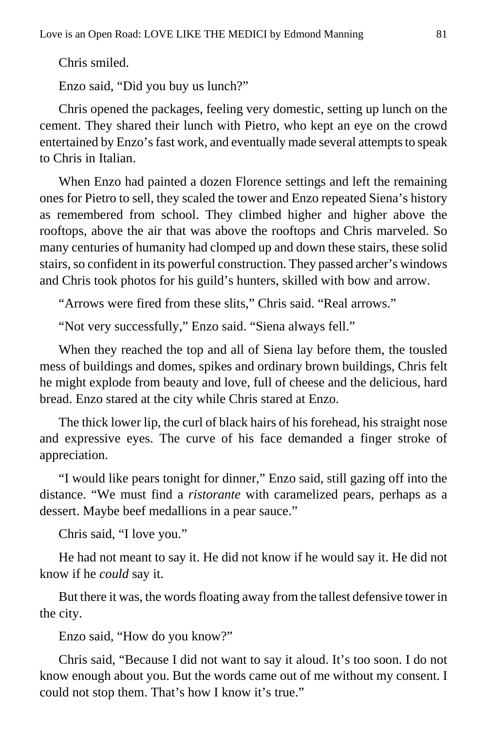Chris smiled.

Enzo said, "Did you buy us lunch?"

Chris opened the packages, feeling very domestic, setting up lunch on the cement. They shared their lunch with Pietro, who kept an eye on the crowd entertained by Enzo's fast work, and eventually made several attempts to speak to Chris in Italian.

When Enzo had painted a dozen Florence settings and left the remaining ones for Pietro to sell, they scaled the tower and Enzo repeated Siena's history as remembered from school. They climbed higher and higher above the rooftops, above the air that was above the rooftops and Chris marveled. So many centuries of humanity had clomped up and down these stairs, these solid stairs, so confident in its powerful construction. They passed archer's windows and Chris took photos for his guild's hunters, skilled with bow and arrow.

"Arrows were fired from these slits," Chris said. "Real arrows."

"Not very successfully," Enzo said. "Siena always fell."

When they reached the top and all of Siena lay before them, the tousled mess of buildings and domes, spikes and ordinary brown buildings, Chris felt he might explode from beauty and love, full of cheese and the delicious, hard bread. Enzo stared at the city while Chris stared at Enzo.

The thick lower lip, the curl of black hairs of his forehead, his straight nose and expressive eyes. The curve of his face demanded a finger stroke of appreciation.

"I would like pears tonight for dinner," Enzo said, still gazing off into the distance. "We must find a *ristorante* with caramelized pears, perhaps as a dessert. Maybe beef medallions in a pear sauce."

Chris said, "I love you."

He had not meant to say it. He did not know if he would say it. He did not know if he *could* say it.

But there it was, the words floating away from the tallest defensive tower in the city.

Enzo said, "How do you know?"

Chris said, "Because I did not want to say it aloud. It's too soon. I do not know enough about you. But the words came out of me without my consent. I could not stop them. That's how I know it's true."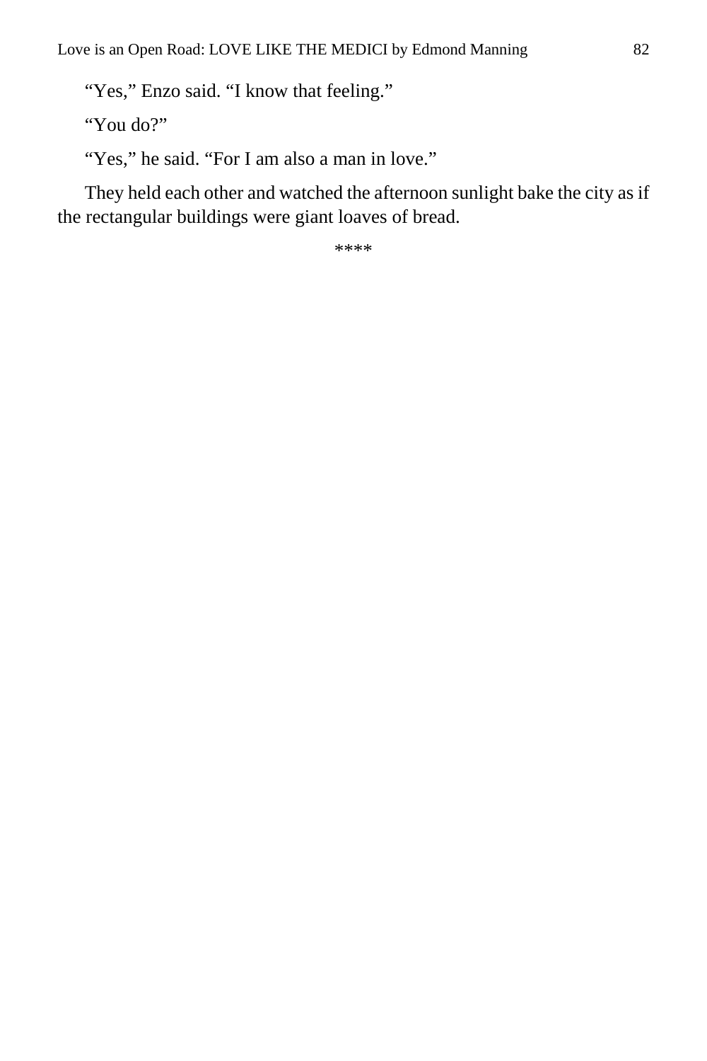"Yes," Enzo said. "I know that feeling."

"You do?"

"Yes," he said. "For I am also a man in love."

They held each other and watched the afternoon sunlight bake the city as if the rectangular buildings were giant loaves of bread.

****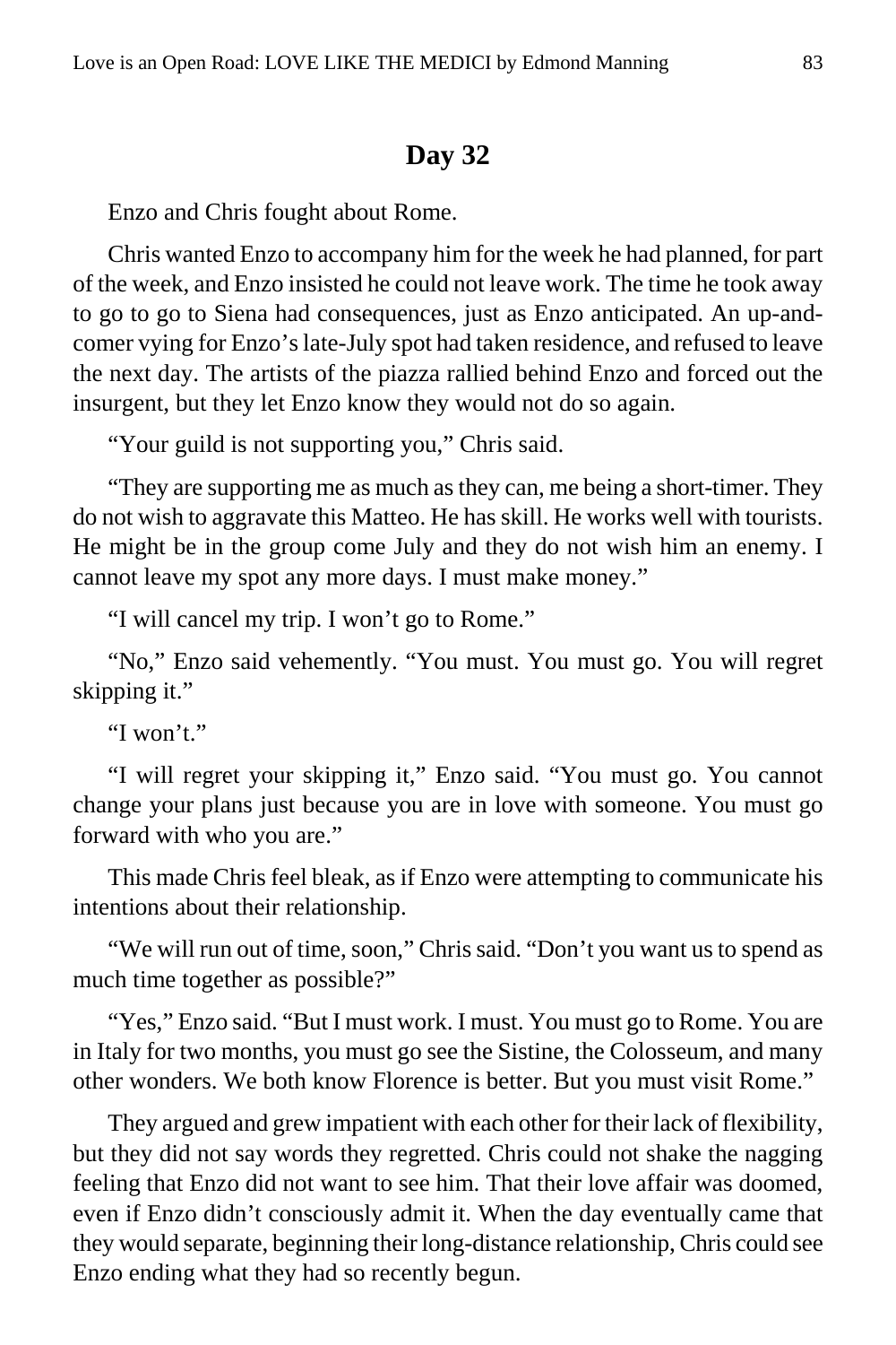## Day 32

Enzo and Chris fought about Rome.

Chris wanted Enzo to accompany him for the week he had planned, for part of the week, and Enzo insisted he could not leave work. The time he took away to go to go to Siena had consequences, just as Enzo anticipated. An up-and-comer vying for Enzo's late-July spot had taken residence, and refused to leave the next day. The artists of the piazza rallied behind Enzo and forced out the insurgent, but they let Enzo know they would not do so again.

"Your guild is not supporting you," Chris said.

"They are supporting me as much as they can, me being a short-timer. They do not wish to aggravate this Matteo. He has skill. He works well with tourists. He might be in the group come July and they do not wish him an enemy. I cannot leave my spot any more days. I must make money."

"I will cancel my trip. I won't go to Rome."

"No," Enzo said vehemently. "You must. You must go. You will regret skipping it."

"I won't."

"I will regret your skipping it," Enzo said. "You must go. You cannot change your plans just because you are in love with someone. You must go forward with who you are."

This made Chris feel bleak, as if Enzo were attempting to communicate his intentions about their relationship.

"We will run out of time, soon," Chris said. "Don't you want us to spend as much time together as possible?"

"Yes," Enzo said. "But I must work. I must. You must go to Rome. You are in Italy for two months, you must go see the Sistine, the Colosseum, and many other wonders. We both know Florence is better. But you must visit Rome."

They argued and grew impatient with each other for their lack of flexibility, but they did not say words they regretted. Chris could not shake the nagging feeling that Enzo did not want to see him. That their love affair was doomed, even if Enzo didn't consciously admit it. When the day eventually came that they would separate, beginning their long-distance relationship, Chris could see Enzo ending what they had so recently begun.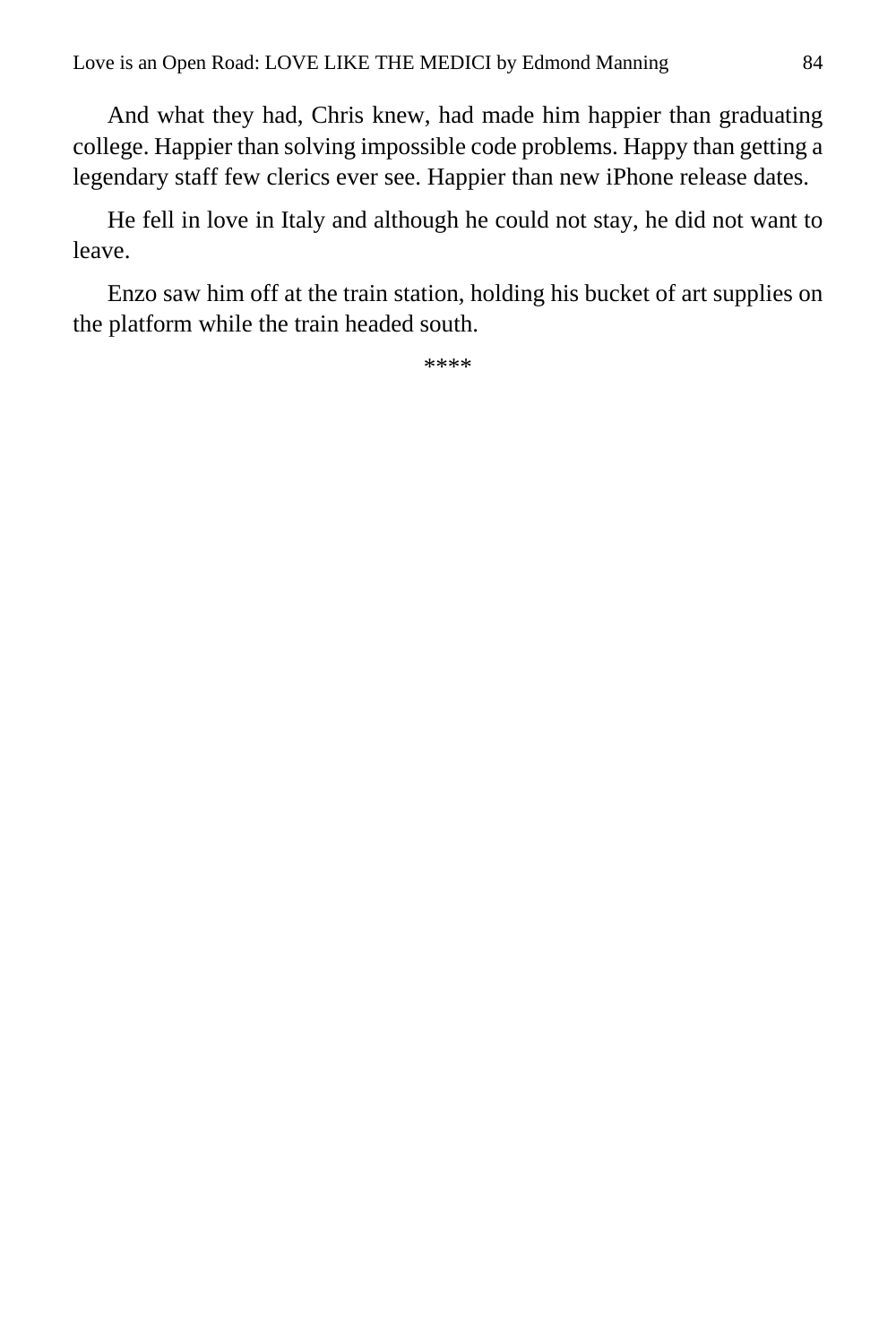And what they had, Chris knew, had made him happier than graduating college. Happier than solving impossible code problems. Happy than getting a legendary staff few clerics ever see. Happier than new iPhone release dates.

He fell in love in Italy and although he could not stay, he did not want to leave.

Enzo saw him off at the train station, holding his bucket of art supplies on the platform while the train headed south.

****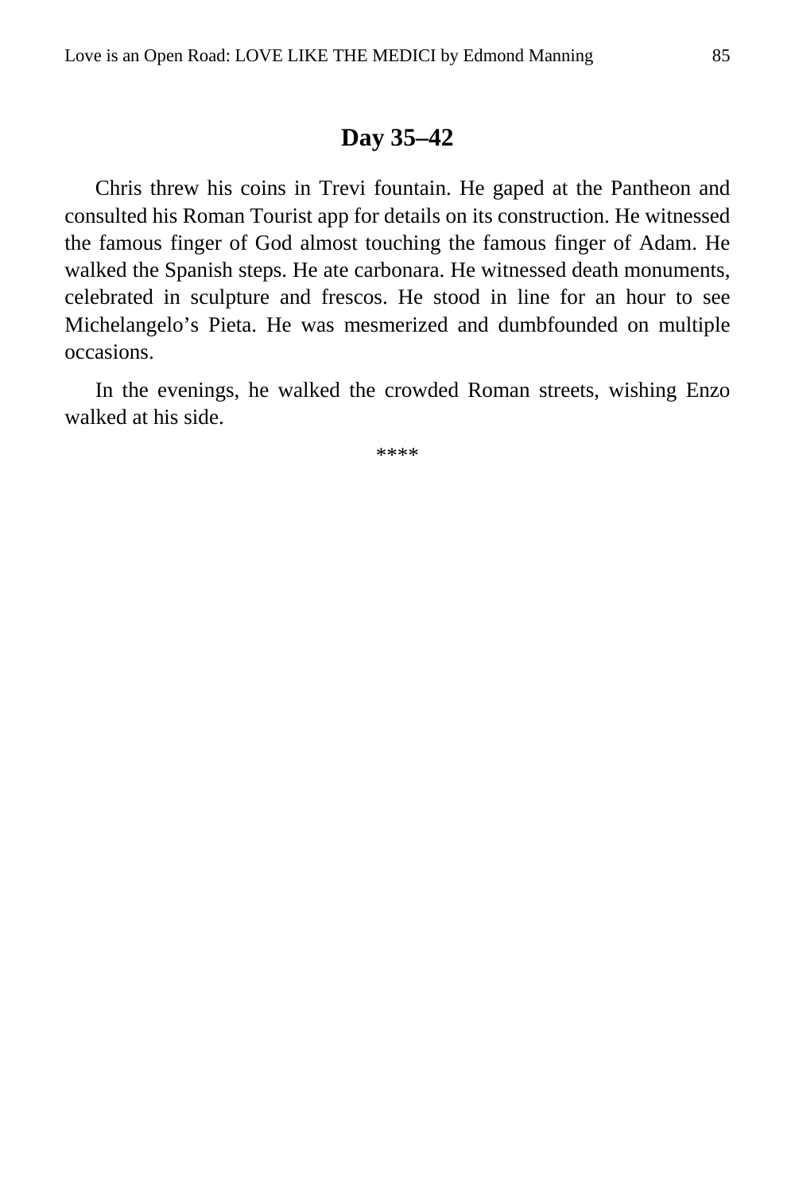## Day 35–42

Chris threw his coins in Trevi fountain. He gaped at the Pantheon and consulted his Roman Tourist app for details on its construction. He witnessed the famous finger of God almost touching the famous finger of Adam. He walked the Spanish steps. He ate carbonara. He witnessed death monuments, celebrated in sculpture and frescos. He stood in line for an hour to see Michelangelo's Pieta. He was mesmerized and dumbfounded on multiple occasions.

In the evenings, he walked the crowded Roman streets, wishing Enzo walked at his side.

****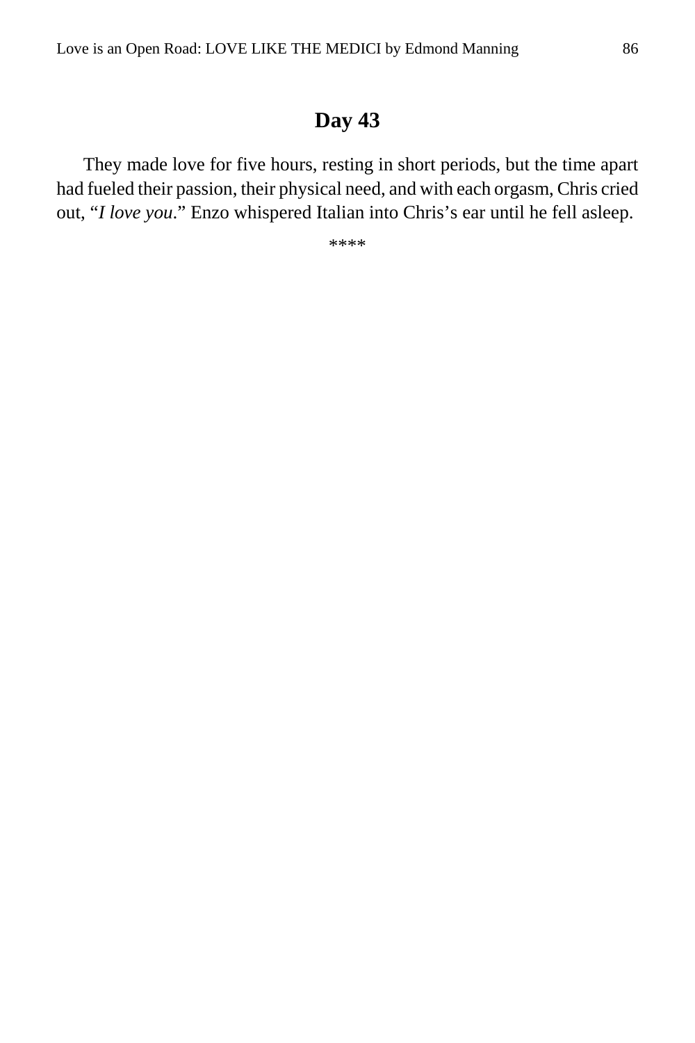## Day 43

They made love for five hours, resting in short periods, but the time apart had fueled their passion, their physical need, and with each orgasm, Chris cried out, "*I love you*." Enzo whispered Italian into Chris's ear until he fell asleep.

****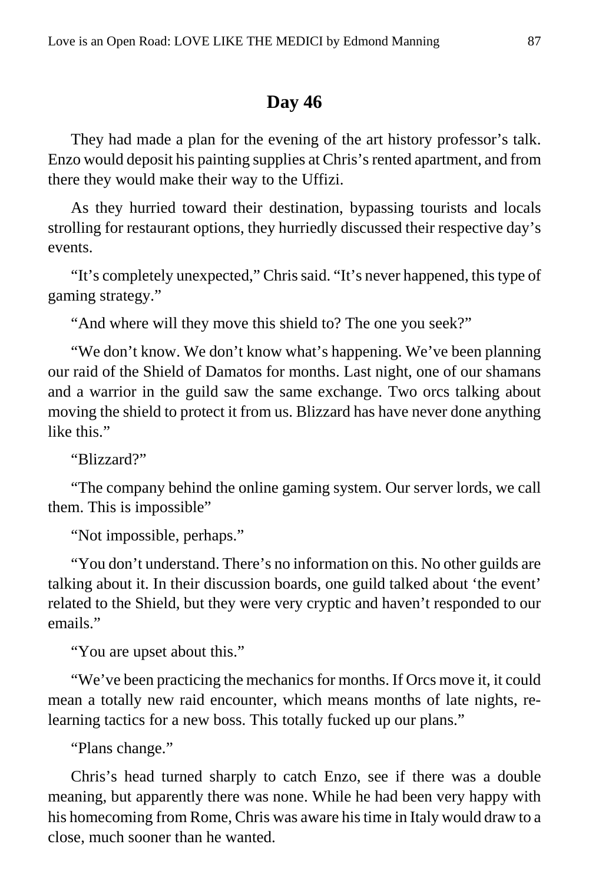## Day 46

They had made a plan for the evening of the art history professor's talk. Enzo would deposit his painting supplies at Chris's rented apartment, and from there they would make their way to the Uffizi.

As they hurried toward their destination, bypassing tourists and locals strolling for restaurant options, they hurriedly discussed their respective day's events.

"It's completely unexpected," Chris said. "It's never happened, this type of gaming strategy."

"And where will they move this shield to? The one you seek?"

"We don't know. We don't know what's happening. We've been planning our raid of the Shield of Damatos for months. Last night, one of our shamans and a warrior in the guild saw the same exchange. Two orcs talking about moving the shield to protect it from us. Blizzard has have never done anything like this."

"Blizzard?"

"The company behind the online gaming system. Our server lords, we call them. This is impossible"

"Not impossible, perhaps."

"You don't understand. There's no information on this. No other guilds are talking about it. In their discussion boards, one guild talked about 'the event' related to the Shield, but they were very cryptic and haven't responded to our emails."

"You are upset about this."

"We've been practicing the mechanics for months. If Orcs move it, it could mean a totally new raid encounter, which means months of late nights, re-learning tactics for a new boss. This totally fucked up our plans."

"Plans change."

Chris's head turned sharply to catch Enzo, see if there was a double meaning, but apparently there was none. While he had been very happy with his homecoming from Rome, Chris was aware his time in Italy would draw to a close, much sooner than he wanted.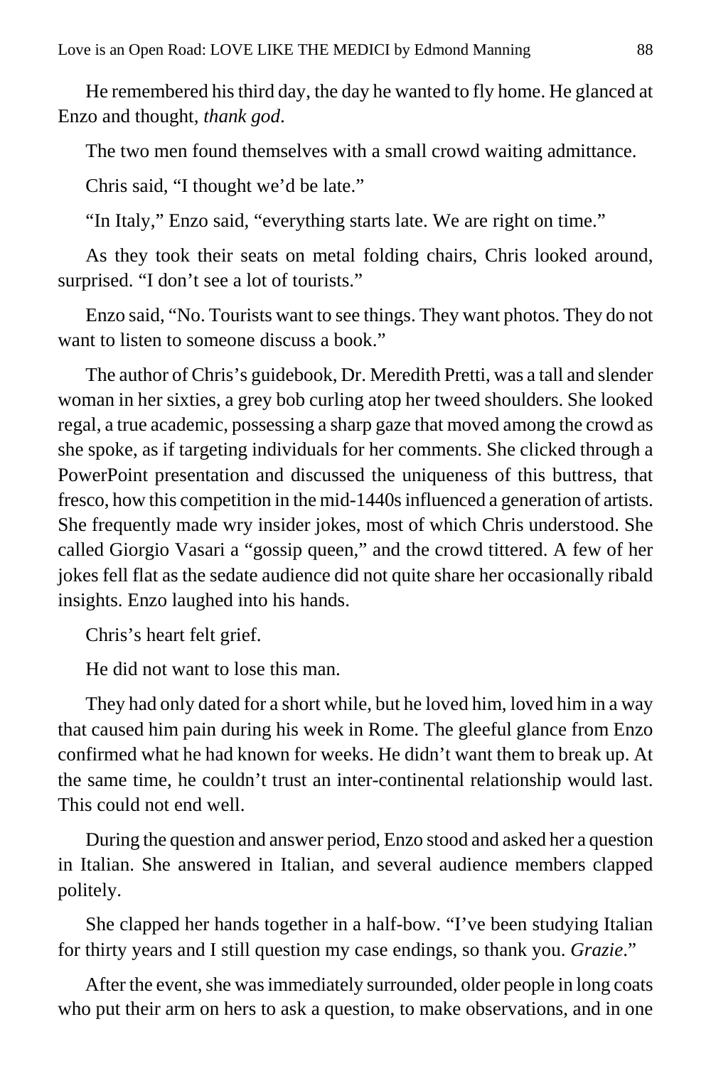He remembered his third day, the day he wanted to fly home. He glanced at Enzo and thought, *thank god*.

The two men found themselves with a small crowd waiting admittance.

Chris said, "I thought we'd be late."

"In Italy," Enzo said, "everything starts late. We are right on time."

As they took their seats on metal folding chairs, Chris looked around, surprised. "I don't see a lot of tourists."

Enzo said, "No. Tourists want to see things. They want photos. They do not want to listen to someone discuss a book."

The author of Chris's guidebook, Dr. Meredith Pretti, was a tall and slender woman in her sixties, a grey bob curling atop her tweed shoulders. She looked regal, a true academic, possessing a sharp gaze that moved among the crowd as she spoke, as if targeting individuals for her comments. She clicked through a PowerPoint presentation and discussed the uniqueness of this buttress, that fresco, how this competition in the mid-1440s influenced a generation of artists. She frequently made wry insider jokes, most of which Chris understood. She called Giorgio Vasari a "gossip queen," and the crowd tittered. A few of her jokes fell flat as the sedate audience did not quite share her occasionally ribald insights. Enzo laughed into his hands.

Chris's heart felt grief.

He did not want to lose this man.

They had only dated for a short while, but he loved him, loved him in a way that caused him pain during his week in Rome. The gleeful glance from Enzo confirmed what he had known for weeks. He didn't want them to break up. At the same time, he couldn't trust an inter-continental relationship would last. This could not end well.

During the question and answer period, Enzo stood and asked her a question in Italian. She answered in Italian, and several audience members clapped politely.

She clapped her hands together in a half-bow. "I've been studying Italian for thirty years and I still question my case endings, so thank you. *Grazie*."

After the event, she was immediately surrounded, older people in long coats who put their arm on hers to ask a question, to make observations, and in one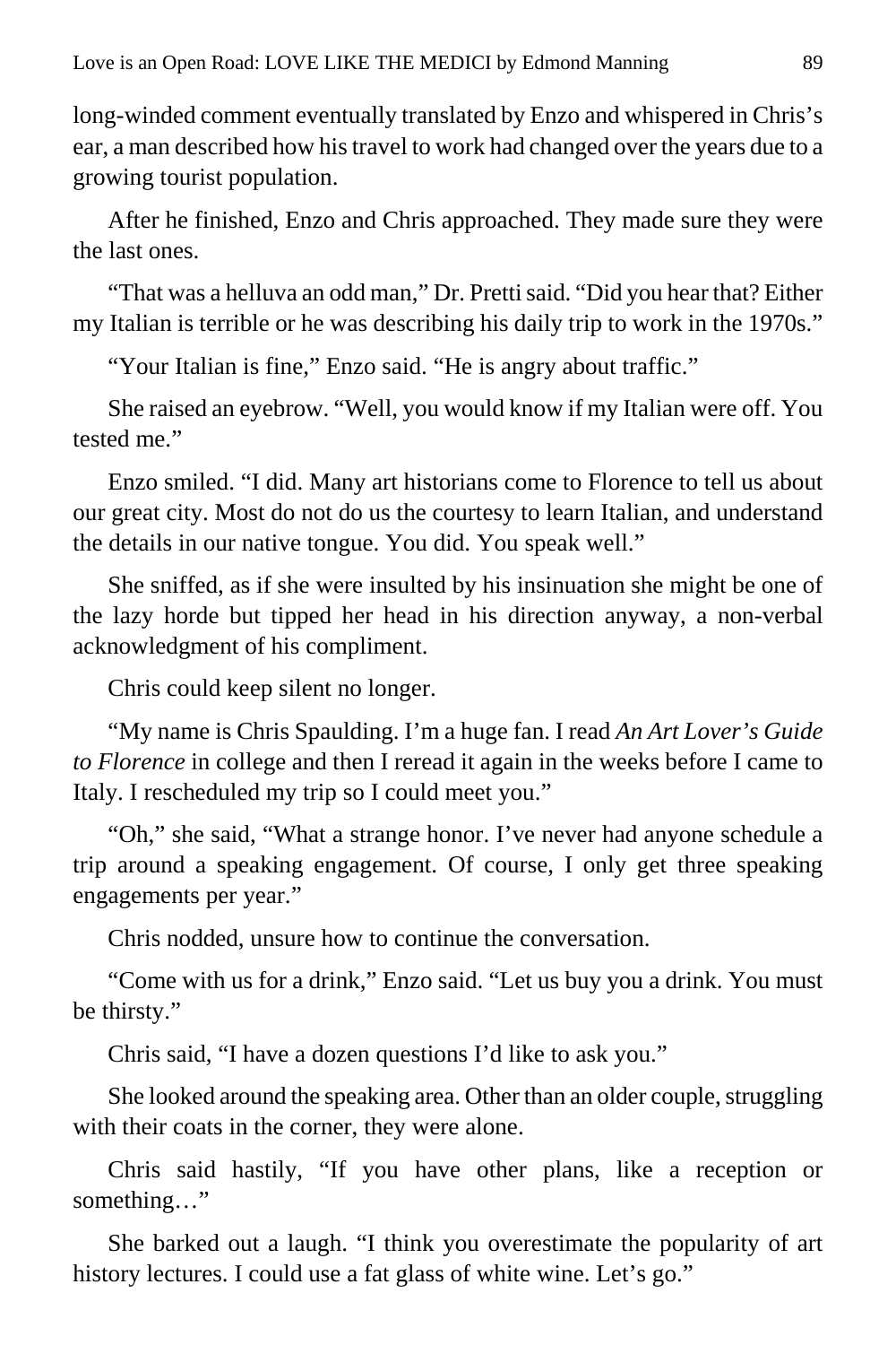long-winded comment eventually translated by Enzo and whispered in Chris's ear, a man described how his travel to work had changed over the years due to a growing tourist population.

After he finished, Enzo and Chris approached. They made sure they were the last ones.

"That was a helluva an odd man," Dr. Pretti said. "Did you hear that? Either my Italian is terrible or he was describing his daily trip to work in the 1970s."

"Your Italian is fine," Enzo said. "He is angry about traffic."

She raised an eyebrow. "Well, you would know if my Italian were off. You tested me."

Enzo smiled. "I did. Many art historians come to Florence to tell us about our great city. Most do not do us the courtesy to learn Italian, and understand the details in our native tongue. You did. You speak well."

She sniffed, as if she were insulted by his insinuation she might be one of the lazy horde but tipped her head in his direction anyway, a non-verbal acknowledgment of his compliment.

Chris could keep silent no longer.

"My name is Chris Spaulding. I'm a huge fan. I read *An Art Lover's Guide to Florence* in college and then I reread it again in the weeks before I came to Italy. I rescheduled my trip so I could meet you."

"Oh," she said, "What a strange honor. I've never had anyone schedule a trip around a speaking engagement. Of course, I only get three speaking engagements per year."

Chris nodded, unsure how to continue the conversation.

"Come with us for a drink," Enzo said. "Let us buy you a drink. You must be thirsty."

Chris said, "I have a dozen questions I'd like to ask you."

She looked around the speaking area. Other than an older couple, struggling with their coats in the corner, they were alone.

Chris said hastily, "If you have other plans, like a reception or something…"

She barked out a laugh. "I think you overestimate the popularity of art history lectures. I could use a fat glass of white wine. Let's go."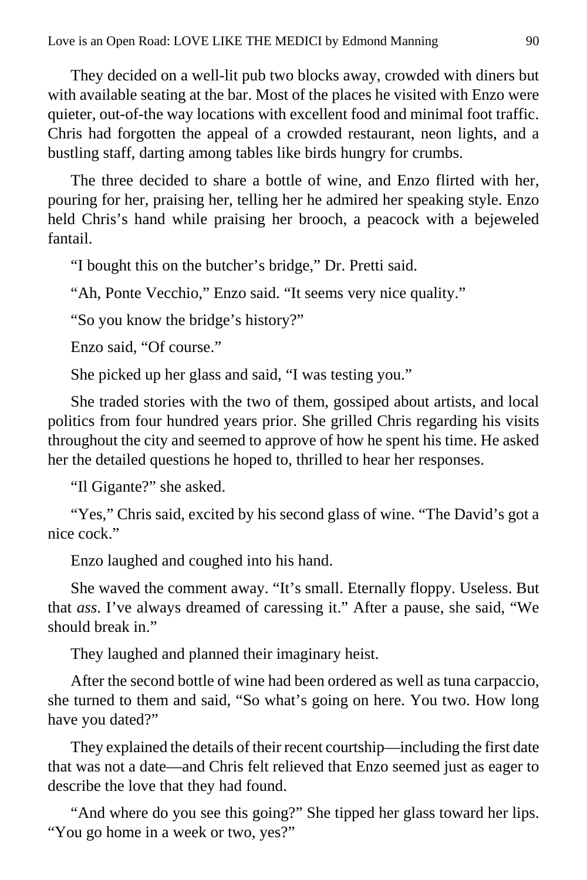They decided on a well-lit pub two blocks away, crowded with diners but with available seating at the bar. Most of the places he visited with Enzo were quieter, out-of-the way locations with excellent food and minimal foot traffic. Chris had forgotten the appeal of a crowded restaurant, neon lights, and a bustling staff, darting among tables like birds hungry for crumbs.

The three decided to share a bottle of wine, and Enzo flirted with her, pouring for her, praising her, telling her he admired her speaking style. Enzo held Chris's hand while praising her brooch, a peacock with a bejeweled fantail.

"I bought this on the butcher's bridge," Dr. Pretti said.

"Ah, Ponte Vecchio," Enzo said. "It seems very nice quality."

"So you know the bridge's history?"

Enzo said, "Of course."

She picked up her glass and said, "I was testing you."

She traded stories with the two of them, gossiped about artists, and local politics from four hundred years prior. She grilled Chris regarding his visits throughout the city and seemed to approve of how he spent his time. He asked her the detailed questions he hoped to, thrilled to hear her responses.

"Il Gigante?" she asked.

"Yes," Chris said, excited by his second glass of wine. "The David's got a nice cock."

Enzo laughed and coughed into his hand.

She waved the comment away. "It's small. Eternally floppy. Useless. But that *ass*. I've always dreamed of caressing it." After a pause, she said, "We should break in."

They laughed and planned their imaginary heist.

After the second bottle of wine had been ordered as well as tuna carpaccio, she turned to them and said, "So what's going on here. You two. How long have you dated?"

They explained the details of their recent courtship—including the first date that was not a date—and Chris felt relieved that Enzo seemed just as eager to describe the love that they had found.

"And where do you see this going?" She tipped her glass toward her lips. "You go home in a week or two, yes?"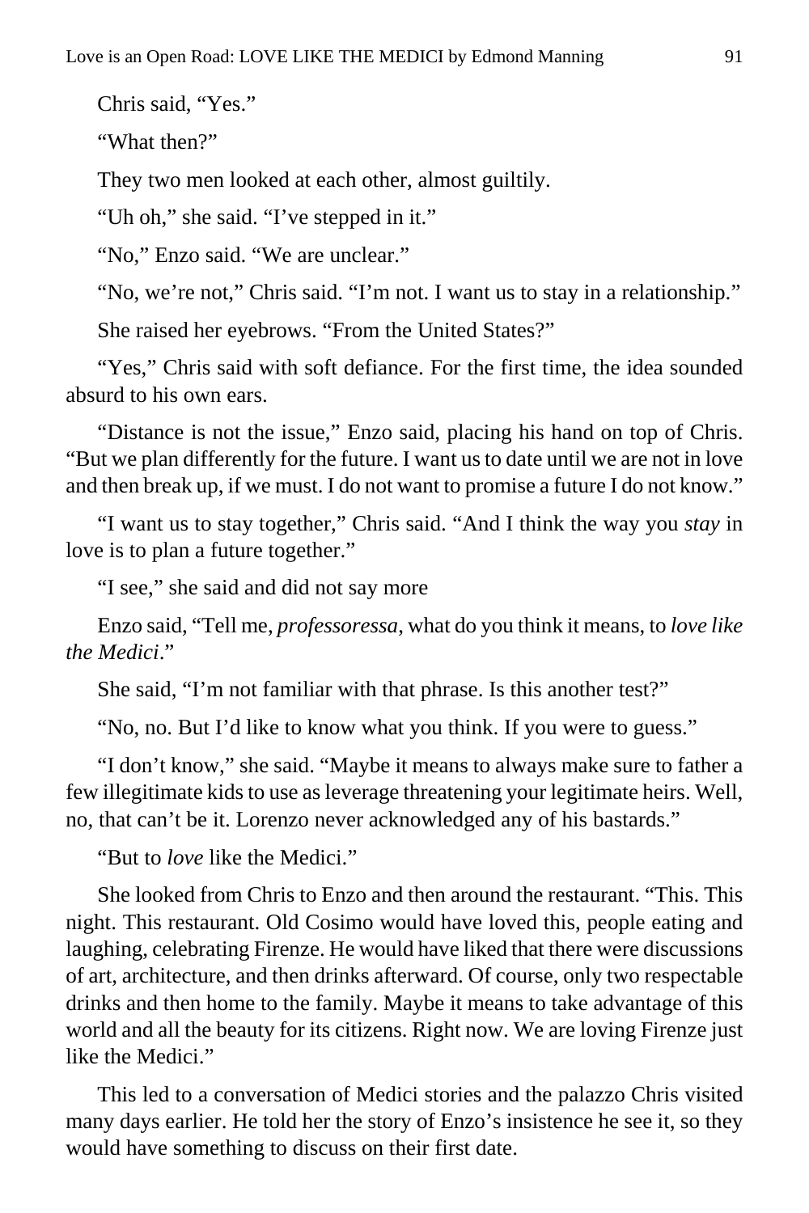Chris said, "Yes."

"What then?"

They two men looked at each other, almost guiltily.

"Uh oh," she said. "I've stepped in it."

"No," Enzo said. "We are unclear."

"No, we're not," Chris said. "I'm not. I want us to stay in a relationship."

She raised her eyebrows. "From the United States?"

"Yes," Chris said with soft defiance. For the first time, the idea sounded absurd to his own ears.

"Distance is not the issue," Enzo said, placing his hand on top of Chris. "But we plan differently for the future. I want us to date until we are not in love and then break up, if we must. I do not want to promise a future I do not know."

"I want us to stay together," Chris said. "And I think the way you *stay* in love is to plan a future together."

"I see," she said and did not say more

Enzo said, "Tell me, *professoressa*, what do you think it means, to *love like the Medici*."

She said, "I'm not familiar with that phrase. Is this another test?"

"No, no. But I'd like to know what you think. If you were to guess."

"I don't know," she said. "Maybe it means to always make sure to father a few illegitimate kids to use as leverage threatening your legitimate heirs. Well, no, that can't be it. Lorenzo never acknowledged any of his bastards."

"But to *love* like the Medici."

She looked from Chris to Enzo and then around the restaurant. "This. This night. This restaurant. Old Cosimo would have loved this, people eating and laughing, celebrating Firenze. He would have liked that there were discussions of art, architecture, and then drinks afterward. Of course, only two respectable drinks and then home to the family. Maybe it means to take advantage of this world and all the beauty for its citizens. Right now. We are loving Firenze just like the Medici."

This led to a conversation of Medici stories and the palazzo Chris visited many days earlier. He told her the story of Enzo's insistence he see it, so they would have something to discuss on their first date.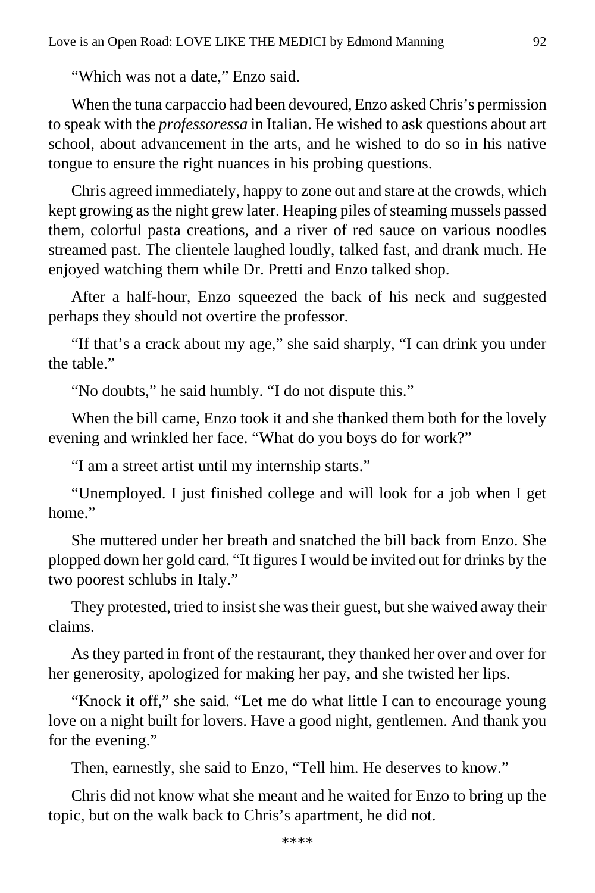"Which was not a date," Enzo said.

When the tuna carpaccio had been devoured, Enzo asked Chris's permission to speak with the *professoressa* in Italian. He wished to ask questions about art school, about advancement in the arts, and he wished to do so in his native tongue to ensure the right nuances in his probing questions.

Chris agreed immediately, happy to zone out and stare at the crowds, which kept growing as the night grew later. Heaping piles of steaming mussels passed them, colorful pasta creations, and a river of red sauce on various noodles streamed past. The clientele laughed loudly, talked fast, and drank much. He enjoyed watching them while Dr. Pretti and Enzo talked shop.

After a half-hour, Enzo squeezed the back of his neck and suggested perhaps they should not overtire the professor.

"If that's a crack about my age," she said sharply, "I can drink you under the table."

"No doubts," he said humbly. "I do not dispute this."

When the bill came, Enzo took it and she thanked them both for the lovely evening and wrinkled her face. "What do you boys do for work?"

"I am a street artist until my internship starts."

"Unemployed. I just finished college and will look for a job when I get home."

She muttered under her breath and snatched the bill back from Enzo. She plopped down her gold card. "It figures I would be invited out for drinks by the two poorest schlubs in Italy."

They protested, tried to insist she was their guest, but she waived away their claims.

As they parted in front of the restaurant, they thanked her over and over for her generosity, apologized for making her pay, and she twisted her lips.

"Knock it off," she said. "Let me do what little I can to encourage young love on a night built for lovers. Have a good night, gentlemen. And thank you for the evening."

Then, earnestly, she said to Enzo, "Tell him. He deserves to know."

Chris did not know what she meant and he waited for Enzo to bring up the topic, but on the walk back to Chris's apartment, he did not.

****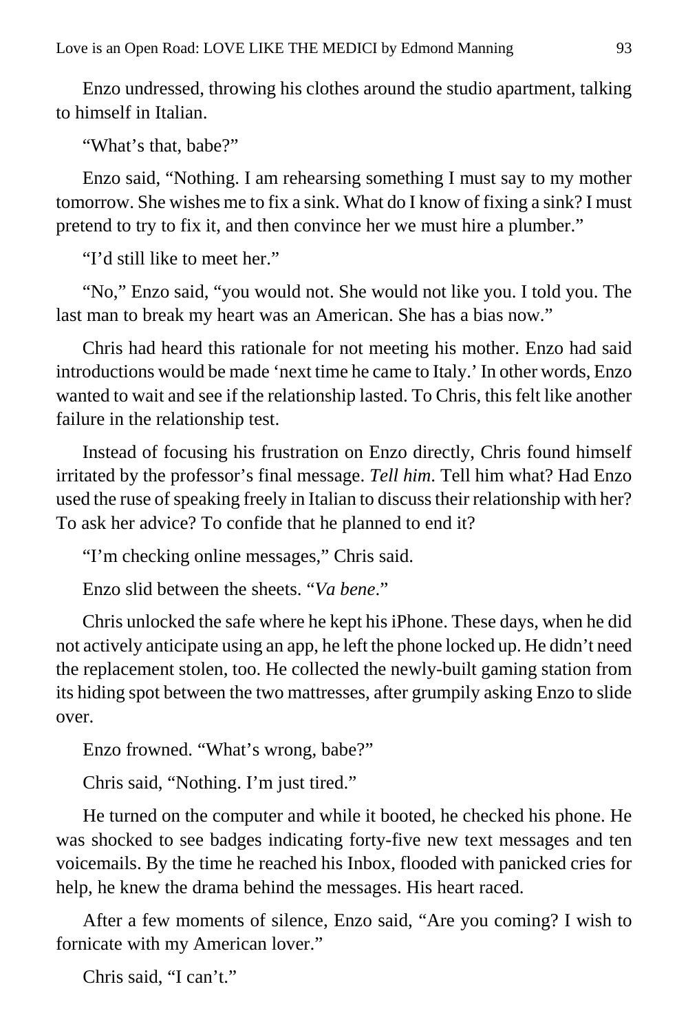Enzo undressed, throwing his clothes around the studio apartment, talking to himself in Italian.

"What's that, babe?"

Enzo said, "Nothing. I am rehearsing something I must say to my mother tomorrow. She wishes me to fix a sink. What do I know of fixing a sink? I must pretend to try to fix it, and then convince her we must hire a plumber."

"I'd still like to meet her."

"No," Enzo said, "you would not. She would not like you. I told you. The last man to break my heart was an American. She has a bias now."

Chris had heard this rationale for not meeting his mother. Enzo had said introductions would be made 'next time he came to Italy.' In other words, Enzo wanted to wait and see if the relationship lasted. To Chris, this felt like another failure in the relationship test.

Instead of focusing his frustration on Enzo directly, Chris found himself irritated by the professor's final message. *Tell him*. Tell him what? Had Enzo used the ruse of speaking freely in Italian to discuss their relationship with her? To ask her advice? To confide that he planned to end it?

"I'm checking online messages," Chris said.

Enzo slid between the sheets. "*Va bene*."

Chris unlocked the safe where he kept his iPhone. These days, when he did not actively anticipate using an app, he left the phone locked up. He didn't need the replacement stolen, too. He collected the newly-built gaming station from its hiding spot between the two mattresses, after grumpily asking Enzo to slide over.

Enzo frowned. "What's wrong, babe?"

Chris said, "Nothing. I'm just tired."

He turned on the computer and while it booted, he checked his phone. He was shocked to see badges indicating forty-five new text messages and ten voicemails. By the time he reached his Inbox, flooded with panicked cries for help, he knew the drama behind the messages. His heart raced.

After a few moments of silence, Enzo said, "Are you coming? I wish to fornicate with my American lover."

Chris said, "I can't."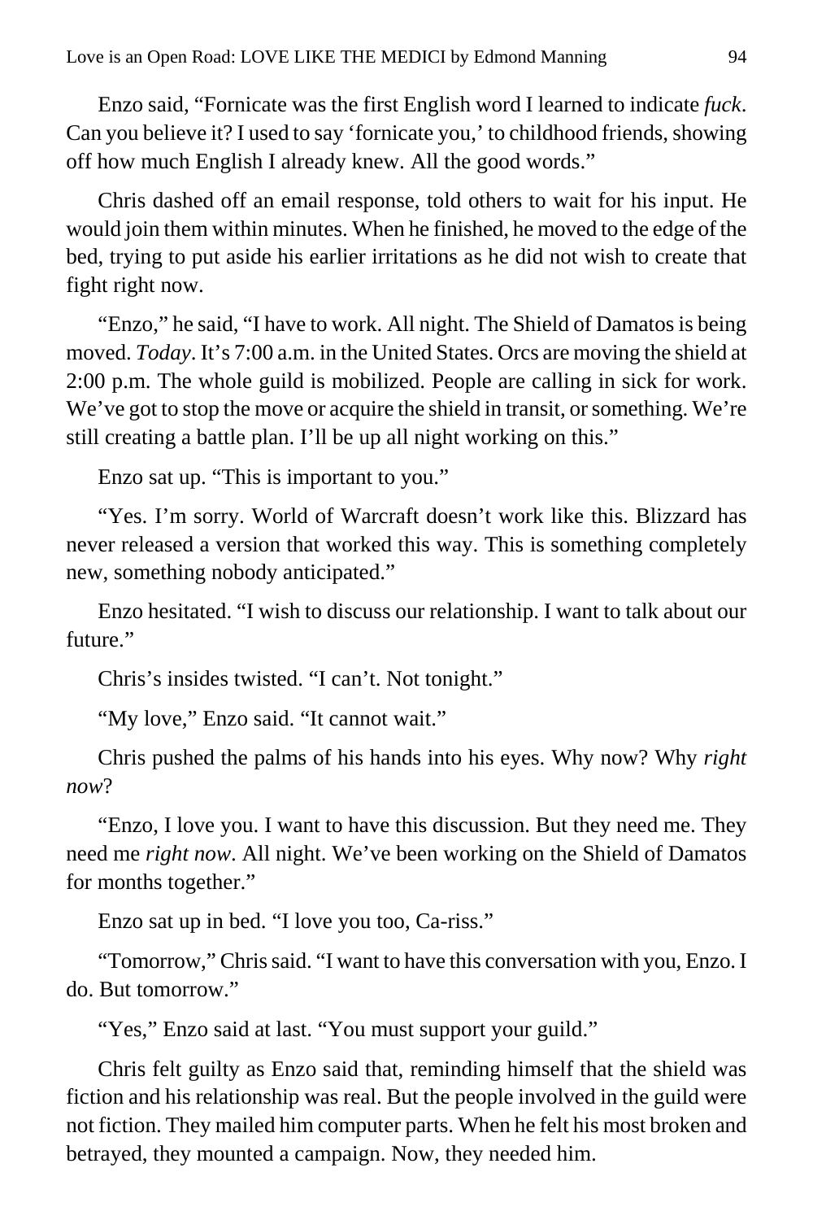Enzo said, "Fornicate was the first English word I learned to indicate *fuck*. Can you believe it? I used to say 'fornicate you,' to childhood friends, showing off how much English I already knew. All the good words."

Chris dashed off an email response, told others to wait for his input. He would join them within minutes. When he finished, he moved to the edge of the bed, trying to put aside his earlier irritations as he did not wish to create that fight right now.

"Enzo," he said, "I have to work. All night. The Shield of Damatos is being moved. *Today*. It's 7:00 a.m. in the United States. Orcs are moving the shield at 2:00 p.m. The whole guild is mobilized. People are calling in sick for work. We've got to stop the move or acquire the shield in transit, or something. We're still creating a battle plan. I'll be up all night working on this."

Enzo sat up. "This is important to you."

"Yes. I'm sorry. World of Warcraft doesn't work like this. Blizzard has never released a version that worked this way. This is something completely new, something nobody anticipated."

Enzo hesitated. "I wish to discuss our relationship. I want to talk about our future."

Chris's insides twisted. "I can't. Not tonight."

"My love," Enzo said. "It cannot wait."

Chris pushed the palms of his hands into his eyes. Why now? Why *right now*?

"Enzo, I love you. I want to have this discussion. But they need me. They need me *right now*. All night. We've been working on the Shield of Damatos for months together."

Enzo sat up in bed. "I love you too, Ca-riss."

"Tomorrow," Chris said. "I want to have this conversation with you, Enzo. I do. But tomorrow."

"Yes," Enzo said at last. "You must support your guild."

Chris felt guilty as Enzo said that, reminding himself that the shield was fiction and his relationship was real. But the people involved in the guild were not fiction. They mailed him computer parts. When he felt his most broken and betrayed, they mounted a campaign. Now, they needed him.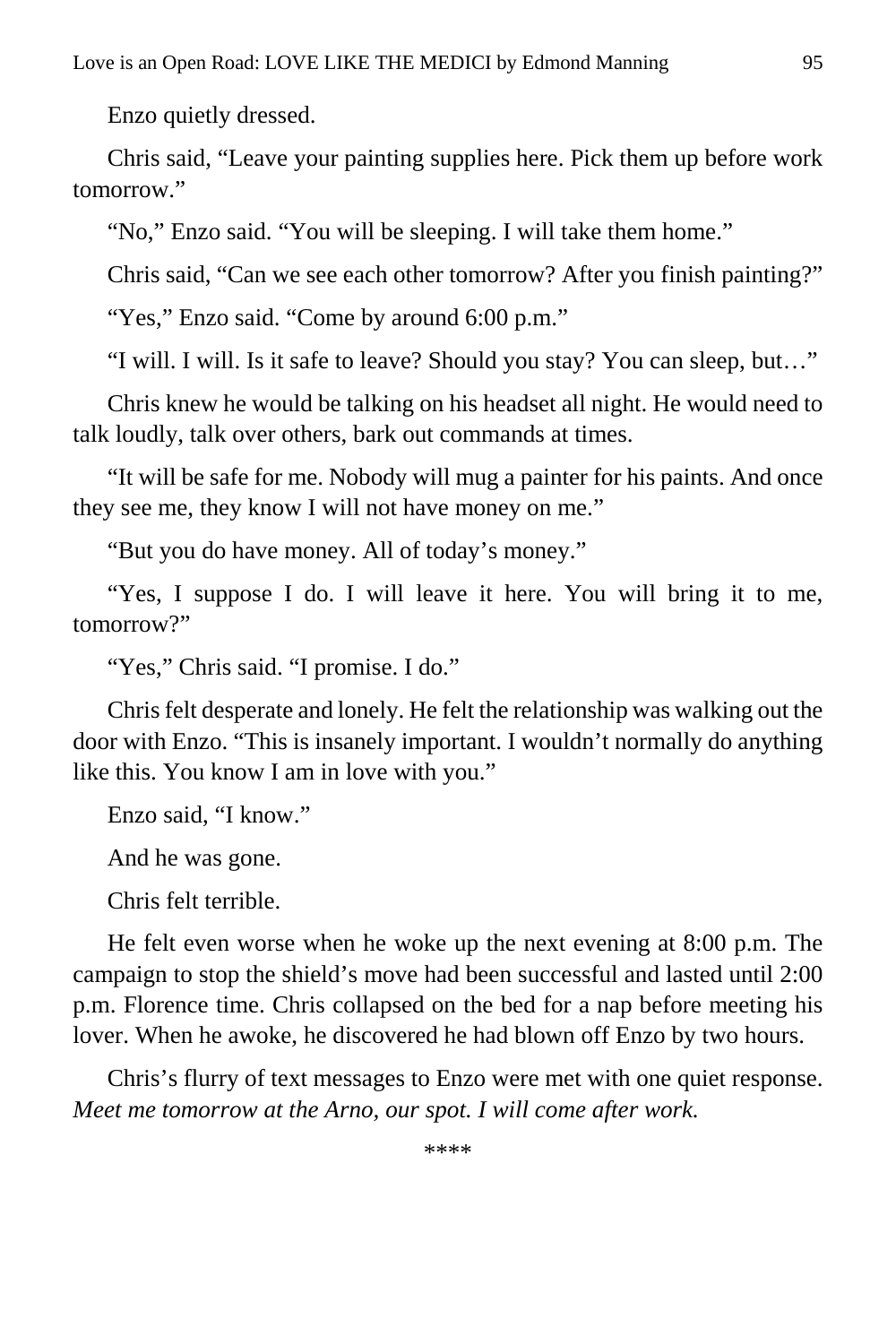Enzo quietly dressed.

Chris said, “Leave your painting supplies here. Pick them up before work tomorrow.”

“No,” Enzo said. “You will be sleeping. I will take them home.”

Chris said, “Can we see each other tomorrow? After you finish painting?”

“Yes,” Enzo said. “Come by around 6:00 p.m.”

“I will. I will. Is it safe to leave? Should you stay? You can sleep, but…”

Chris knew he would be talking on his headset all night. He would need to talk loudly, talk over others, bark out commands at times.

“It will be safe for me. Nobody will mug a painter for his paints. And once they see me, they know I will not have money on me.”

“But you do have money. All of today’s money.”

“Yes, I suppose I do. I will leave it here. You will bring it to me, tomorrow?”

“Yes,” Chris said. “I promise. I do.”

Chris felt desperate and lonely. He felt the relationship was walking out the door with Enzo. “This is insanely important. I wouldn’t normally do anything like this. You know I am in love with you.”

Enzo said, “I know.”

And he was gone.

Chris felt terrible.

He felt even worse when he woke up the next evening at 8:00 p.m. The campaign to stop the shield’s move had been successful and lasted until 2:00 p.m. Florence time. Chris collapsed on the bed for a nap before meeting his lover. When he awoke, he discovered he had blown off Enzo by two hours.

Chris’s flurry of text messages to Enzo were met with one quiet response. *Meet me tomorrow at the Arno, our spot. I will come after work.*

****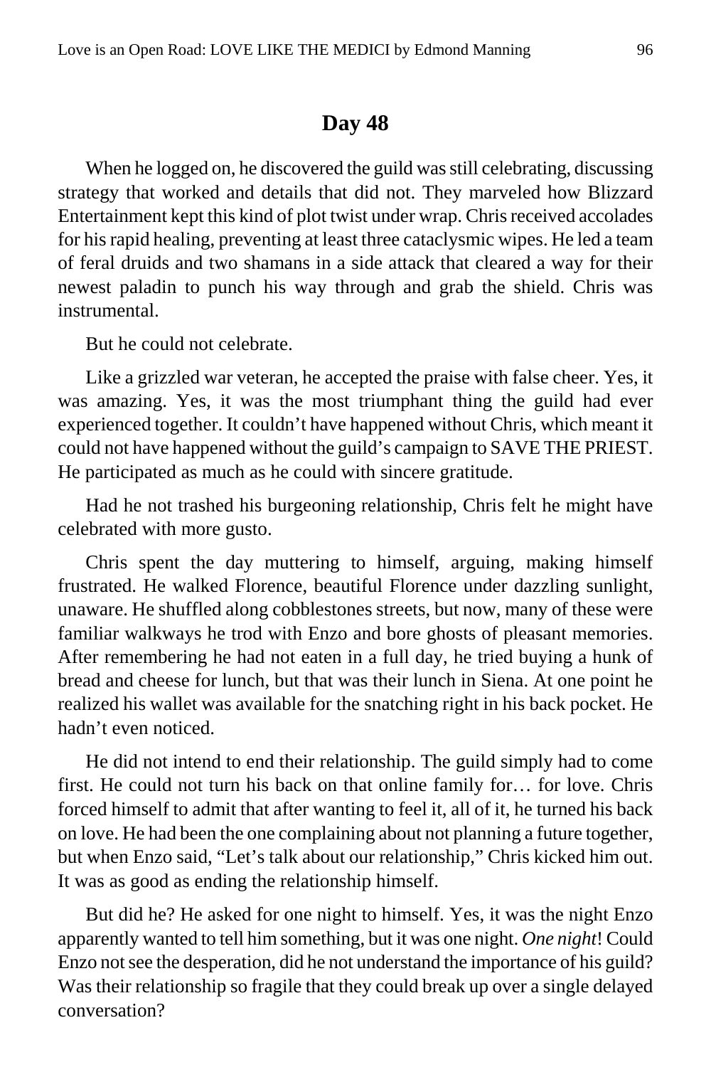## Day 48

When he logged on, he discovered the guild was still celebrating, discussing strategy that worked and details that did not. They marveled how Blizzard Entertainment kept this kind of plot twist under wrap. Chris received accolades for his rapid healing, preventing at least three cataclysmic wipes. He led a team of feral druids and two shamans in a side attack that cleared a way for their newest paladin to punch his way through and grab the shield. Chris was instrumental.

But he could not celebrate.

Like a grizzled war veteran, he accepted the praise with false cheer. Yes, it was amazing. Yes, it was the most triumphant thing the guild had ever experienced together. It couldn't have happened without Chris, which meant it could not have happened without the guild's campaign to SAVE THE PRIEST. He participated as much as he could with sincere gratitude.

Had he not trashed his burgeoning relationship, Chris felt he might have celebrated with more gusto.

Chris spent the day muttering to himself, arguing, making himself frustrated. He walked Florence, beautiful Florence under dazzling sunlight, unaware. He shuffled along cobblestones streets, but now, many of these were familiar walkways he trod with Enzo and bore ghosts of pleasant memories. After remembering he had not eaten in a full day, he tried buying a hunk of bread and cheese for lunch, but that was their lunch in Siena. At one point he realized his wallet was available for the snatching right in his back pocket. He hadn't even noticed.

He did not intend to end their relationship. The guild simply had to come first. He could not turn his back on that online family for… for love. Chris forced himself to admit that after wanting to feel it, all of it, he turned his back on love. He had been the one complaining about not planning a future together, but when Enzo said, "Let's talk about our relationship," Chris kicked him out. It was as good as ending the relationship himself.

But did he? He asked for one night to himself. Yes, it was the night Enzo apparently wanted to tell him something, but it was one night. *One night*! Could Enzo not see the desperation, did he not understand the importance of his guild? Was their relationship so fragile that they could break up over a single delayed conversation?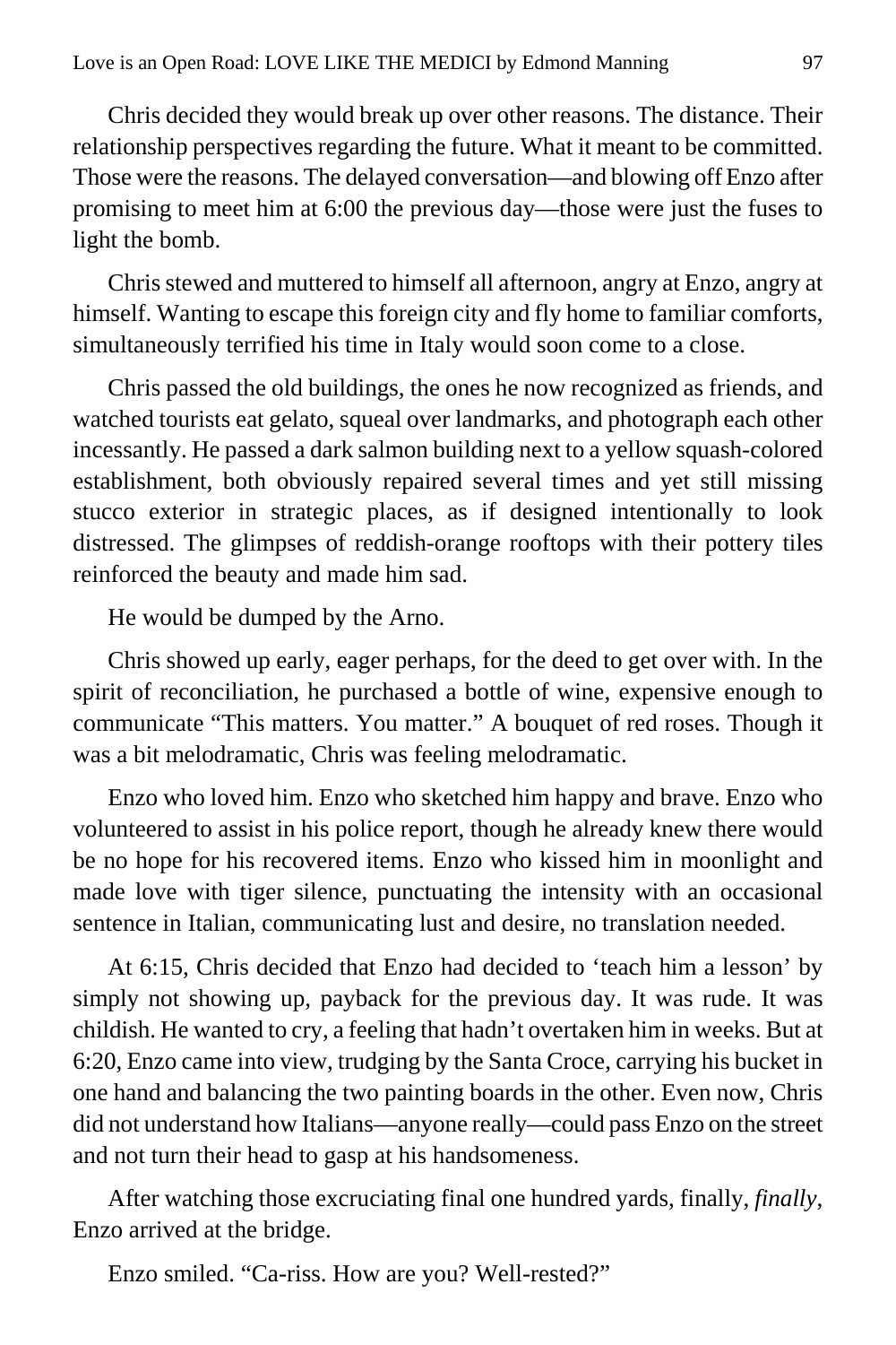Chris decided they would break up over other reasons. The distance. Their relationship perspectives regarding the future. What it meant to be committed. Those were the reasons. The delayed conversation—and blowing off Enzo after promising to meet him at 6:00 the previous day—those were just the fuses to light the bomb.

Chris stewed and muttered to himself all afternoon, angry at Enzo, angry at himself. Wanting to escape this foreign city and fly home to familiar comforts, simultaneously terrified his time in Italy would soon come to a close.

Chris passed the old buildings, the ones he now recognized as friends, and watched tourists eat gelato, squeal over landmarks, and photograph each other incessantly. He passed a dark salmon building next to a yellow squash-colored establishment, both obviously repaired several times and yet still missing stucco exterior in strategic places, as if designed intentionally to look distressed. The glimpses of reddish-orange rooftops with their pottery tiles reinforced the beauty and made him sad.

He would be dumped by the Arno.

Chris showed up early, eager perhaps, for the deed to get over with. In the spirit of reconciliation, he purchased a bottle of wine, expensive enough to communicate "This matters. You matter." A bouquet of red roses. Though it was a bit melodramatic, Chris was feeling melodramatic.

Enzo who loved him. Enzo who sketched him happy and brave. Enzo who volunteered to assist in his police report, though he already knew there would be no hope for his recovered items. Enzo who kissed him in moonlight and made love with tiger silence, punctuating the intensity with an occasional sentence in Italian, communicating lust and desire, no translation needed.

At 6:15, Chris decided that Enzo had decided to 'teach him a lesson' by simply not showing up, payback for the previous day. It was rude. It was childish. He wanted to cry, a feeling that hadn't overtaken him in weeks. But at 6:20, Enzo came into view, trudging by the Santa Croce, carrying his bucket in one hand and balancing the two painting boards in the other. Even now, Chris did not understand how Italians—anyone really—could pass Enzo on the street and not turn their head to gasp at his handsomeness.

After watching those excruciating final one hundred yards, finally, *finally*, Enzo arrived at the bridge.

Enzo smiled. "Ca-riss. How are you? Well-rested?"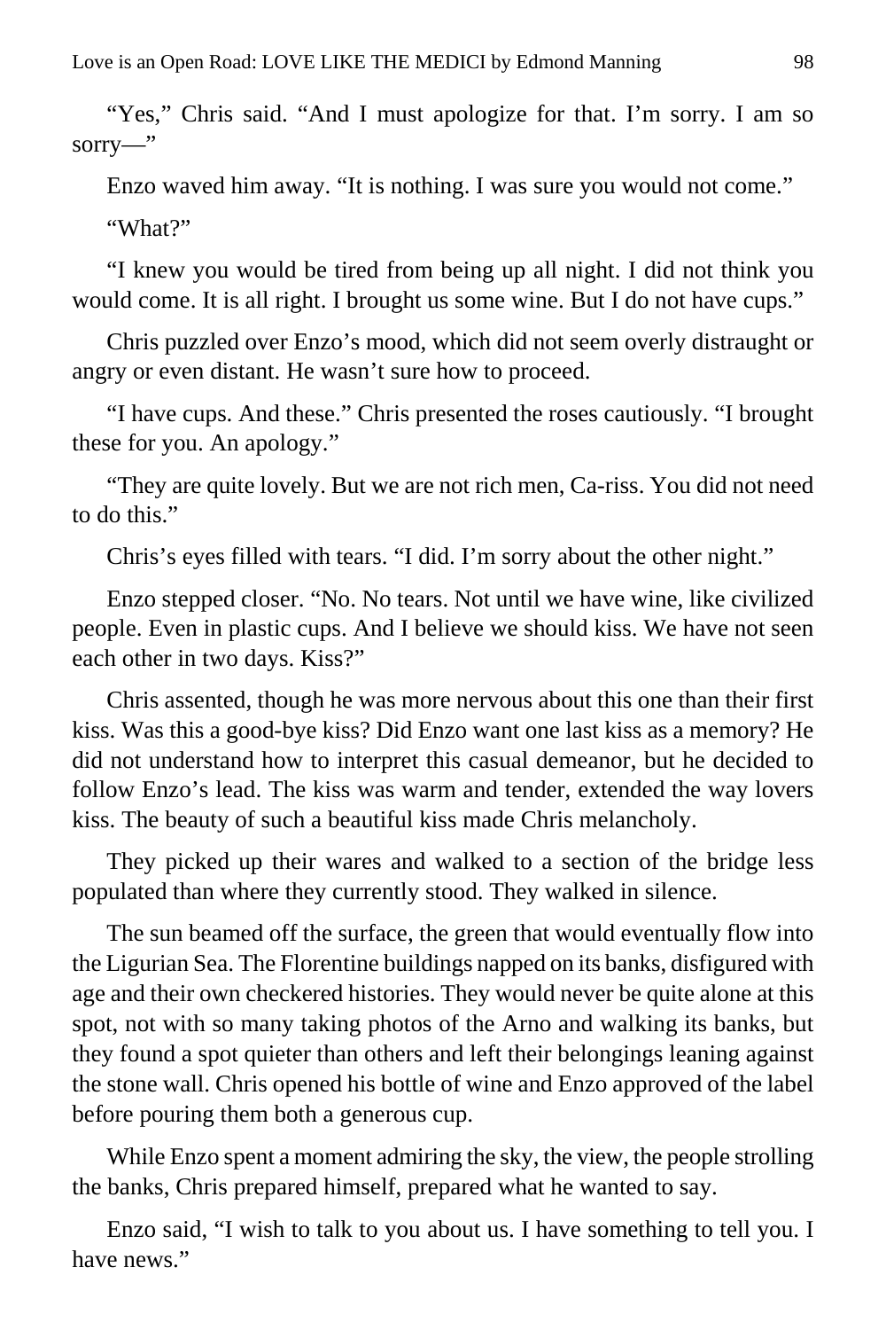"Yes," Chris said. "And I must apologize for that. I'm sorry. I am so sorry—"

Enzo waved him away. "It is nothing. I was sure you would not come."

"What?"

"I knew you would be tired from being up all night. I did not think you would come. It is all right. I brought us some wine. But I do not have cups."

Chris puzzled over Enzo's mood, which did not seem overly distraught or angry or even distant. He wasn't sure how to proceed.

"I have cups. And these." Chris presented the roses cautiously. "I brought these for you. An apology."

"They are quite lovely. But we are not rich men, Ca-riss. You did not need to do this."

Chris's eyes filled with tears. "I did. I'm sorry about the other night."

Enzo stepped closer. "No. No tears. Not until we have wine, like civilized people. Even in plastic cups. And I believe we should kiss. We have not seen each other in two days. Kiss?"

Chris assented, though he was more nervous about this one than their first kiss. Was this a good-bye kiss? Did Enzo want one last kiss as a memory? He did not understand how to interpret this casual demeanor, but he decided to follow Enzo's lead. The kiss was warm and tender, extended the way lovers kiss. The beauty of such a beautiful kiss made Chris melancholy.

They picked up their wares and walked to a section of the bridge less populated than where they currently stood. They walked in silence.

The sun beamed off the surface, the green that would eventually flow into the Ligurian Sea. The Florentine buildings napped on its banks, disfigured with age and their own checkered histories. They would never be quite alone at this spot, not with so many taking photos of the Arno and walking its banks, but they found a spot quieter than others and left their belongings leaning against the stone wall. Chris opened his bottle of wine and Enzo approved of the label before pouring them both a generous cup.

While Enzo spent a moment admiring the sky, the view, the people strolling the banks, Chris prepared himself, prepared what he wanted to say.

Enzo said, "I wish to talk to you about us. I have something to tell you. I have news."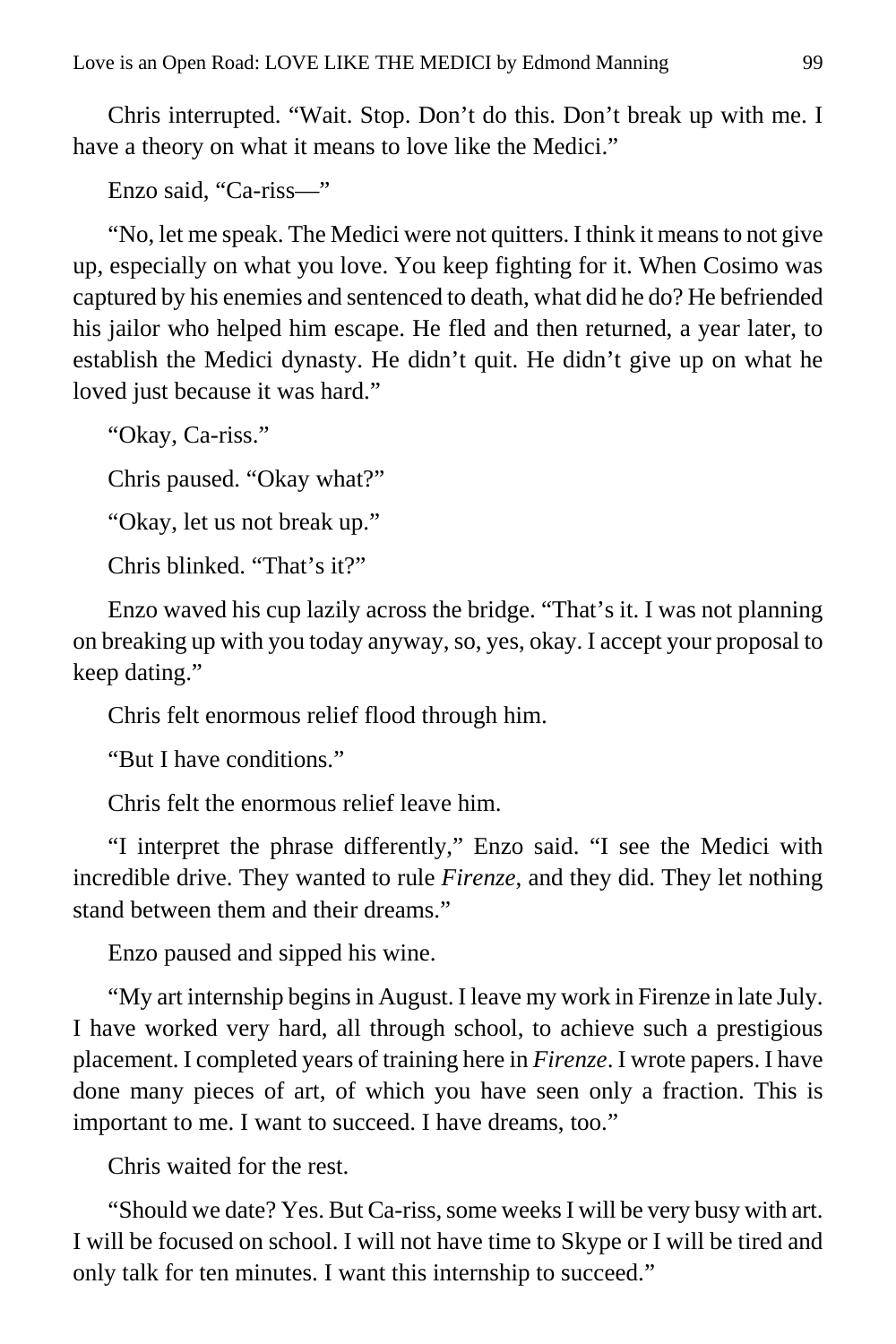Chris interrupted. "Wait. Stop. Don't do this. Don't break up with me. I have a theory on what it means to love like the Medici."

Enzo said, "Ca-riss—"

"No, let me speak. The Medici were not quitters. I think it means to not give up, especially on what you love. You keep fighting for it. When Cosimo was captured by his enemies and sentenced to death, what did he do? He befriended his jailor who helped him escape. He fled and then returned, a year later, to establish the Medici dynasty. He didn't quit. He didn't give up on what he loved just because it was hard."

"Okay, Ca-riss."

Chris paused. "Okay what?"

"Okay, let us not break up."

Chris blinked. "That's it?"

Enzo waved his cup lazily across the bridge. "That's it. I was not planning on breaking up with you today anyway, so, yes, okay. I accept your proposal to keep dating."

Chris felt enormous relief flood through him.

"But I have conditions."

Chris felt the enormous relief leave him.

"I interpret the phrase differently," Enzo said. "I see the Medici with incredible drive. They wanted to rule *Firenze*, and they did. They let nothing stand between them and their dreams."

Enzo paused and sipped his wine.

"My art internship begins in August. I leave my work in Firenze in late July. I have worked very hard, all through school, to achieve such a prestigious placement. I completed years of training here in *Firenze*. I wrote papers. I have done many pieces of art, of which you have seen only a fraction. This is important to me. I want to succeed. I have dreams, too."

Chris waited for the rest.

"Should we date? Yes. But Ca-riss, some weeks I will be very busy with art. I will be focused on school. I will not have time to Skype or I will be tired and only talk for ten minutes. I want this internship to succeed."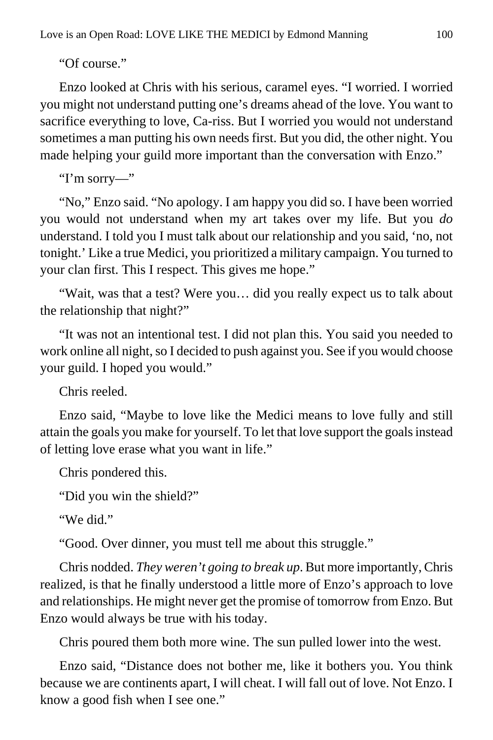"Of course."

Enzo looked at Chris with his serious, caramel eyes. "I worried. I worried you might not understand putting one's dreams ahead of the love. You want to sacrifice everything to love, Ca-riss. But I worried you would not understand sometimes a man putting his own needs first. But you did, the other night. You made helping your guild more important than the conversation with Enzo."

"I'm sorry—"

"No," Enzo said. "No apology. I am happy you did so. I have been worried you would not understand when my art takes over my life. But you *do* understand. I told you I must talk about our relationship and you said, 'no, not tonight.' Like a true Medici, you prioritized a military campaign. You turned to your clan first. This I respect. This gives me hope."

"Wait, was that a test? Were you… did you really expect us to talk about the relationship that night?"

"It was not an intentional test. I did not plan this. You said you needed to work online all night, so I decided to push against you. See if you would choose your guild. I hoped you would."

Chris reeled.

Enzo said, "Maybe to love like the Medici means to love fully and still attain the goals you make for yourself. To let that love support the goals instead of letting love erase what you want in life."

Chris pondered this.

"Did you win the shield?"

"We did."

"Good. Over dinner, you must tell me about this struggle."

Chris nodded. *They weren't going to break up*. But more importantly, Chris realized, is that he finally understood a little more of Enzo's approach to love and relationships. He might never get the promise of tomorrow from Enzo. But Enzo would always be true with his today.

Chris poured them both more wine. The sun pulled lower into the west.

Enzo said, "Distance does not bother me, like it bothers you. You think because we are continents apart, I will cheat. I will fall out of love. Not Enzo. I know a good fish when I see one."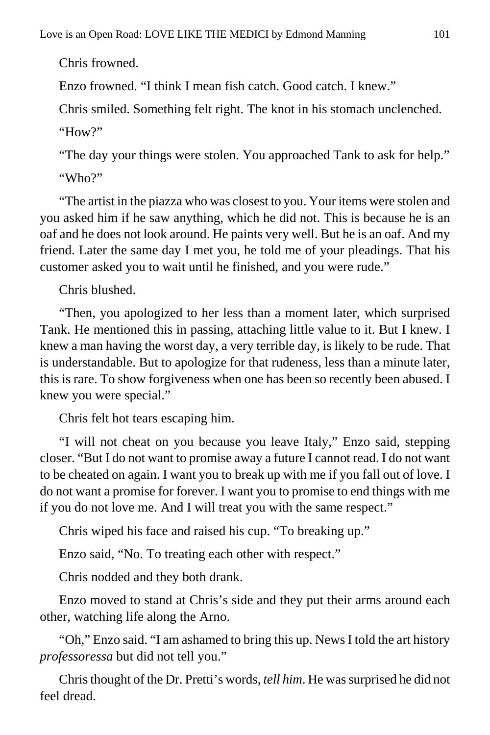Chris frowned.

Enzo frowned. "I think I mean fish catch. Good catch. I knew."

Chris smiled. Something felt right. The knot in his stomach unclenched.

"How?"

"The day your things were stolen. You approached Tank to ask for help."

"Who?"

"The artist in the piazza who was closest to you. Your items were stolen and you asked him if he saw anything, which he did not. This is because he is an oaf and he does not look around. He paints very well. But he is an oaf. And my friend. Later the same day I met you, he told me of your pleadings. That his customer asked you to wait until he finished, and you were rude."

Chris blushed.

"Then, you apologized to her less than a moment later, which surprised Tank. He mentioned this in passing, attaching little value to it. But I knew. I knew a man having the worst day, a very terrible day, is likely to be rude. That is understandable. But to apologize for that rudeness, less than a minute later, this is rare. To show forgiveness when one has been so recently been abused. I knew you were special."

Chris felt hot tears escaping him.

"I will not cheat on you because you leave Italy," Enzo said, stepping closer. "But I do not want to promise away a future I cannot read. I do not want to be cheated on again. I want you to break up with me if you fall out of love. I do not want a promise for forever. I want you to promise to end things with me if you do not love me. And I will treat you with the same respect."

Chris wiped his face and raised his cup. "To breaking up."

Enzo said, "No. To treating each other with respect."

Chris nodded and they both drank.

Enzo moved to stand at Chris's side and they put their arms around each other, watching life along the Arno.

"Oh," Enzo said. "I am ashamed to bring this up. News I told the art history *professoressa* but did not tell you."

Chris thought of the Dr. Pretti's words, *tell him*. He was surprised he did not feel dread.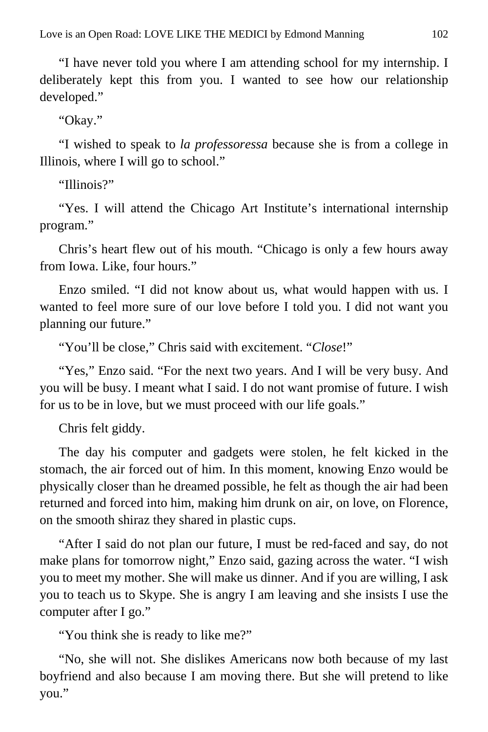"I have never told you where I am attending school for my internship. I deliberately kept this from you. I wanted to see how our relationship developed."

"Okay."

"I wished to speak to *la professoressa* because she is from a college in Illinois, where I will go to school."

"Illinois?"

"Yes. I will attend the Chicago Art Institute's international internship program."

Chris's heart flew out of his mouth. "Chicago is only a few hours away from Iowa. Like, four hours."

Enzo smiled. "I did not know about us, what would happen with us. I wanted to feel more sure of our love before I told you. I did not want you planning our future."

"You'll be close," Chris said with excitement. "*Close*!"

"Yes," Enzo said. "For the next two years. And I will be very busy. And you will be busy. I meant what I said. I do not want promise of future. I wish for us to be in love, but we must proceed with our life goals."

Chris felt giddy.

The day his computer and gadgets were stolen, he felt kicked in the stomach, the air forced out of him. In this moment, knowing Enzo would be physically closer than he dreamed possible, he felt as though the air had been returned and forced into him, making him drunk on air, on love, on Florence, on the smooth shiraz they shared in plastic cups.

"After I said do not plan our future, I must be red-faced and say, do not make plans for tomorrow night," Enzo said, gazing across the water. "I wish you to meet my mother. She will make us dinner. And if you are willing, I ask you to teach us to Skype. She is angry I am leaving and she insists I use the computer after I go."

"You think she is ready to like me?"

"No, she will not. She dislikes Americans now both because of my last boyfriend and also because I am moving there. But she will pretend to like you."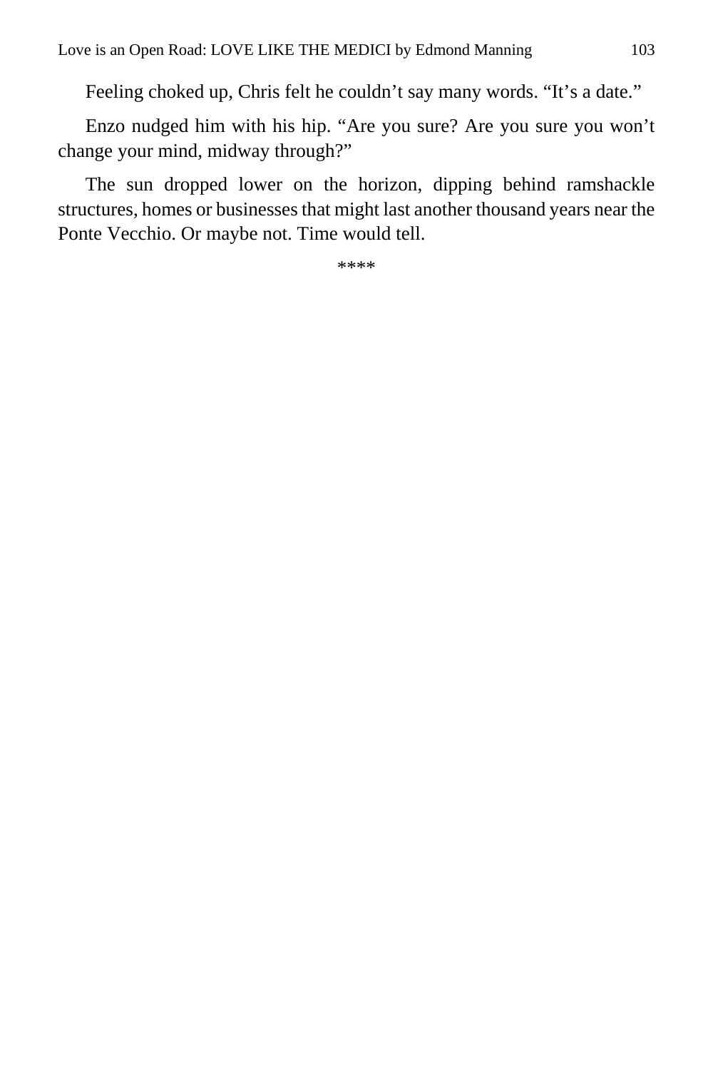Feeling choked up, Chris felt he couldn't say many words. "It's a date."

Enzo nudged him with his hip. "Are you sure? Are you sure you won't change your mind, midway through?"

The sun dropped lower on the horizon, dipping behind ramshackle structures, homes or businesses that might last another thousand years near the Ponte Vecchio. Or maybe not. Time would tell.

****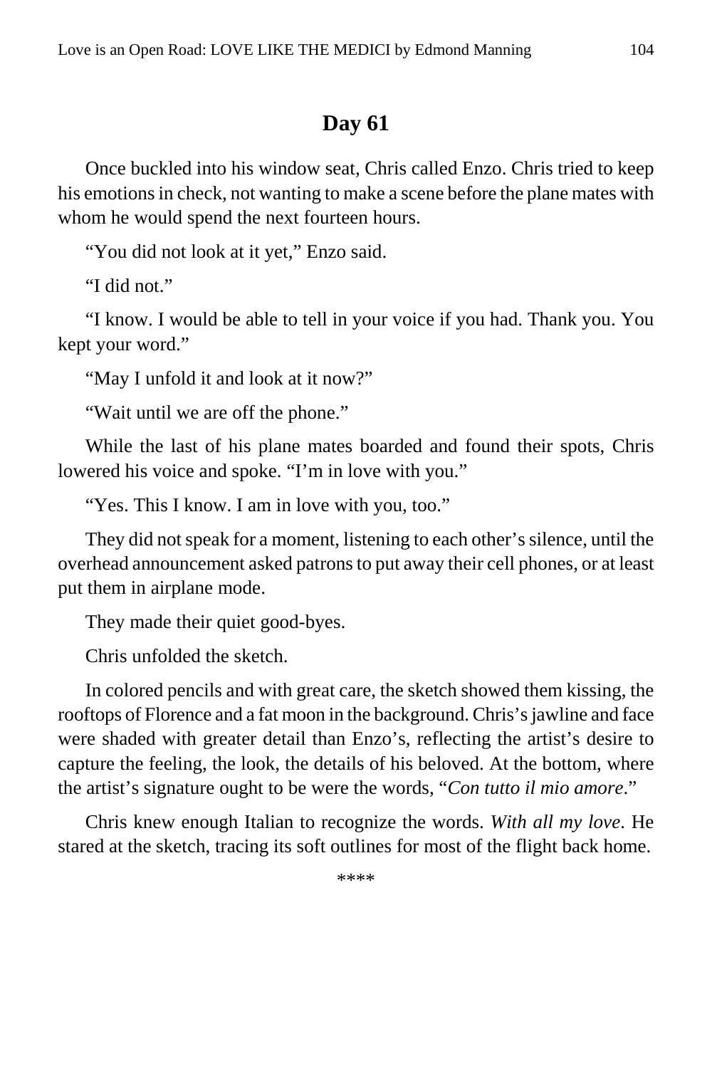## Day 61

Once buckled into his window seat, Chris called Enzo. Chris tried to keep his emotions in check, not wanting to make a scene before the plane mates with whom he would spend the next fourteen hours.

“You did not look at it yet,” Enzo said.

“I did not.”

“I know. I would be able to tell in your voice if you had. Thank you. You kept your word.”

“May I unfold it and look at it now?”

“Wait until we are off the phone.”

While the last of his plane mates boarded and found their spots, Chris lowered his voice and spoke. “I’m in love with you.”

“Yes. This I know. I am in love with you, too.”

They did not speak for a moment, listening to each other’s silence, until the overhead announcement asked patrons to put away their cell phones, or at least put them in airplane mode.

They made their quiet good-byes.

Chris unfolded the sketch.

In colored pencils and with great care, the sketch showed them kissing, the rooftops of Florence and a fat moon in the background. Chris’s jawline and face were shaded with greater detail than Enzo’s, reflecting the artist’s desire to capture the feeling, the look, the details of his beloved. At the bottom, where the artist’s signature ought to be were the words, “*Con tutto il mio amore*.”

Chris knew enough Italian to recognize the words. *With all my love*. He stared at the sketch, tracing its soft outlines for most of the flight back home.

****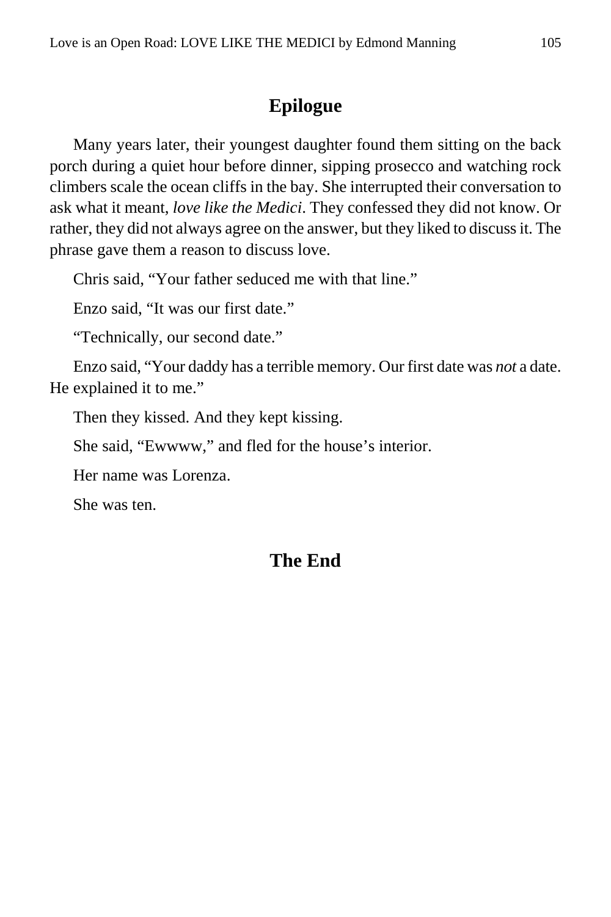## Epilogue

Many years later, their youngest daughter found them sitting on the back porch during a quiet hour before dinner, sipping prosecco and watching rock climbers scale the ocean cliffs in the bay. She interrupted their conversation to ask what it meant, *love like the Medici*. They confessed they did not know. Or rather, they did not always agree on the answer, but they liked to discuss it. The phrase gave them a reason to discuss love.

Chris said, "Your father seduced me with that line."

Enzo said, "It was our first date."

"Technically, our second date."

Enzo said, "Your daddy has a terrible memory. Our first date was *not* a date. He explained it to me."

Then they kissed. And they kept kissing.

She said, "Ewwww," and fled for the house's interior.

Her name was Lorenza.

She was ten.

## The End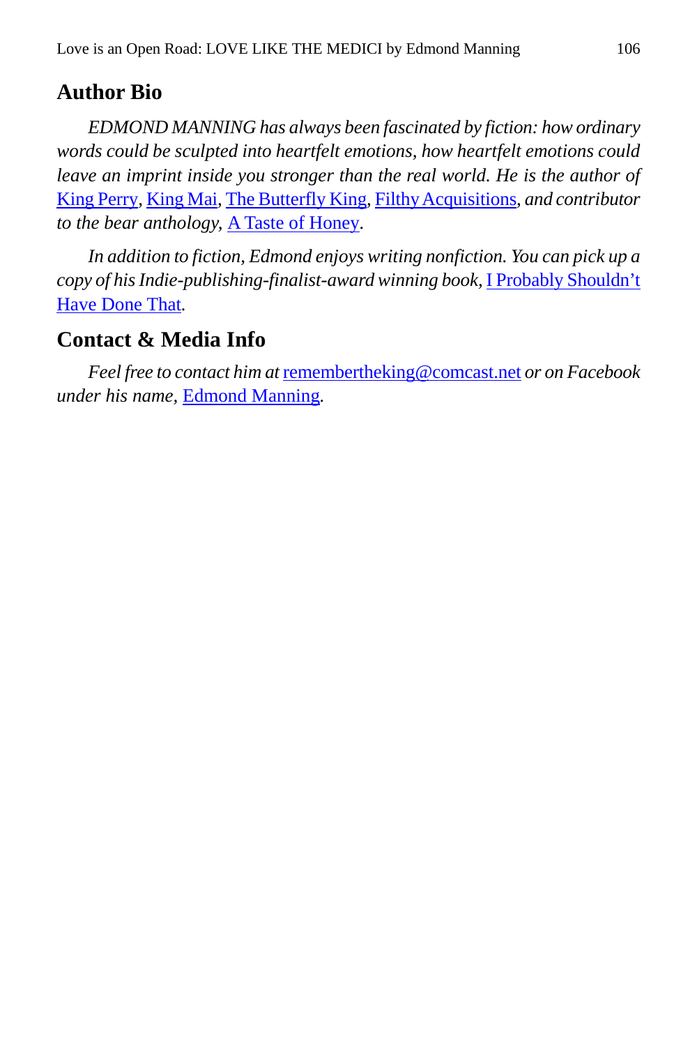## Author Bio

*EDMOND MANNING has always been fascinated by fiction: how ordinary words could be sculpted into heartfelt emotions, how heartfelt emotions could leave an imprint inside you stronger than the real world. He is the author of* King Perry, King Mai, The Butterfly King, Filthy Acquisitions, *and contributor to the bear anthology,* A Taste of Honey.

*In addition to fiction, Edmond enjoys writing nonfiction. You can pick up a copy of his Indie-publishing-finalist-award winning book,* I Probably Shouldn't Have Done That.

## Contact & Media Info

*Feel free to contact him at* remembertheking@comcast.net *or on Facebook under his name,* Edmond Manning.